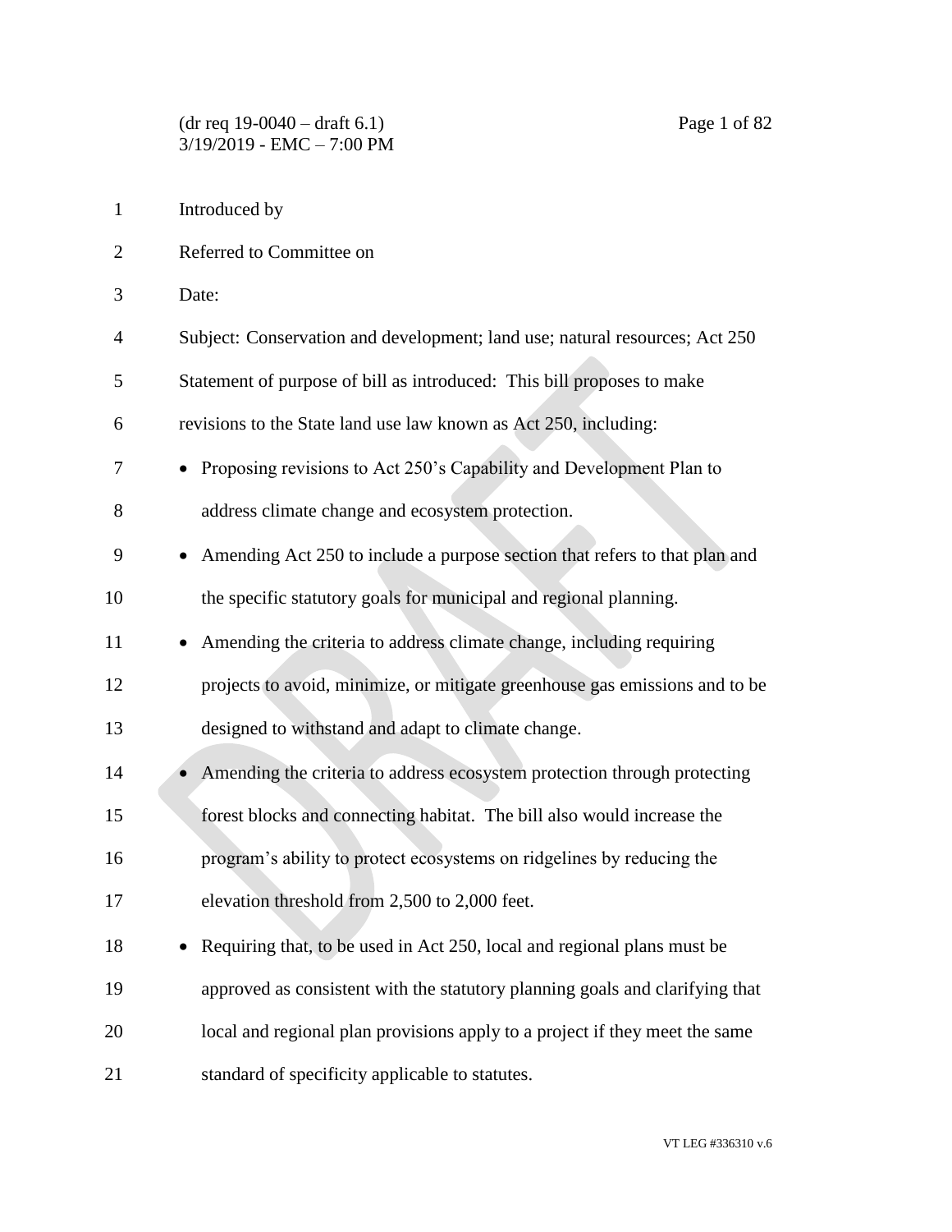Introduced by

Referred to Committee on

Date:

Subject: Conservation and development; land use; natural resources; Act 250

Statement of purpose of bill as introduced: This bill proposes to make revisions to the State land use law known as Act 250, including:

- Proposing revisions to Act 250's Capability and Development Plan to address climate change and ecosystem protection.
- Amending Act 250 to include a purpose section that refers to that plan and the specific statutory goals for municipal and regional planning.
- Amending the criteria to address climate change, including requiring projects to avoid, minimize, or mitigate greenhouse gas emissions and to be designed to withstand and adapt to climate change.
- Amending the criteria to address ecosystem protection through protecting forest blocks and connecting habitat. The bill also would increase the program's ability to protect ecosystems on ridgelines by reducing the elevation threshold from 2,500 to 2,000 feet.
- Requiring that, to be used in Act 250, local and regional plans must be approved as consistent with the statutory planning goals and clarifying that local and regional plan provisions apply to a project if they meet the same standard of specificity applicable to statutes.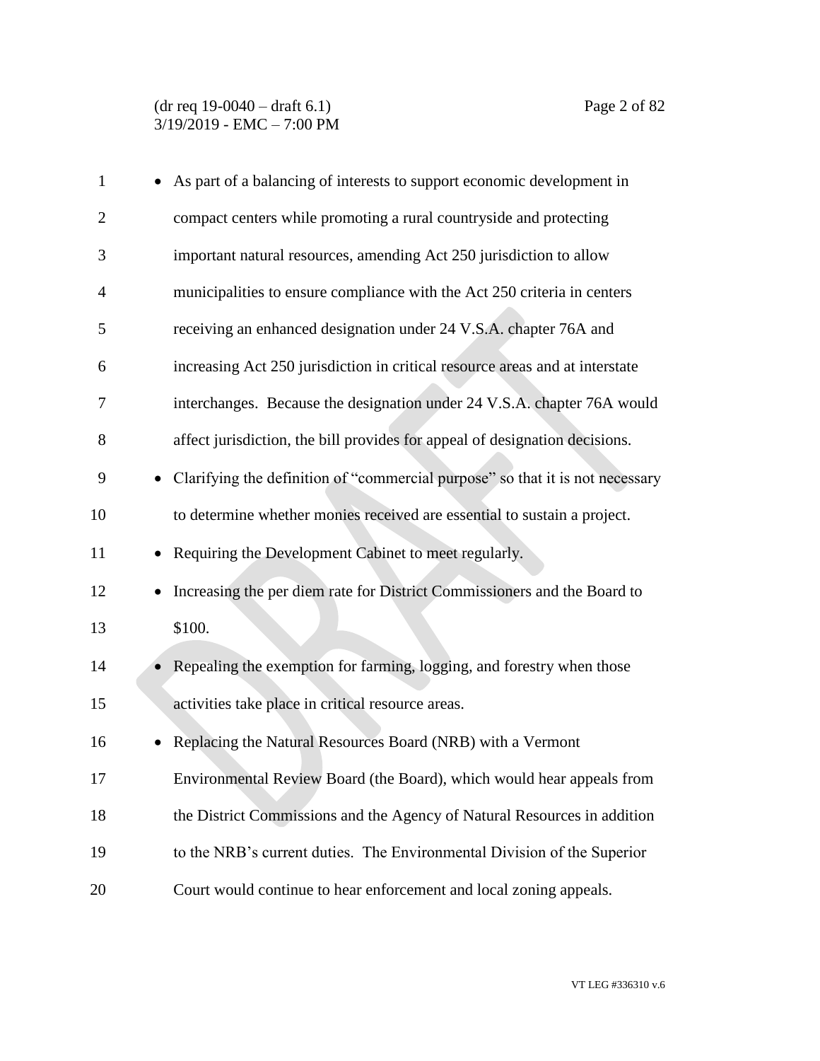- As part of a balancing of interests to support economic development in compact centers while promoting a rural countryside and protecting important natural resources, amending Act 250 jurisdiction to allow municipalities to ensure compliance with the Act 250 criteria in centers receiving an enhanced designation under 24 V.S.A. chapter 76A and increasing Act 250 jurisdiction in critical resource areas and at interstate interchanges. Because the designation under 24 V.S.A. chapter 76A would affect jurisdiction, the bill provides for appeal of designation decisions.
- Clarifying the definition of "commercial purpose" so that it is not necessary to determine whether monies received are essential to sustain a project.
- Requiring the Development Cabinet to meet regularly.
- Increasing the per diem rate for District Commissioners and the Board to $100.
- Repealing the exemption for farming, logging, and forestry when those activities take place in critical resource areas.
- Replacing the Natural Resources Board (NRB) with a Vermont Environmental Review Board (the Board), which would hear appeals from the District Commissions and the Agency of Natural Resources in addition to the NRB's current duties. The Environmental Division of the Superior Court would continue to hear enforcement and local zoning appeals.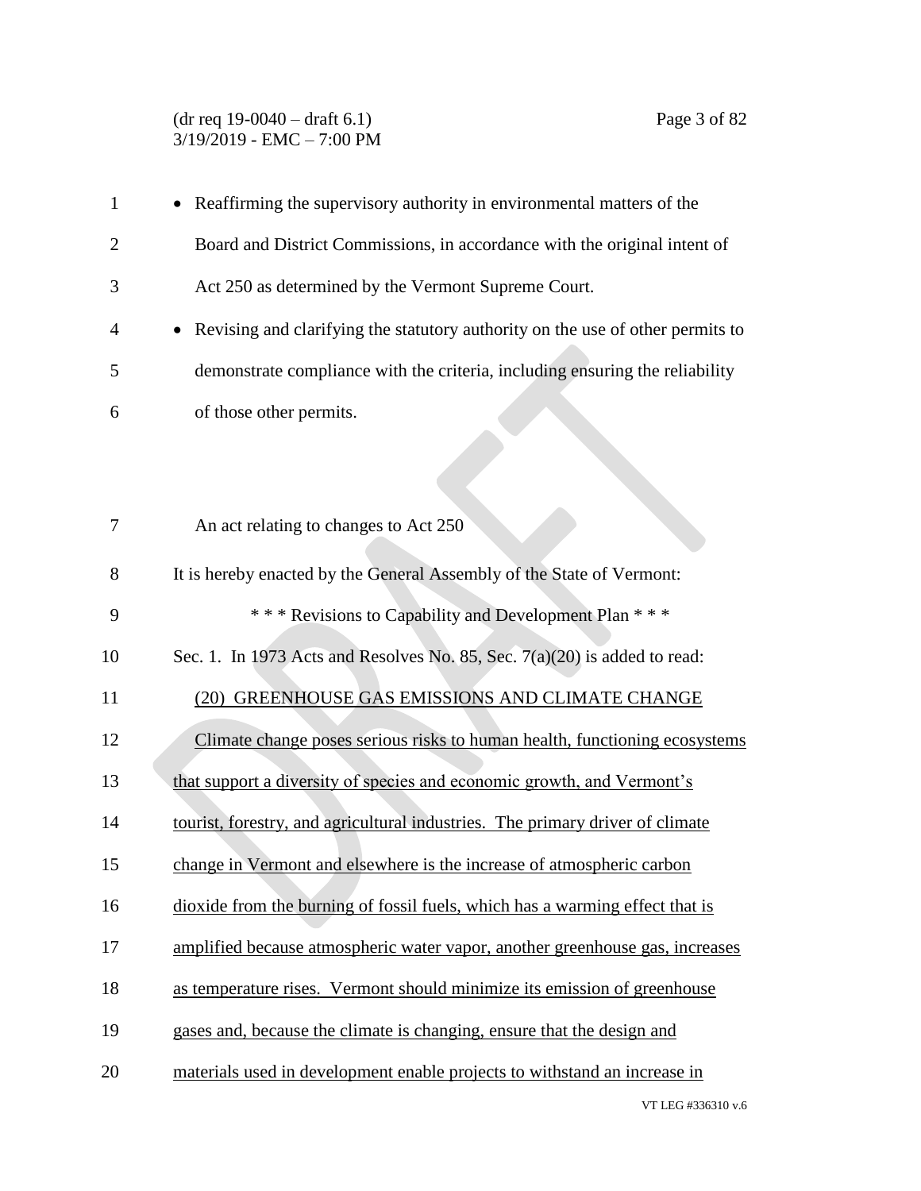- Reaffirming the supervisory authority in environmental matters of the Board and District Commissions, in accordance with the original intent of Act 250 as determined by the Vermont Supreme Court.
- Revising and clarifying the statutory authority on the use of other permits to demonstrate compliance with the criteria, including ensuring the reliability of those other permits.

An act relating to changes to Act 250

It is hereby enacted by the General Assembly of the State of Vermont:

\* \* \* Revisions to Capability and Development Plan \* \* \*

Sec. 1. In 1973 Acts and Resolves No. 85, Sec. 7(a)(20) is added to read:

<u>(20) GREENHOUSE GAS EMISSIONS AND CLIMATE CHANGE</u>

<u>Climate change poses serious risks to human health, functioning ecosystems that support a diversity of species and economic growth, and Vermont's tourist, forestry, and agricultural industries. The primary driver of climate change in Vermont and elsewhere is the increase of atmospheric carbon dioxide from the burning of fossil fuels, which has a warming effect that is amplified because atmospheric water vapor, another greenhouse gas, increases as temperature rises. Vermont should minimize its emission of greenhouse gases and, because the climate is changing, ensure that the design and materials used in development enable projects to withstand an increase in</u>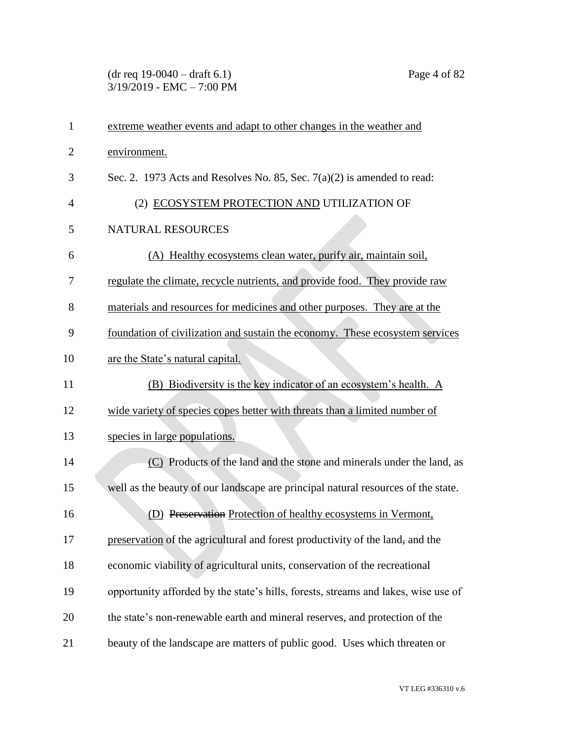extreme weather events and adapt to other changes in the weather and environment.

Sec. 2. 1973 Acts and Resolves No. 85, Sec. 7(a)(2) is amended to read:

(2) ECOSYSTEM PROTECTION AND UTILIZATION OF NATURAL RESOURCES

(A) Healthy ecosystems clean water, purify air, maintain soil, regulate the climate, recycle nutrients, and provide food. They provide raw materials and resources for medicines and other purposes. They are at the foundation of civilization and sustain the economy. These ecosystem services are the State's natural capital.

(B) Biodiversity is the key indicator of an ecosystem's health. A wide variety of species copes better with threats than a limited number of species in large populations.

(C) Products of the land and the stone and minerals under the land, as well as the beauty of our landscape are principal natural resources of the state.

(D) ~~Preservation~~ Protection of healthy ecosystems in Vermont, preservation of the agricultural and forest productivity of the land~~,~~ and the economic viability of agricultural units, conservation of the recreational opportunity afforded by the state's hills, forests, streams and lakes, wise use of the state's non-renewable earth and mineral reserves, and protection of the beauty of the landscape are matters of public good. Uses which threaten or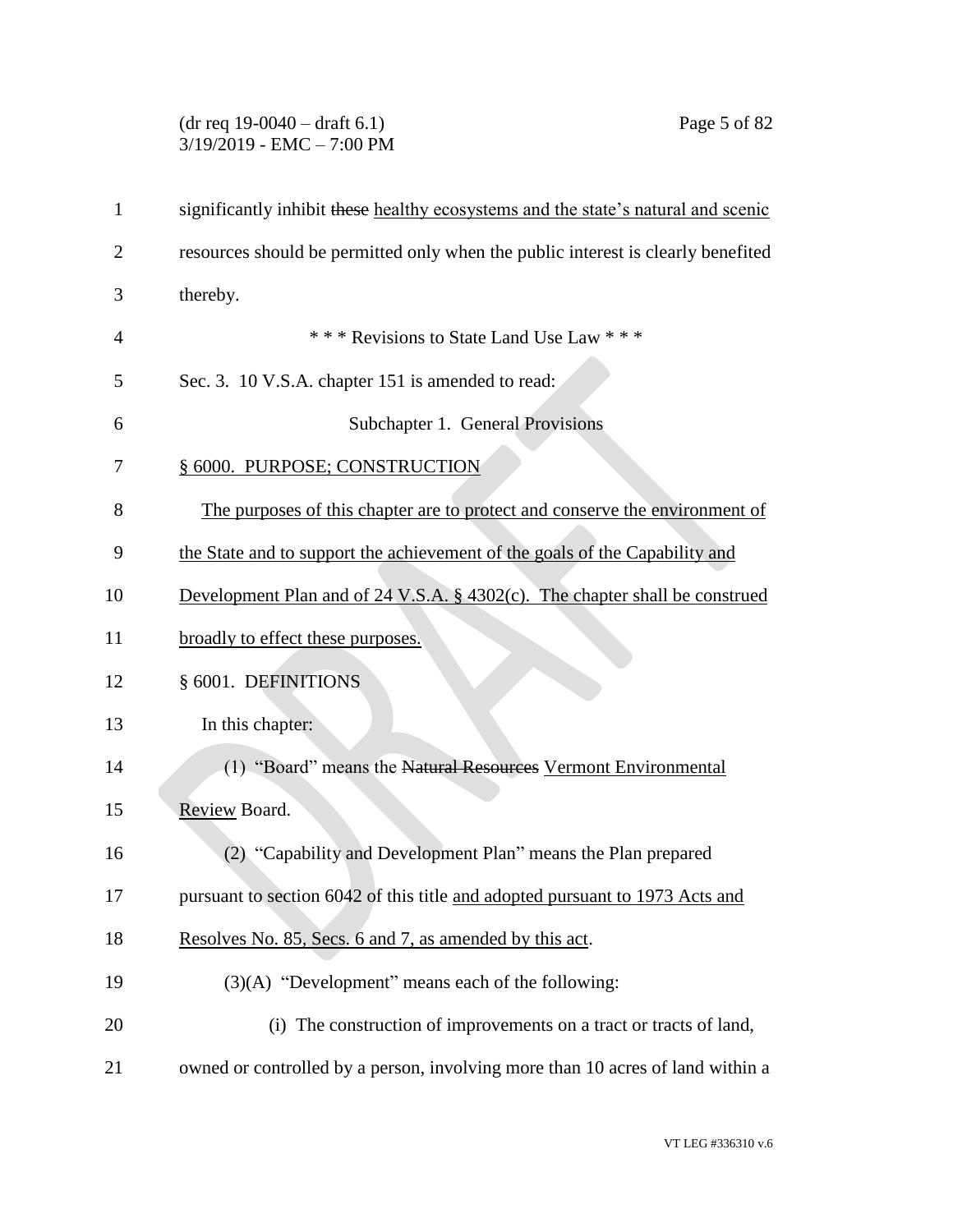significantly inhibit ~~these~~ healthy ecosystems and the state's natural and scenic resources should be permitted only when the public interest is clearly benefited thereby.

\* \* \* Revisions to State Land Use Law \* \* \*

Sec. 3. 10 V.S.A. chapter 151 is amended to read:

Subchapter 1. General Provisions

§ 6000. PURPOSE; CONSTRUCTION

The purposes of this chapter are to protect and conserve the environment of the State and to support the achievement of the goals of the Capability and Development Plan and of 24 V.S.A. § 4302(c). The chapter shall be construed broadly to effect these purposes.

§ 6001. DEFINITIONS

In this chapter:

(1) "Board" means the ~~Natural Resources~~ Vermont Environmental Review Board.

(2) "Capability and Development Plan" means the Plan prepared pursuant to section 6042 of this title and adopted pursuant to 1973 Acts and Resolves No. 85, Secs. 6 and 7, as amended by this act.

(3)(A) "Development" means each of the following:

(i) The construction of improvements on a tract or tracts of land, owned or controlled by a person, involving more than 10 acres of land within a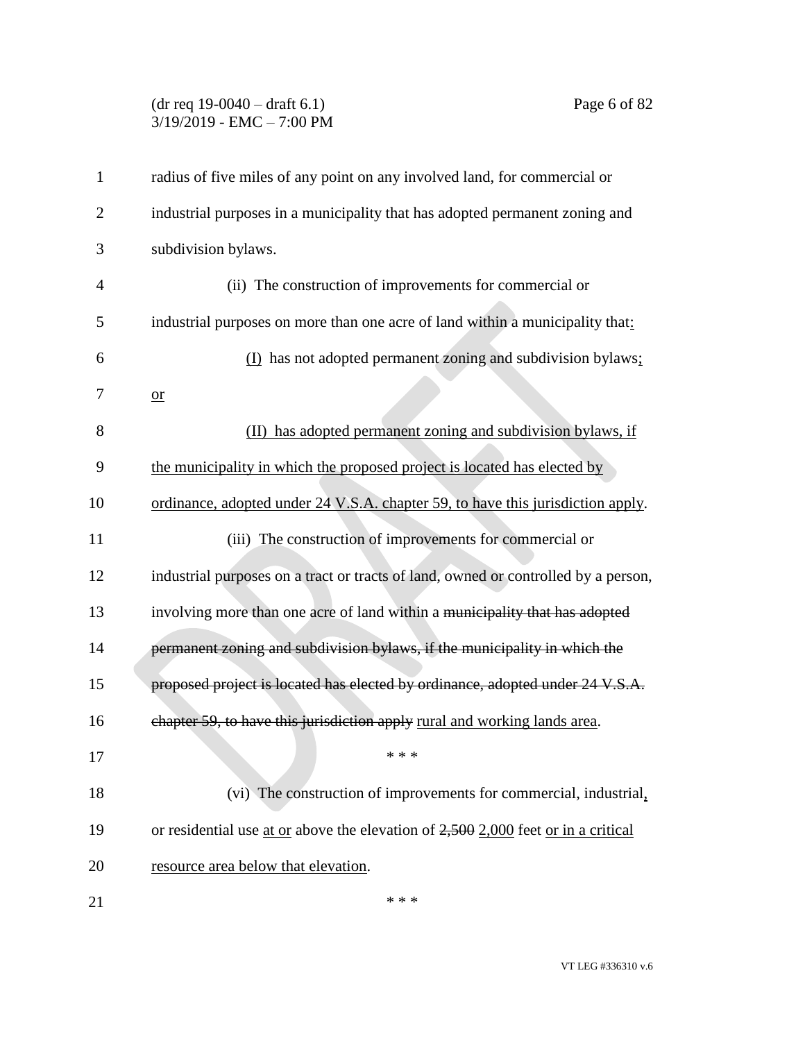radius of five miles of any point on any involved land, for commercial or industrial purposes in a municipality that has adopted permanent zoning and subdivision bylaws.

(ii) The construction of improvements for commercial or industrial purposes on more than one acre of land within a municipality that:

(I) has not adopted permanent zoning and subdivision bylaws; or

(II) has adopted permanent zoning and subdivision bylaws, if the municipality in which the proposed project is located has elected by ordinance, adopted under 24 V.S.A. chapter 59, to have this jurisdiction apply.

(iii) The construction of improvements for commercial or industrial purposes on a tract or tracts of land, owned or controlled by a person, involving more than one acre of land within a ~~municipality that has adopted permanent zoning and subdivision bylaws, if the municipality in which the proposed project is located has elected by ordinance, adopted under 24 V.S.A. chapter 59, to have this jurisdiction apply~~ rural and working lands area.

\* \* \*

(vi) The construction of improvements for commercial, industrial, or residential use at or above the elevation of ~~2,500~~ 2,000 feet or in a critical resource area below that elevation.

\* \* \*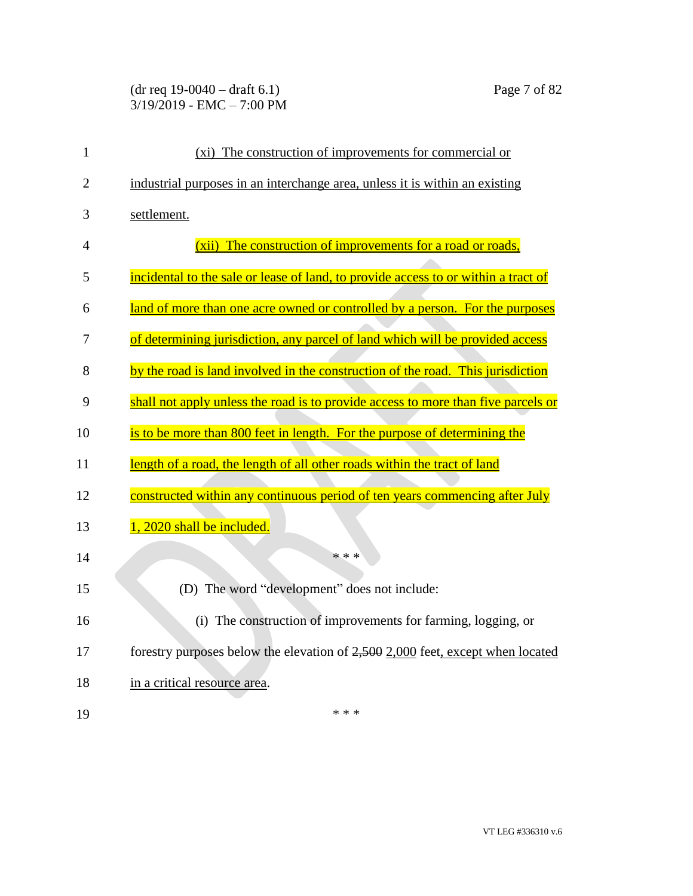(xi) The construction of improvements for commercial or industrial purposes in an interchange area, unless it is within an existing settlement.

(xii) The construction of improvements for a road or roads, incidental to the sale or lease of land, to provide access to or within a tract of land of more than one acre owned or controlled by a person. For the purposes of determining jurisdiction, any parcel of land which will be provided access by the road is land involved in the construction of the road. This jurisdiction shall not apply unless the road is to provide access to more than five parcels or is to be more than 800 feet in length. For the purpose of determining the length of a road, the length of all other roads within the tract of land constructed within any continuous period of ten years commencing after July 1, 2020 shall be included.

\* \* \*

(D) The word "development" does not include:

(i) The construction of improvements for farming, logging, or forestry purposes below the elevation of ~~2,500~~ 2,000 feet, except when located in a critical resource area.

\* \* \*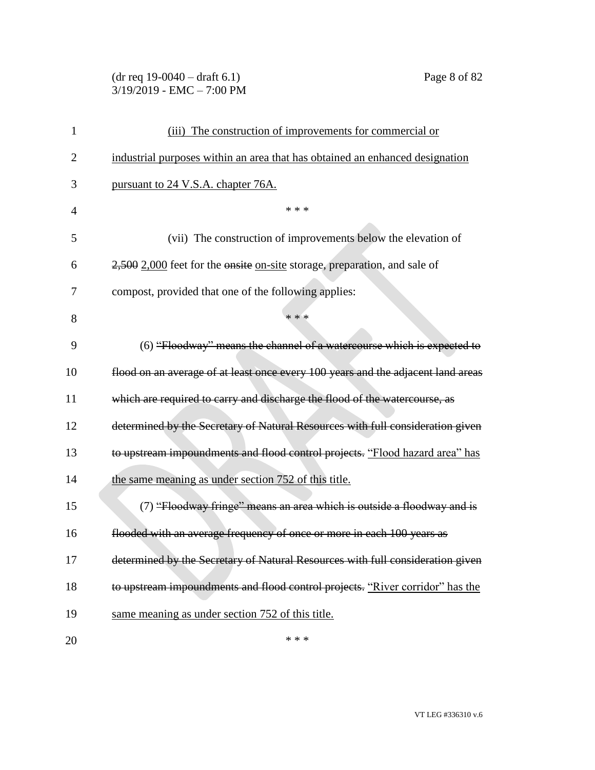(iii) The construction of improvements for commercial or industrial purposes within an area that has obtained an enhanced designation pursuant to 24 V.S.A. chapter 76A.

\* \* \*

(vii) The construction of improvements below the elevation of ~~2,500~~ 2,000 feet for the ~~onsite~~ on-site storage, preparation, and sale of compost, provided that one of the following applies:

\* \* \*

(6) ~~"Floodway" means the channel of a watercourse which is expected to flood on an average of at least once every 100 years and the adjacent land areas which are required to carry and discharge the flood of the watercourse, as determined by the Secretary of Natural Resources with full consideration given to upstream impoundments and flood control projects.~~ "Flood hazard area" has the same meaning as under section 752 of this title.

(7) ~~"Floodway fringe" means an area which is outside a floodway and is flooded with an average frequency of once or more in each 100 years as determined by the Secretary of Natural Resources with full consideration given to upstream impoundments and flood control projects.~~ "River corridor" has the same meaning as under section 752 of this title.

\* \* \*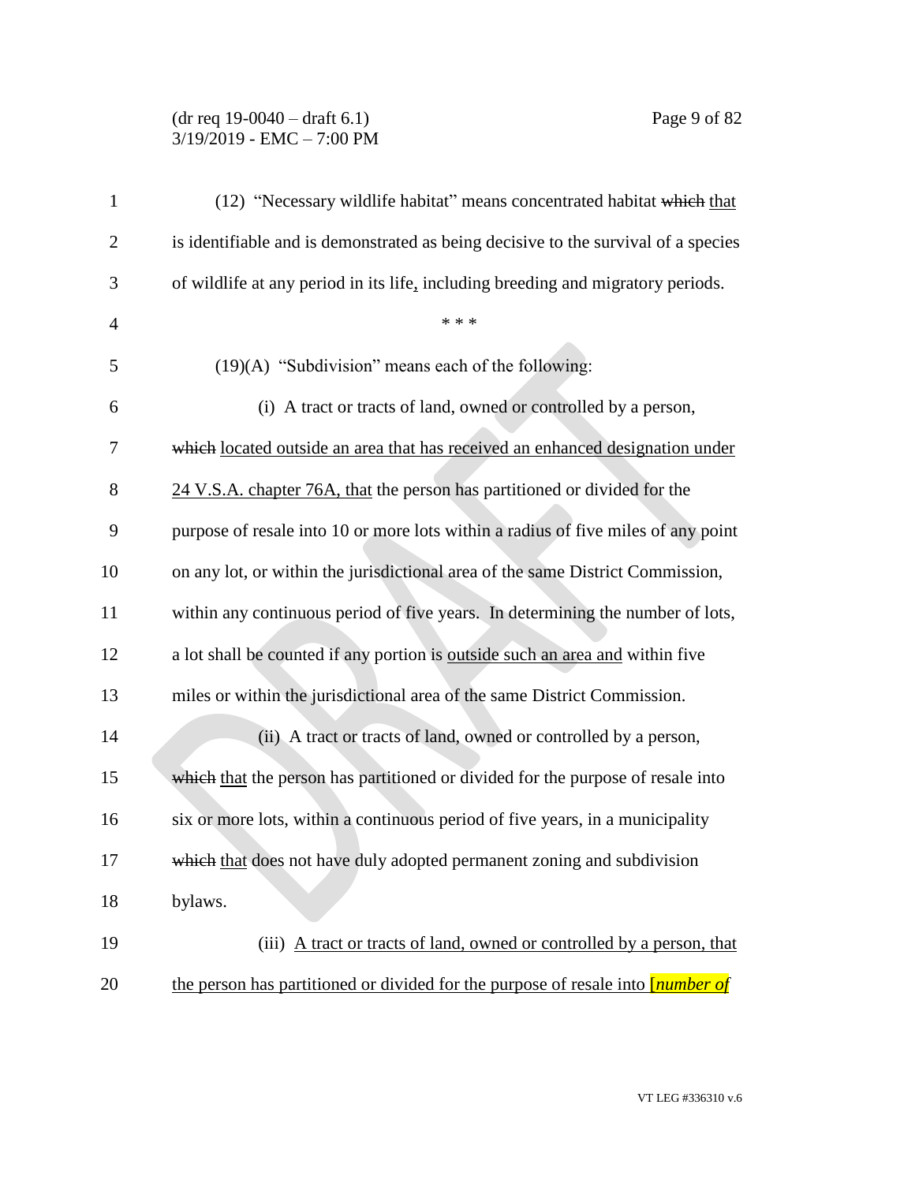(12) "Necessary wildlife habitat" means concentrated habitat ~~which~~ that is identifiable and is demonstrated as being decisive to the survival of a species of wildlife at any period in its life, including breeding and migratory periods.

\* \* \*

(19)(A) "Subdivision" means each of the following:

(i) A tract or tracts of land, owned or controlled by a person, ~~which~~ located outside an area that has received an enhanced designation under 24 V.S.A. chapter 76A, that the person has partitioned or divided for the purpose of resale into 10 or more lots within a radius of five miles of any point on any lot, or within the jurisdictional area of the same District Commission, within any continuous period of five years. In determining the number of lots, a lot shall be counted if any portion is outside such an area and within five miles or within the jurisdictional area of the same District Commission.

(ii) A tract or tracts of land, owned or controlled by a person, ~~which~~ that the person has partitioned or divided for the purpose of resale into six or more lots, within a continuous period of five years, in a municipality ~~which~~ that does not have duly adopted permanent zoning and subdivision bylaws.

(iii) A tract or tracts of land, owned or controlled by a person, that the person has partitioned or divided for the purpose of resale into [*number of*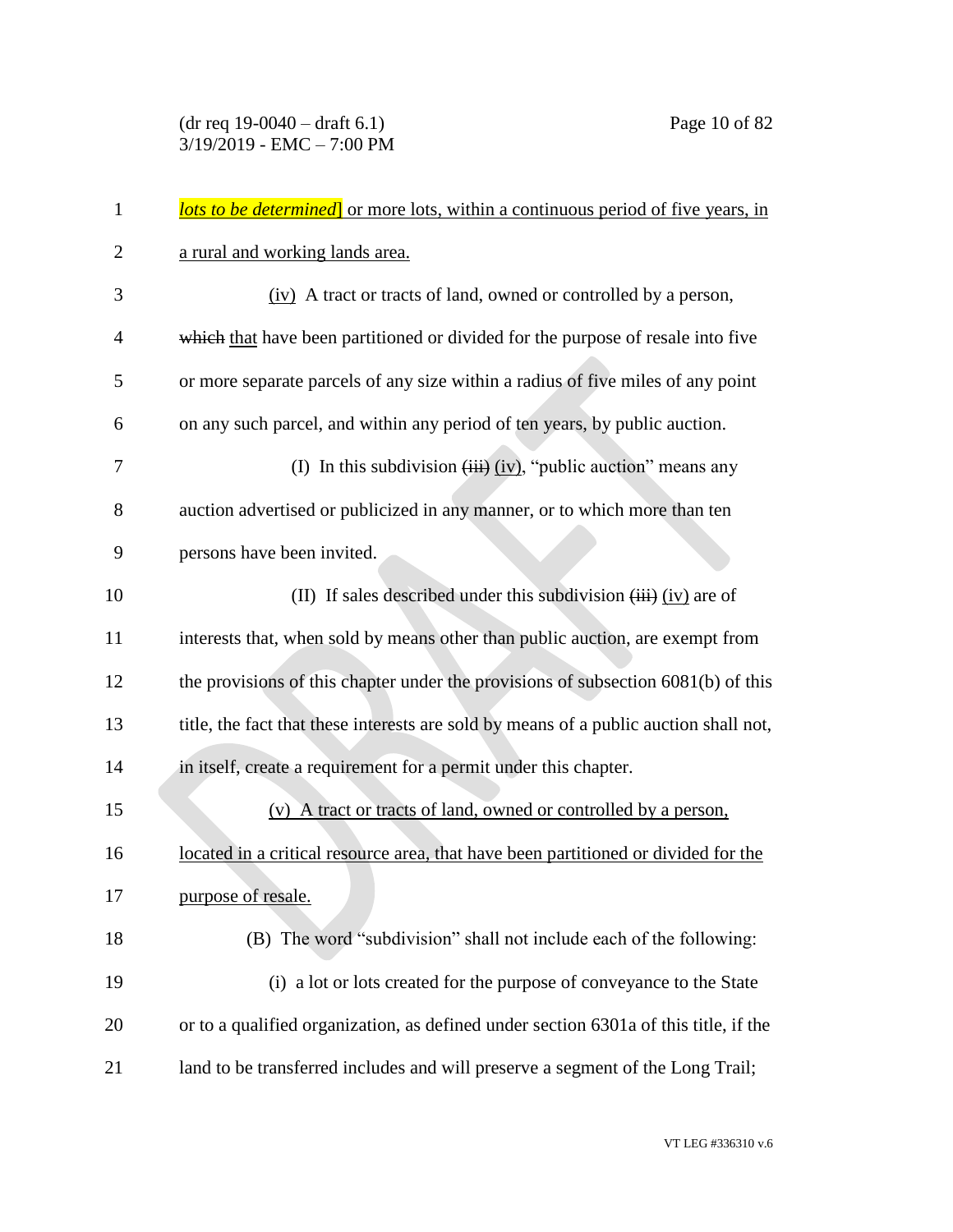*lots to be determined*] or more lots, within a continuous period of five years, in a rural and working lands area.

(iv) A tract or tracts of land, owned or controlled by a person, ~~which~~ that have been partitioned or divided for the purpose of resale into five or more separate parcels of any size within a radius of five miles of any point on any such parcel, and within any period of ten years, by public auction.

(I) In this subdivision ~~(iii)~~ (iv), "public auction" means any auction advertised or publicized in any manner, or to which more than ten persons have been invited.

(II) If sales described under this subdivision ~~(iii)~~ (iv) are of interests that, when sold by means other than public auction, are exempt from the provisions of this chapter under the provisions of subsection 6081(b) of this title, the fact that these interests are sold by means of a public auction shall not, in itself, create a requirement for a permit under this chapter.

(v) A tract or tracts of land, owned or controlled by a person, located in a critical resource area, that have been partitioned or divided for the purpose of resale.

(B) The word "subdivision" shall not include each of the following:

(i) a lot or lots created for the purpose of conveyance to the State or to a qualified organization, as defined under section 6301a of this title, if the land to be transferred includes and will preserve a segment of the Long Trail;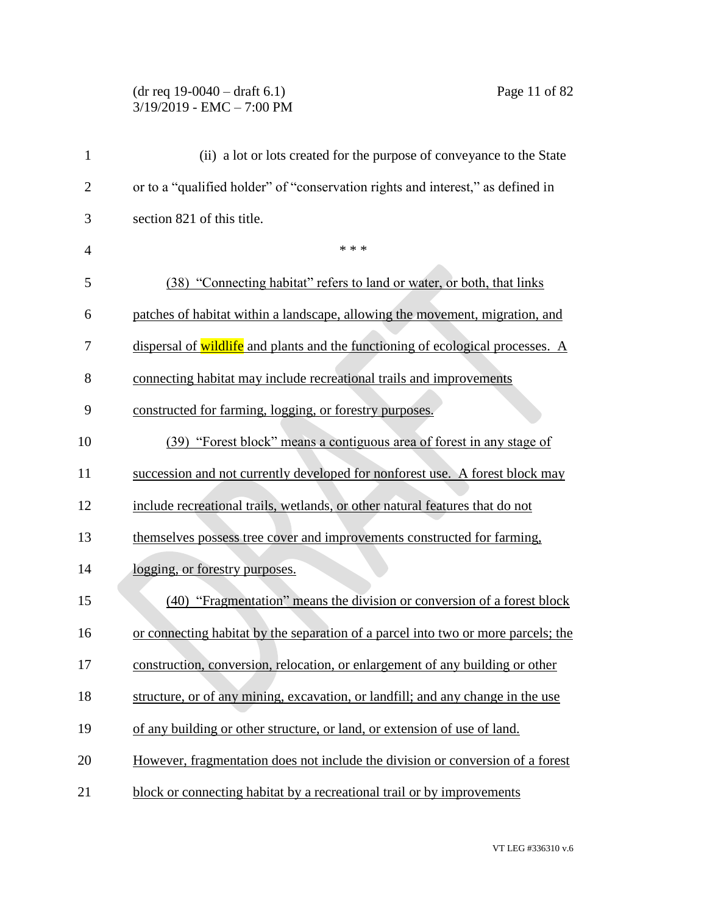(ii) a lot or lots created for the purpose of conveyance to the State or to a "qualified holder" of "conservation rights and interest," as defined in section 821 of this title.

\* \* \*

(38) "Connecting habitat" refers to land or water, or both, that links patches of habitat within a landscape, allowing the movement, migration, and dispersal of wildlife and plants and the functioning of ecological processes. A connecting habitat may include recreational trails and improvements constructed for farming, logging, or forestry purposes.

(39) "Forest block" means a contiguous area of forest in any stage of succession and not currently developed for nonforest use. A forest block may include recreational trails, wetlands, or other natural features that do not themselves possess tree cover and improvements constructed for farming, logging, or forestry purposes.

(40) "Fragmentation" means the division or conversion of a forest block or connecting habitat by the separation of a parcel into two or more parcels; the construction, conversion, relocation, or enlargement of any building or other structure, or of any mining, excavation, or landfill; and any change in the use of any building or other structure, or land, or extension of use of land. However, fragmentation does not include the division or conversion of a forest block or connecting habitat by a recreational trail or by improvements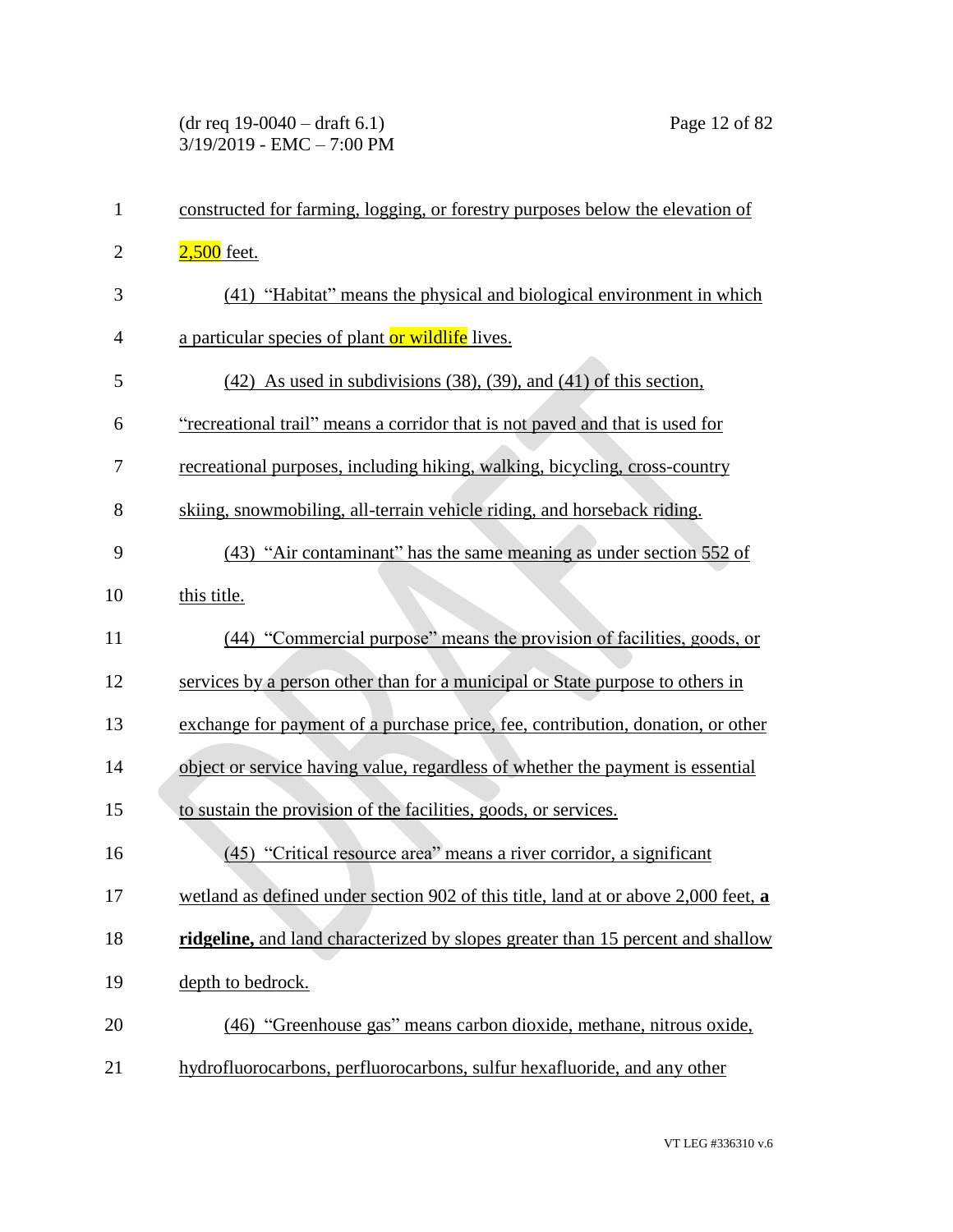constructed for farming, logging, or forestry purposes below the elevation of 2,500 feet.

(41) "Habitat" means the physical and biological environment in which a particular species of plant or wildlife lives.

(42) As used in subdivisions (38), (39), and (41) of this section, "recreational trail" means a corridor that is not paved and that is used for recreational purposes, including hiking, walking, bicycling, cross-country skiing, snowmobiling, all-terrain vehicle riding, and horseback riding.

(43) "Air contaminant" has the same meaning as under section 552 of this title.

(44) "Commercial purpose" means the provision of facilities, goods, or services by a person other than for a municipal or State purpose to others in exchange for payment of a purchase price, fee, contribution, donation, or other object or service having value, regardless of whether the payment is essential to sustain the provision of the facilities, goods, or services.

(45) "Critical resource area" means a river corridor, a significant wetland as defined under section 902 of this title, land at or above 2,000 feet, **a ridgeline,** and land characterized by slopes greater than 15 percent and shallow depth to bedrock.

(46) "Greenhouse gas" means carbon dioxide, methane, nitrous oxide, hydrofluorocarbons, perfluorocarbons, sulfur hexafluoride, and any other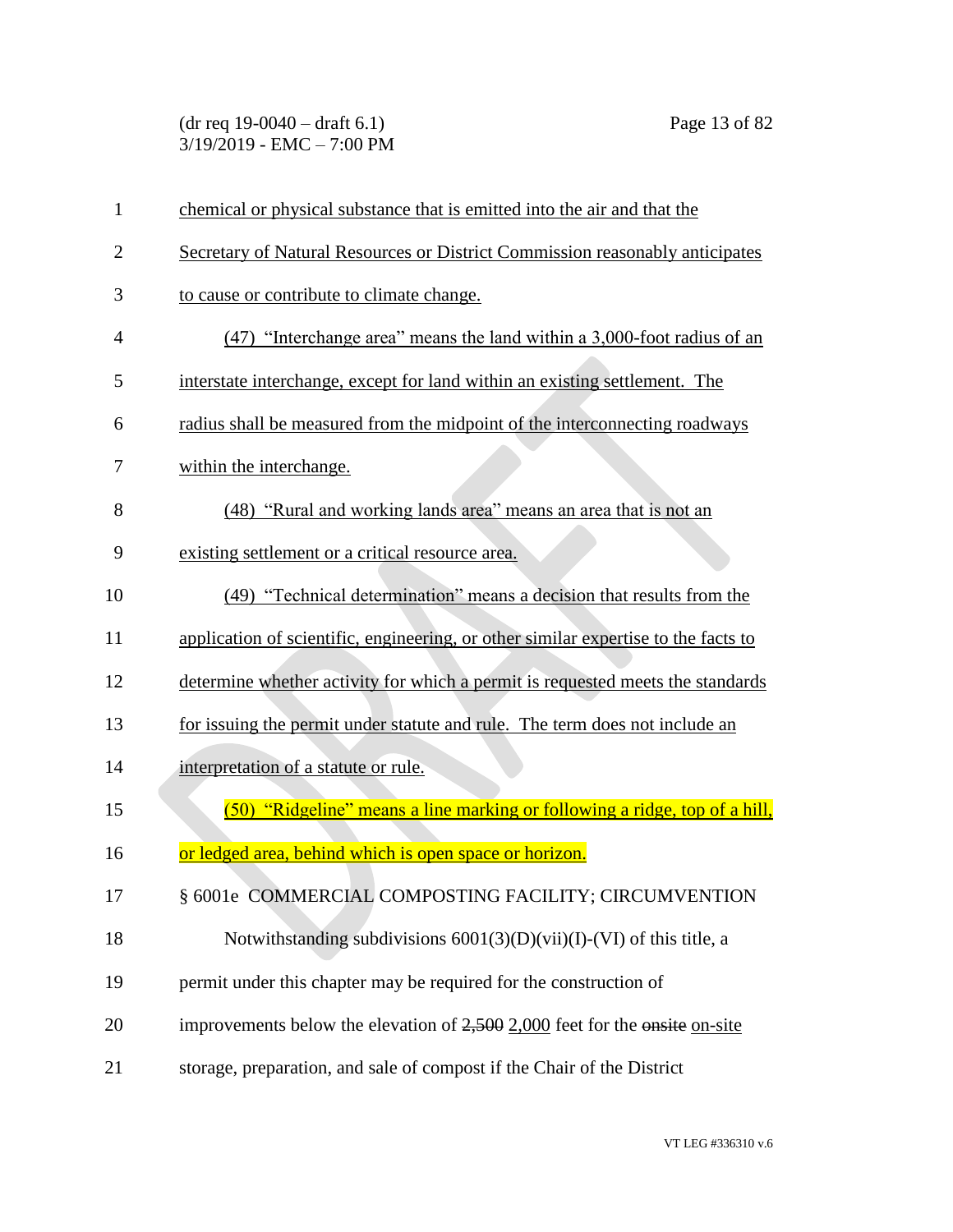chemical or physical substance that is emitted into the air and that the Secretary of Natural Resources or District Commission reasonably anticipates to cause or contribute to climate change.

(47) "Interchange area" means the land within a 3,000-foot radius of an interstate interchange, except for land within an existing settlement. The radius shall be measured from the midpoint of the interconnecting roadways within the interchange.

(48) "Rural and working lands area" means an area that is not an existing settlement or a critical resource area.

(49) "Technical determination" means a decision that results from the application of scientific, engineering, or other similar expertise to the facts to determine whether activity for which a permit is requested meets the standards for issuing the permit under statute and rule. The term does not include an interpretation of a statute or rule.

(50) "Ridgeline" means a line marking or following a ridge, top of a hill, or ledged area, behind which is open space or horizon.

§ 6001e COMMERCIAL COMPOSTING FACILITY; CIRCUMVENTION

Notwithstanding subdivisions 6001(3)(D)(vii)(I)-(VI) of this title, a permit under this chapter may be required for the construction of improvements below the elevation of ~~2,500~~ 2,000 feet for the ~~onsite~~ on-site storage, preparation, and sale of compost if the Chair of the District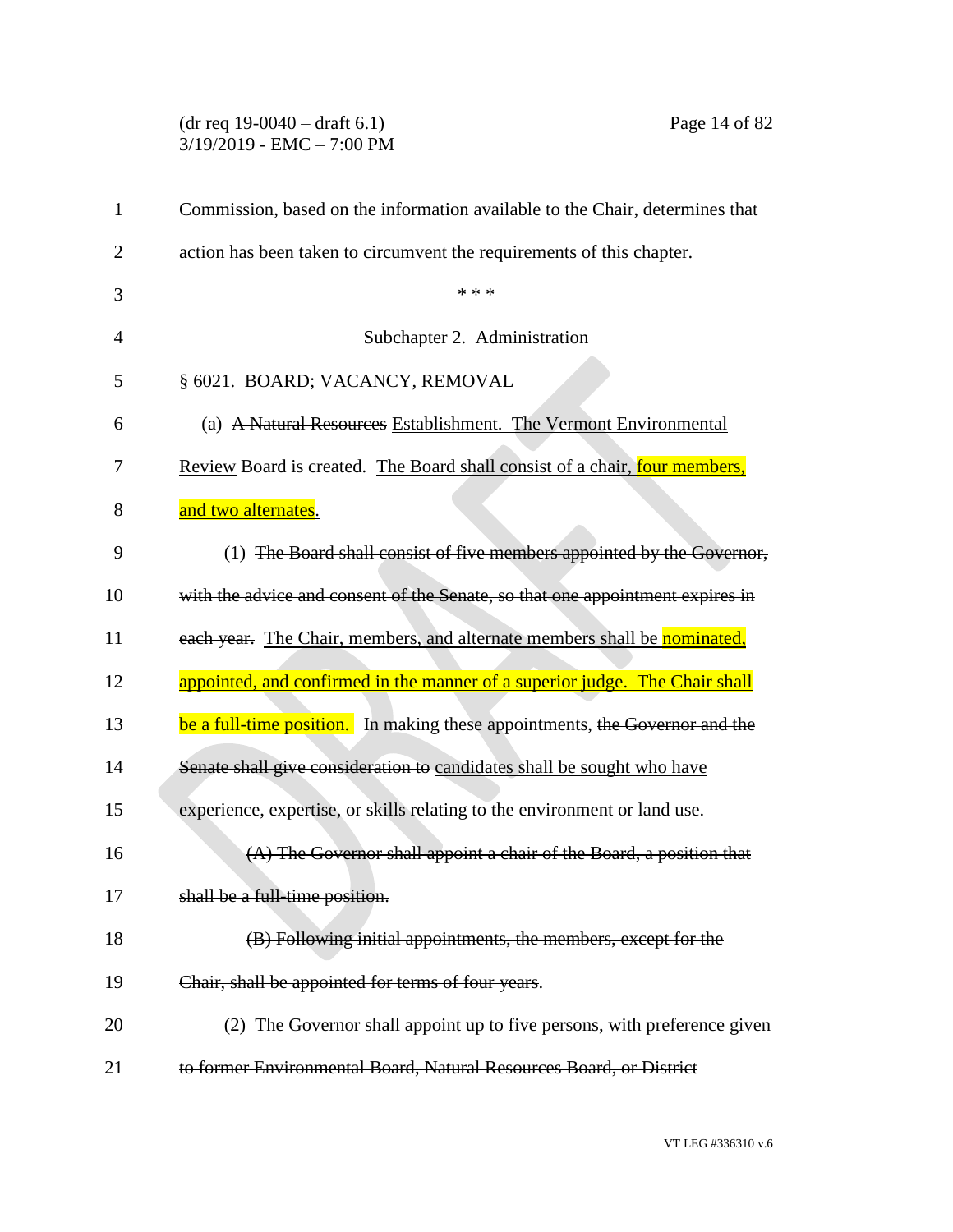Commission, based on the information available to the Chair, determines that action has been taken to circumvent the requirements of this chapter.

\* \* \*

Subchapter 2. Administration

§ 6021. BOARD; VACANCY, REMOVAL

(a) ~~A Natural Resources~~ Establishment. The Vermont Environmental Review Board is created. The Board shall consist of a chair, four members, and two alternates.

(1) ~~The Board shall consist of five members appointed by the Governor, with the advice and consent of the Senate, so that one appointment expires in each year.~~ The Chair, members, and alternate members shall be nominated, appointed, and confirmed in the manner of a superior judge. The Chair shall be a full-time position. In making these appointments, ~~the Governor and the Senate shall give consideration to~~ candidates shall be sought who have experience, expertise, or skills relating to the environment or land use.

~~(A) The Governor shall appoint a chair of the Board, a position that shall be a full-time position.~~

~~(B) Following initial appointments, the members, except for the Chair, shall be appointed for terms of four years.~~

(2) ~~The Governor shall appoint up to five persons, with preference given to former Environmental Board, Natural Resources Board, or District~~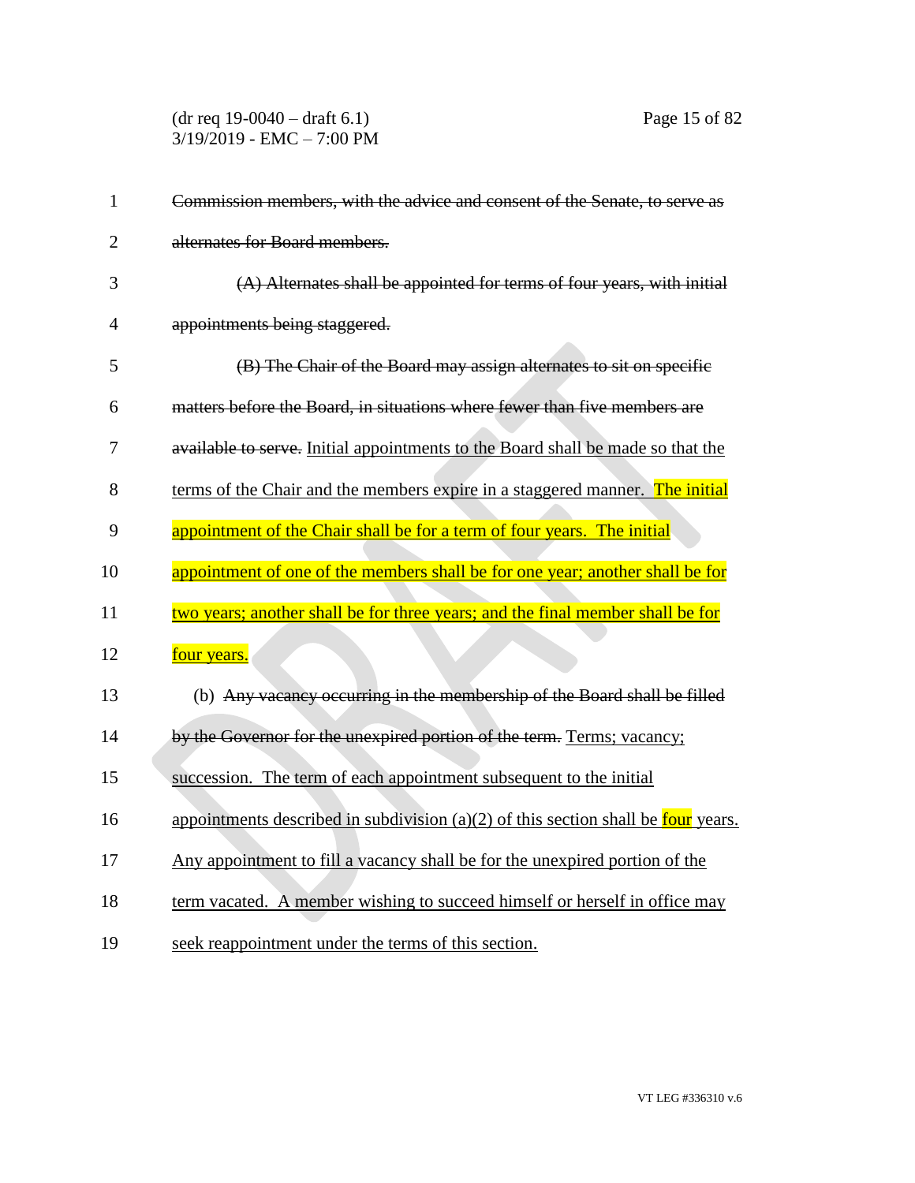~~Commission members, with the advice and consent of the Senate, to serve as alternates for Board members.~~

~~(A) Alternates shall be appointed for terms of four years, with initial appointments being staggered.~~

~~(B) The Chair of the Board may assign alternates to sit on specific matters before the Board, in situations where fewer than five members are available to serve.~~ <u>Initial appointments to the Board shall be made so that the terms of the Chair and the members expire in a staggered manner. The initial appointment of the Chair shall be for a term of four years. The initial appointment of one of the members shall be for one year; another shall be for two years; another shall be for three years; and the final member shall be for four years.</u>

(b) ~~Any vacancy occurring in the membership of the Board shall be filled by the Governor for the unexpired portion of the term.~~ <u>Terms; vacancy; succession. The term of each appointment subsequent to the initial appointments described in subdivision (a)(2) of this section shall be four years. Any appointment to fill a vacancy shall be for the unexpired portion of the term vacated. A member wishing to succeed himself or herself in office may seek reappointment under the terms of this section.</u>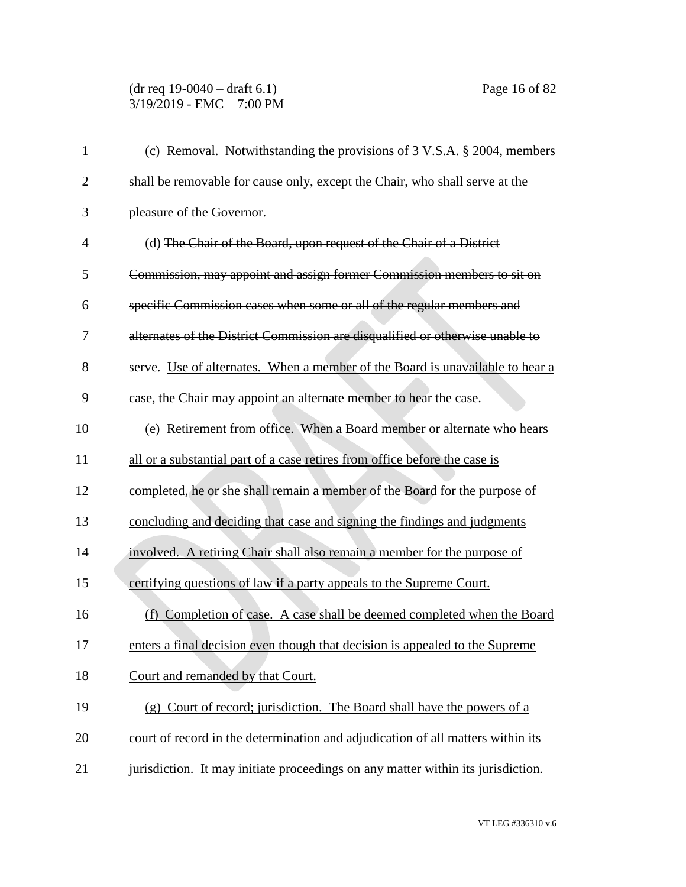(c) Removal. Notwithstanding the provisions of 3 V.S.A. § 2004, members shall be removable for cause only, except the Chair, who shall serve at the pleasure of the Governor.

(d) ~~The Chair of the Board, upon request of the Chair of a District Commission, may appoint and assign former Commission members to sit on specific Commission cases when some or all of the regular members and alternates of the District Commission are disqualified or otherwise unable to serve.~~ Use of alternates. When a member of the Board is unavailable to hear a case, the Chair may appoint an alternate member to hear the case.

(e) Retirement from office. When a Board member or alternate who hears all or a substantial part of a case retires from office before the case is completed, he or she shall remain a member of the Board for the purpose of concluding and deciding that case and signing the findings and judgments involved. A retiring Chair shall also remain a member for the purpose of certifying questions of law if a party appeals to the Supreme Court.

(f) Completion of case. A case shall be deemed completed when the Board enters a final decision even though that decision is appealed to the Supreme Court and remanded by that Court.

(g) Court of record; jurisdiction. The Board shall have the powers of a court of record in the determination and adjudication of all matters within its jurisdiction. It may initiate proceedings on any matter within its jurisdiction.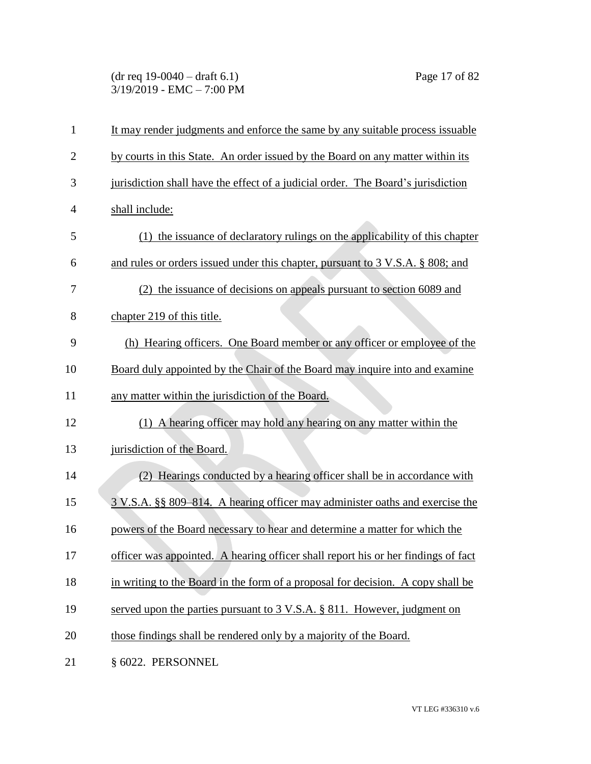It may render judgments and enforce the same by any suitable process issuable by courts in this State. An order issued by the Board on any matter within its jurisdiction shall have the effect of a judicial order. The Board's jurisdiction shall include:

(1) the issuance of declaratory rulings on the applicability of this chapter and rules or orders issued under this chapter, pursuant to 3 V.S.A. § 808; and

(2) the issuance of decisions on appeals pursuant to section 6089 and chapter 219 of this title.

(h) Hearing officers. One Board member or any officer or employee of the Board duly appointed by the Chair of the Board may inquire into and examine any matter within the jurisdiction of the Board.

(1) A hearing officer may hold any hearing on any matter within the jurisdiction of the Board.

(2) Hearings conducted by a hearing officer shall be in accordance with 3 V.S.A. §§ 809–814. A hearing officer may administer oaths and exercise the powers of the Board necessary to hear and determine a matter for which the officer was appointed. A hearing officer shall report his or her findings of fact in writing to the Board in the form of a proposal for decision. A copy shall be served upon the parties pursuant to 3 V.S.A. § 811. However, judgment on those findings shall be rendered only by a majority of the Board.

§ 6022. PERSONNEL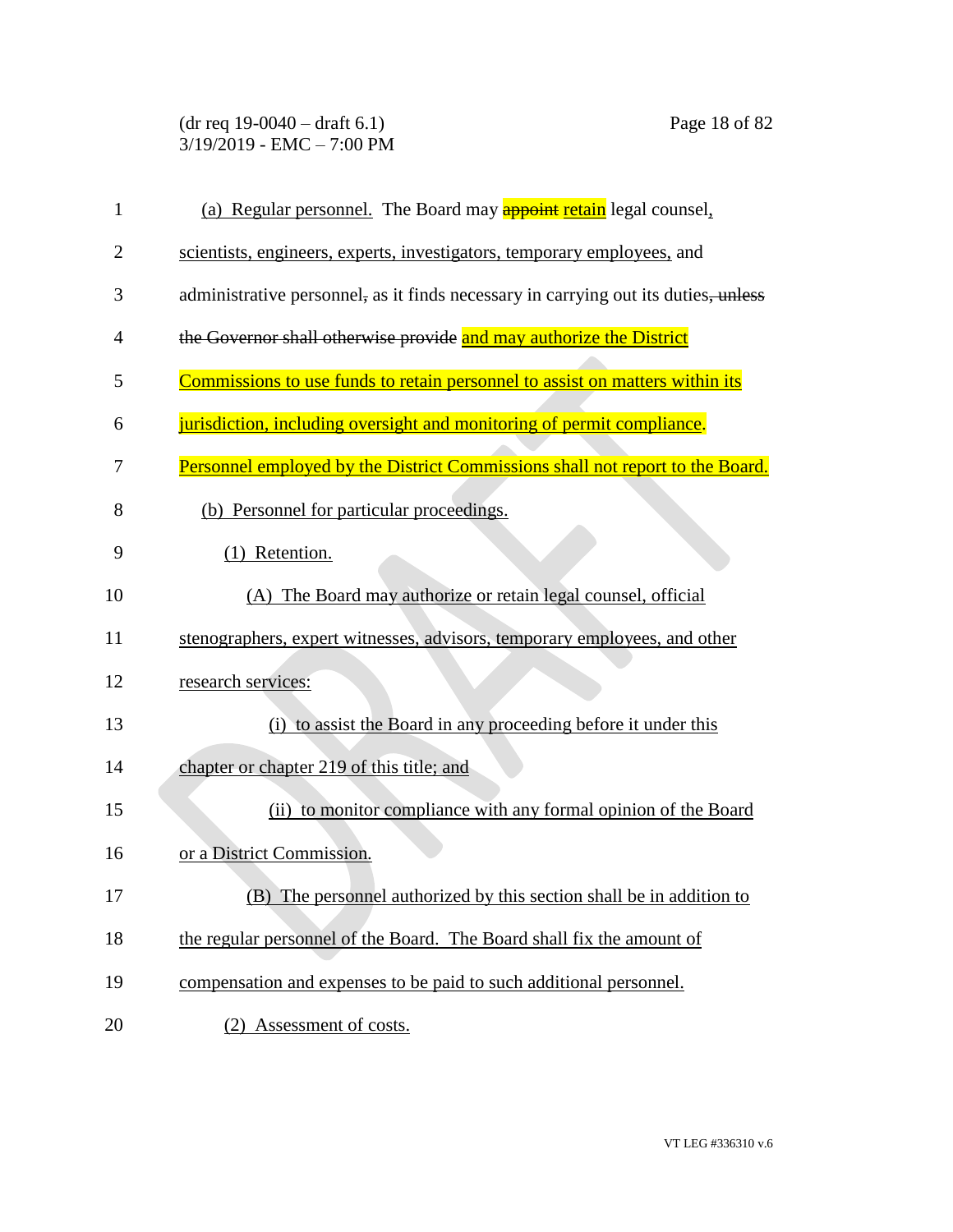(a) Regular personnel. The Board may ~~appoint~~ retain legal counsel, scientists, engineers, experts, investigators, temporary employees, and administrative personnel~~,~~ as it finds necessary in carrying out its duties~~, unless the Governor shall otherwise provide~~ and may authorize the District Commissions to use funds to retain personnel to assist on matters within its jurisdiction, including oversight and monitoring of permit compliance. Personnel employed by the District Commissions shall not report to the Board.

(b) Personnel for particular proceedings.

(1) Retention.

(A) The Board may authorize or retain legal counsel, official stenographers, expert witnesses, advisors, temporary employees, and other research services:

(i) to assist the Board in any proceeding before it under this chapter or chapter 219 of this title; and

(ii) to monitor compliance with any formal opinion of the Board or a District Commission.

(B) The personnel authorized by this section shall be in addition to the regular personnel of the Board. The Board shall fix the amount of compensation and expenses to be paid to such additional personnel.

(2) Assessment of costs.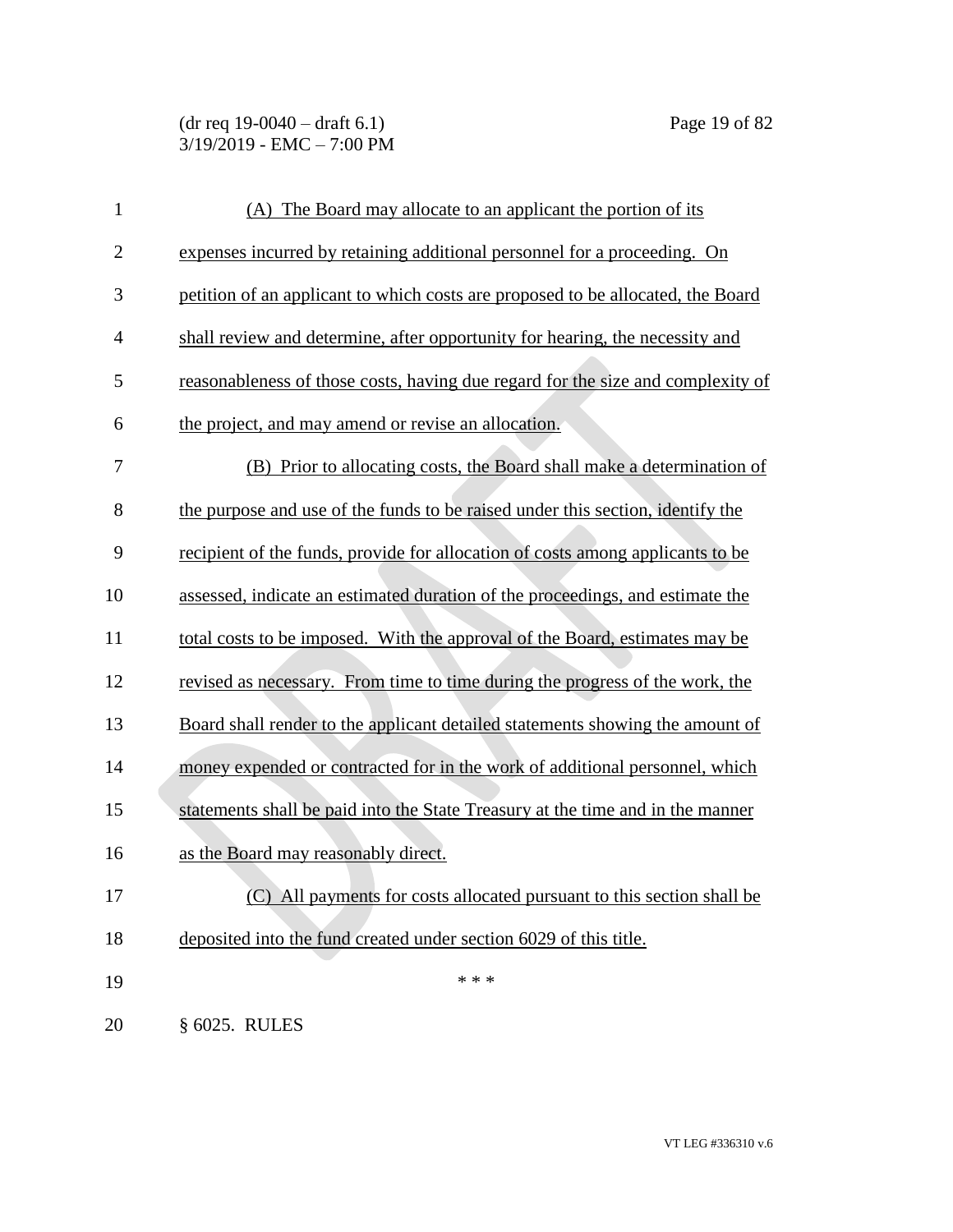(A) The Board may allocate to an applicant the portion of its expenses incurred by retaining additional personnel for a proceeding. On petition of an applicant to which costs are proposed to be allocated, the Board shall review and determine, after opportunity for hearing, the necessity and reasonableness of those costs, having due regard for the size and complexity of the project, and may amend or revise an allocation.

(B) Prior to allocating costs, the Board shall make a determination of the purpose and use of the funds to be raised under this section, identify the recipient of the funds, provide for allocation of costs among applicants to be assessed, indicate an estimated duration of the proceedings, and estimate the total costs to be imposed. With the approval of the Board, estimates may be revised as necessary. From time to time during the progress of the work, the Board shall render to the applicant detailed statements showing the amount of money expended or contracted for in the work of additional personnel, which statements shall be paid into the State Treasury at the time and in the manner as the Board may reasonably direct.

(C) All payments for costs allocated pursuant to this section shall be deposited into the fund created under section 6029 of this title.

\* \* \*

§ 6025. RULES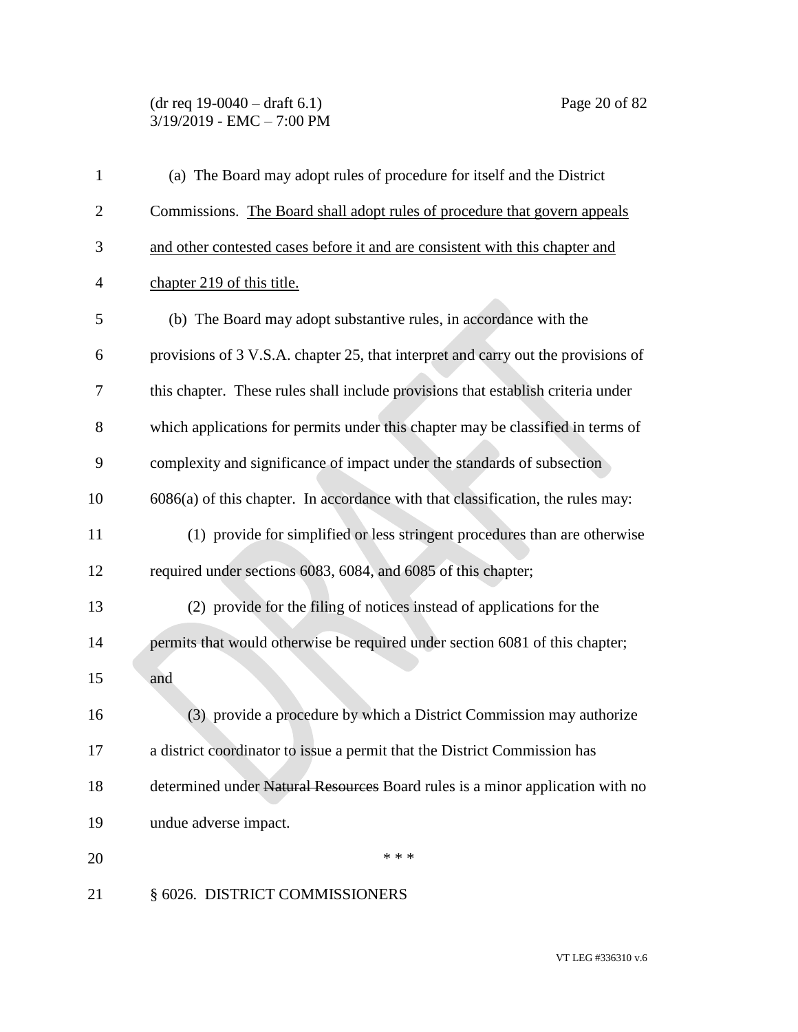(a) The Board may adopt rules of procedure for itself and the District Commissions. <u>The Board shall adopt rules of procedure that govern appeals and other contested cases before it and are consistent with this chapter and chapter 219 of this title.</u>

(b) The Board may adopt substantive rules, in accordance with the provisions of 3 V.S.A. chapter 25, that interpret and carry out the provisions of this chapter. These rules shall include provisions that establish criteria under which applications for permits under this chapter may be classified in terms of complexity and significance of impact under the standards of subsection 6086(a) of this chapter. In accordance with that classification, the rules may:

(1) provide for simplified or less stringent procedures than are otherwise required under sections 6083, 6084, and 6085 of this chapter;

(2) provide for the filing of notices instead of applications for the permits that would otherwise be required under section 6081 of this chapter; and

(3) provide a procedure by which a District Commission may authorize a district coordinator to issue a permit that the District Commission has determined under ~~Natural Resources~~ Board rules is a minor application with no undue adverse impact.

\* \* \*

§ 6026. DISTRICT COMMISSIONERS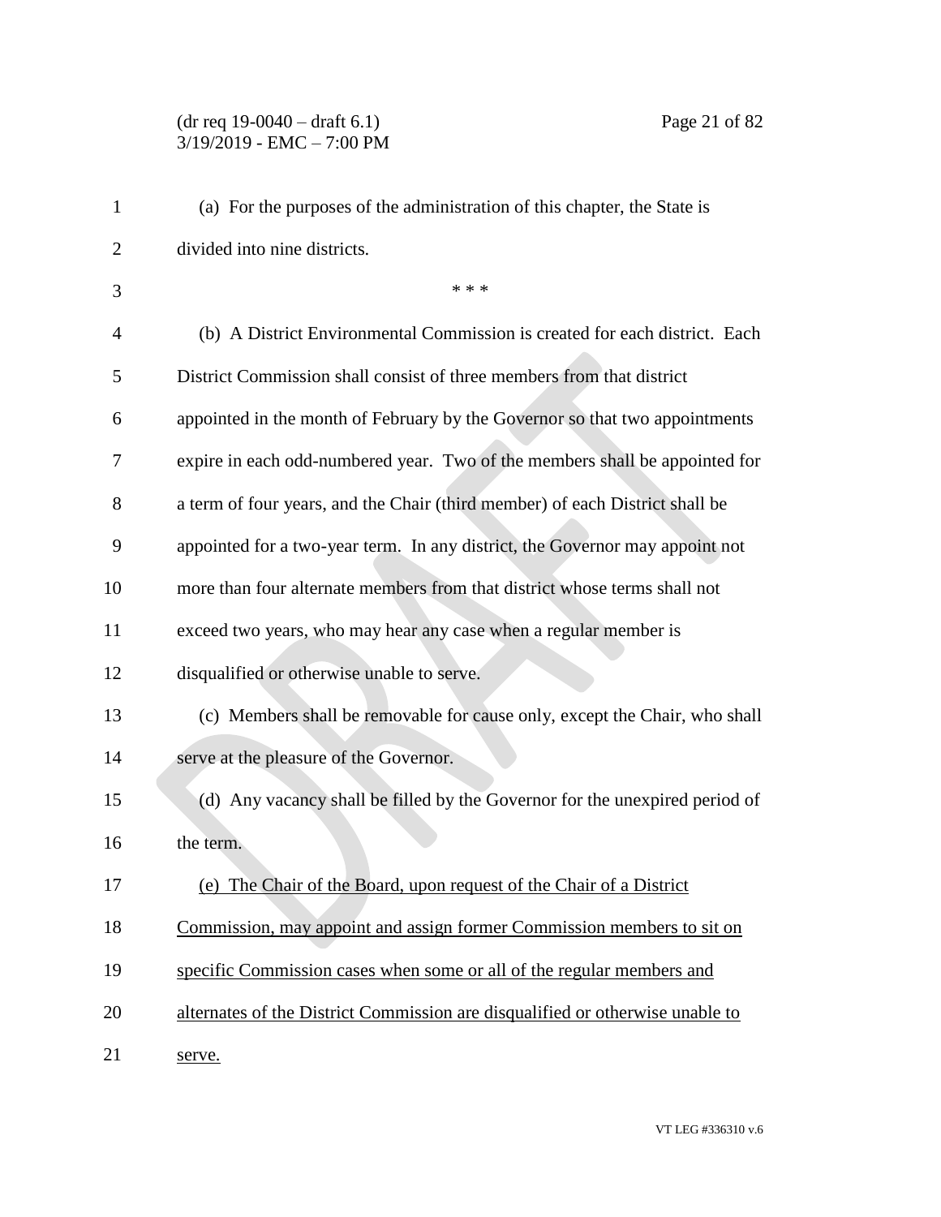(a) For the purposes of the administration of this chapter, the State is divided into nine districts.

\* \* \*

(b) A District Environmental Commission is created for each district. Each District Commission shall consist of three members from that district appointed in the month of February by the Governor so that two appointments expire in each odd-numbered year. Two of the members shall be appointed for a term of four years, and the Chair (third member) of each District shall be appointed for a two-year term. In any district, the Governor may appoint not more than four alternate members from that district whose terms shall not exceed two years, who may hear any case when a regular member is disqualified or otherwise unable to serve.

(c) Members shall be removable for cause only, except the Chair, who shall serve at the pleasure of the Governor.

(d) Any vacancy shall be filled by the Governor for the unexpired period of the term.

<u>(e) The Chair of the Board, upon request of the Chair of a District Commission, may appoint and assign former Commission members to sit on specific Commission cases when some or all of the regular members and alternates of the District Commission are disqualified or otherwise unable to serve.</u>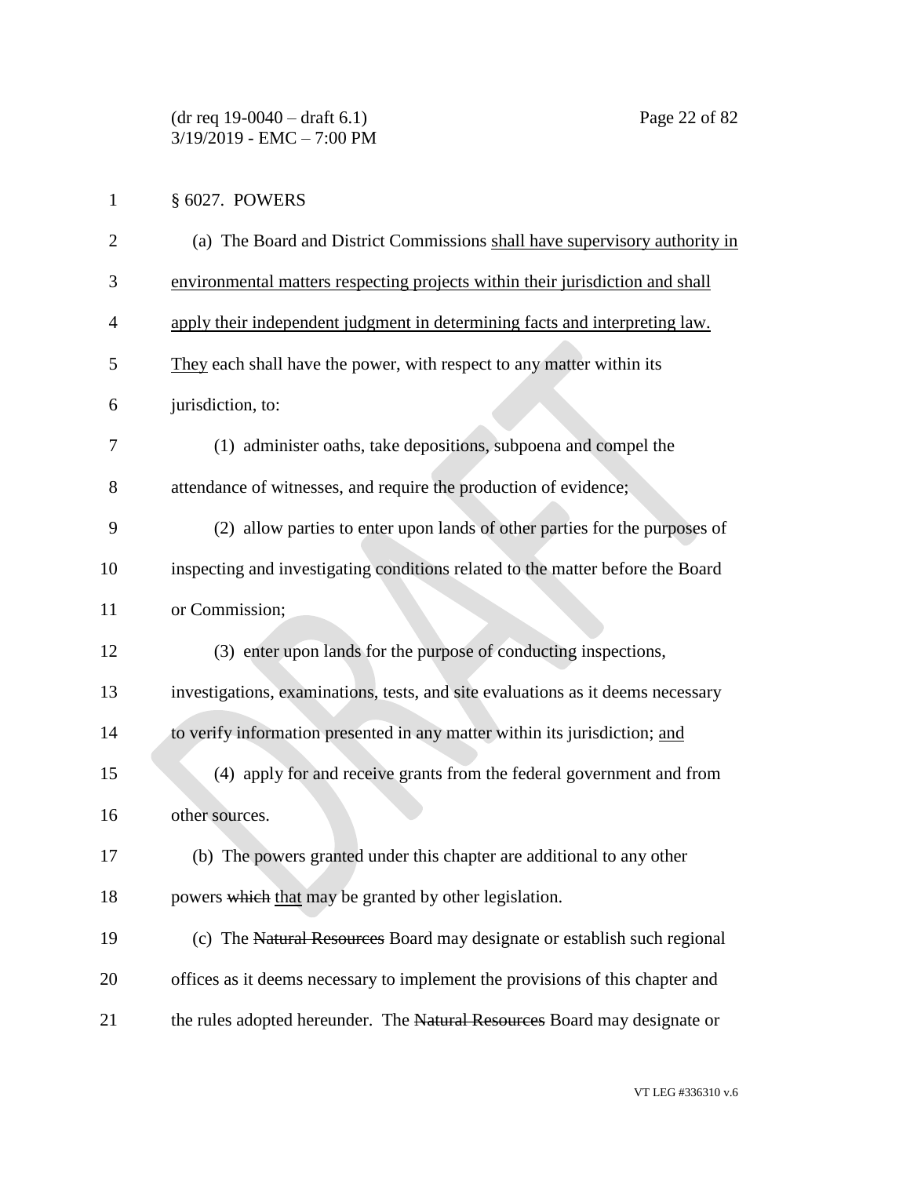§ 6027. POWERS

(a) The Board and District Commissions shall have supervisory authority in environmental matters respecting projects within their jurisdiction and shall apply their independent judgment in determining facts and interpreting law. They each shall have the power, with respect to any matter within its jurisdiction, to:

(1) administer oaths, take depositions, subpoena and compel the attendance of witnesses, and require the production of evidence;

(2) allow parties to enter upon lands of other parties for the purposes of inspecting and investigating conditions related to the matter before the Board or Commission;

(3) enter upon lands for the purpose of conducting inspections, investigations, examinations, tests, and site evaluations as it deems necessary to verify information presented in any matter within its jurisdiction; and

(4) apply for and receive grants from the federal government and from other sources.

(b) The powers granted under this chapter are additional to any other powers ~~which~~ that may be granted by other legislation.

(c) The ~~Natural Resources~~ Board may designate or establish such regional offices as it deems necessary to implement the provisions of this chapter and the rules adopted hereunder. The ~~Natural Resources~~ Board may designate or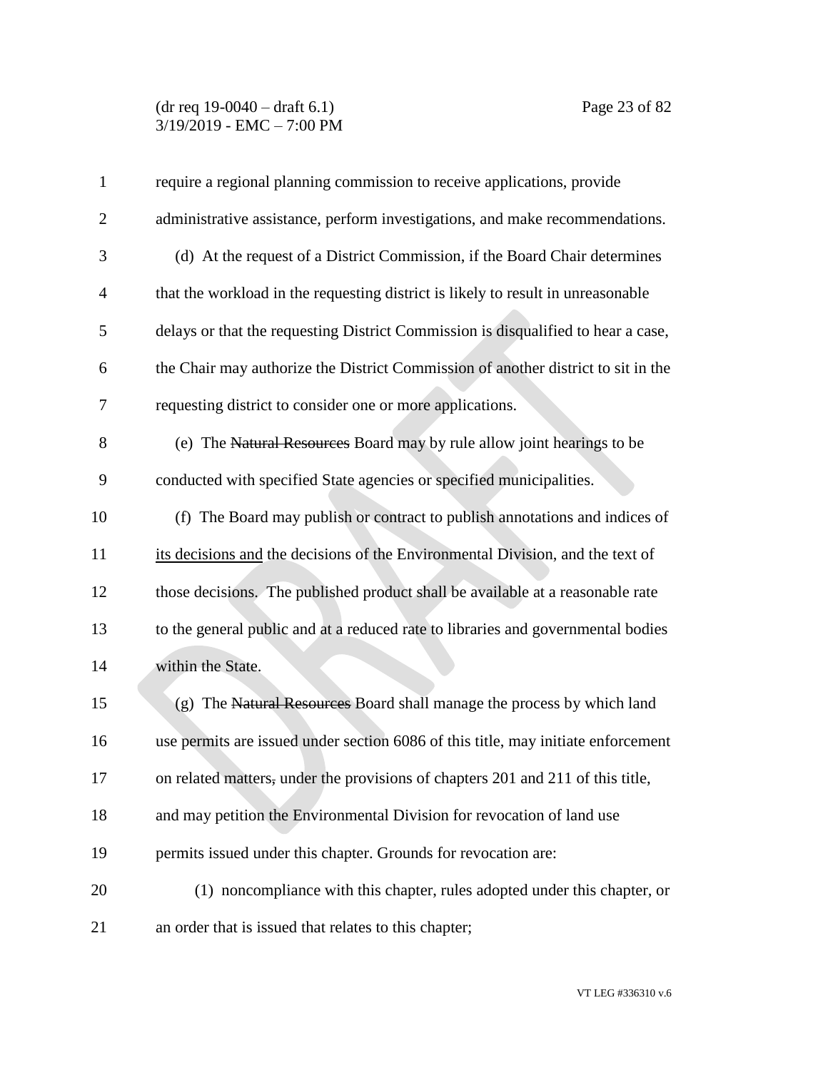require a regional planning commission to receive applications, provide administrative assistance, perform investigations, and make recommendations.

(d) At the request of a District Commission, if the Board Chair determines that the workload in the requesting district is likely to result in unreasonable delays or that the requesting District Commission is disqualified to hear a case, the Chair may authorize the District Commission of another district to sit in the requesting district to consider one or more applications.

(e) The ~~Natural Resources~~ Board may by rule allow joint hearings to be conducted with specified State agencies or specified municipalities.

(f) The Board may publish or contract to publish annotations and indices of <u>its decisions and</u> the decisions of the Environmental Division, and the text of those decisions. The published product shall be available at a reasonable rate to the general public and at a reduced rate to libraries and governmental bodies within the State.

(g) The ~~Natural Resources~~ Board shall manage the process by which land use permits are issued under section 6086 of this title, may initiate enforcement on related matters~~,~~ under the provisions of chapters 201 and 211 of this title, and may petition the Environmental Division for revocation of land use permits issued under this chapter. Grounds for revocation are:

(1) noncompliance with this chapter, rules adopted under this chapter, or an order that is issued that relates to this chapter;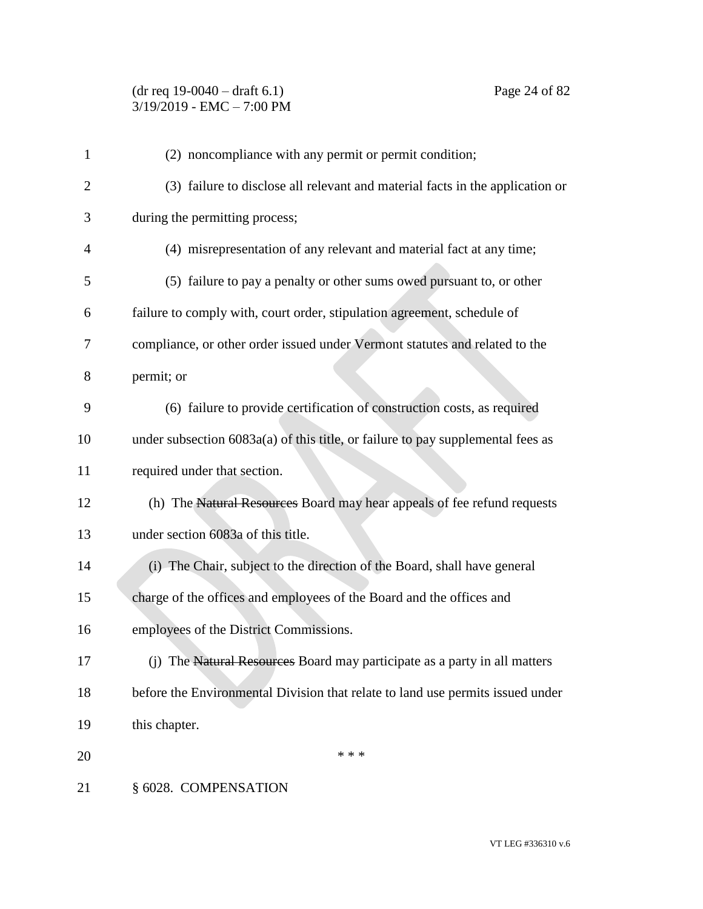(2) noncompliance with any permit or permit condition;

(3) failure to disclose all relevant and material facts in the application or during the permitting process;

(4) misrepresentation of any relevant and material fact at any time;

(5) failure to pay a penalty or other sums owed pursuant to, or other failure to comply with, court order, stipulation agreement, schedule of compliance, or other order issued under Vermont statutes and related to the permit; or

(6) failure to provide certification of construction costs, as required under subsection 6083a(a) of this title, or failure to pay supplemental fees as required under that section.

(h) The ~~Natural Resources~~ Board may hear appeals of fee refund requests under section 6083a of this title.

(i) The Chair, subject to the direction of the Board, shall have general charge of the offices and employees of the Board and the offices and employees of the District Commissions.

(j) The ~~Natural Resources~~ Board may participate as a party in all matters before the Environmental Division that relate to land use permits issued under this chapter.

\* \* \*

§ 6028. COMPENSATION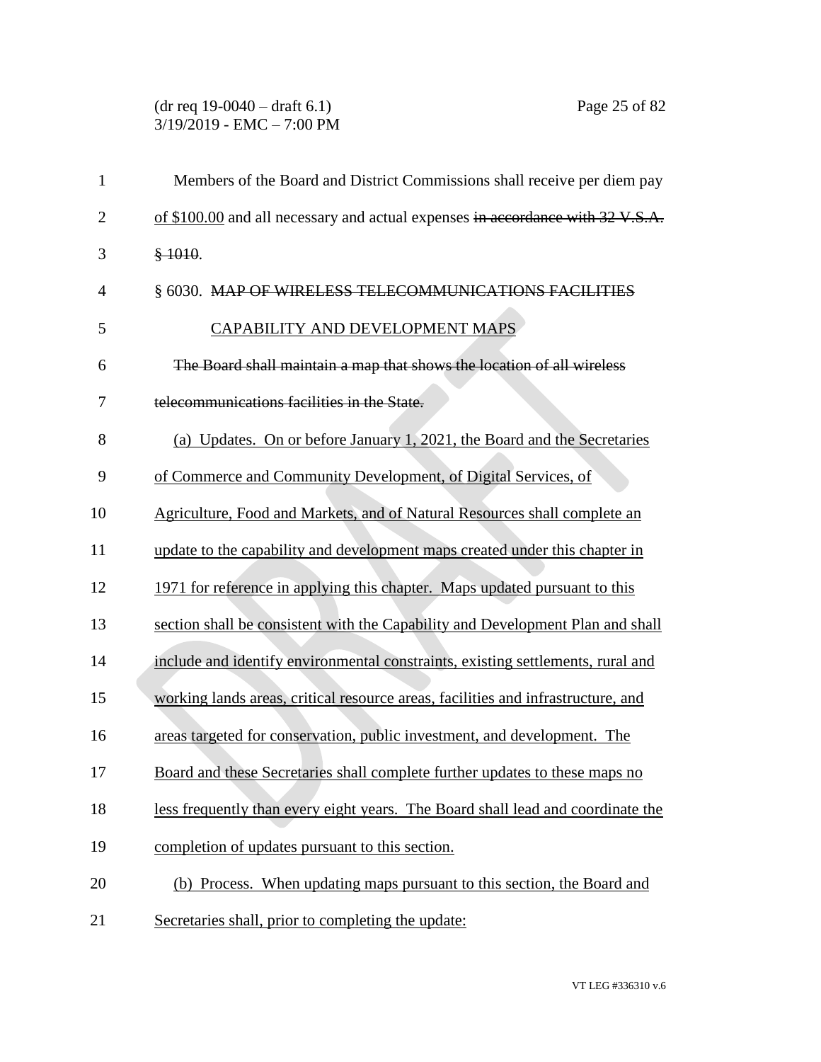Members of the Board and District Commissions shall receive per diem pay of $100.00 and all necessary and actual expenses ~~in accordance with 32 V.S.A. § 1010~~.

§ 6030. ~~MAP OF WIRELESS TELECOMMUNICATIONS FACILITIES~~ CAPABILITY AND DEVELOPMENT MAPS

~~The Board shall maintain a map that shows the location of all wireless telecommunications facilities in the State.~~

(a) Updates. On or before January 1, 2021, the Board and the Secretaries of Commerce and Community Development, of Digital Services, of Agriculture, Food and Markets, and of Natural Resources shall complete an update to the capability and development maps created under this chapter in 1971 for reference in applying this chapter. Maps updated pursuant to this section shall be consistent with the Capability and Development Plan and shall include and identify environmental constraints, existing settlements, rural and working lands areas, critical resource areas, facilities and infrastructure, and areas targeted for conservation, public investment, and development. The Board and these Secretaries shall complete further updates to these maps no less frequently than every eight years. The Board shall lead and coordinate the completion of updates pursuant to this section.

(b) Process. When updating maps pursuant to this section, the Board and Secretaries shall, prior to completing the update: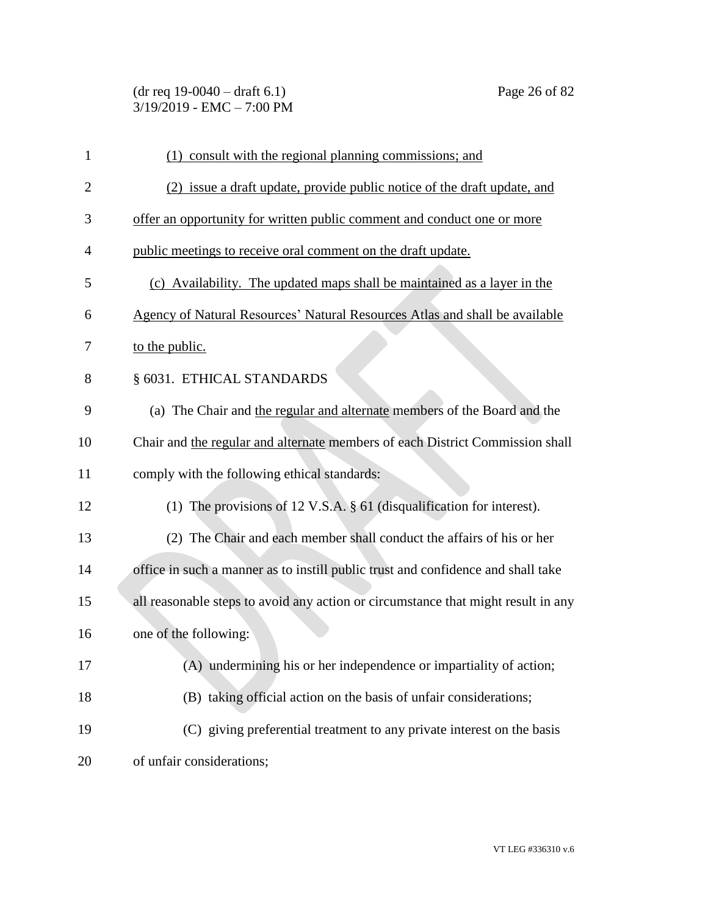(1) consult with the regional planning commissions; and

(2) issue a draft update, provide public notice of the draft update, and offer an opportunity for written public comment and conduct one or more public meetings to receive oral comment on the draft update.

(c) Availability. The updated maps shall be maintained as a layer in the Agency of Natural Resources' Natural Resources Atlas and shall be available to the public.

§ 6031. ETHICAL STANDARDS

(a) The Chair and the regular and alternate members of the Board and the Chair and the regular and alternate members of each District Commission shall comply with the following ethical standards:

(1) The provisions of 12 V.S.A. § 61 (disqualification for interest).

(2) The Chair and each member shall conduct the affairs of his or her office in such a manner as to instill public trust and confidence and shall take all reasonable steps to avoid any action or circumstance that might result in any one of the following:

(A) undermining his or her independence or impartiality of action;

(B) taking official action on the basis of unfair considerations;

(C) giving preferential treatment to any private interest on the basis of unfair considerations;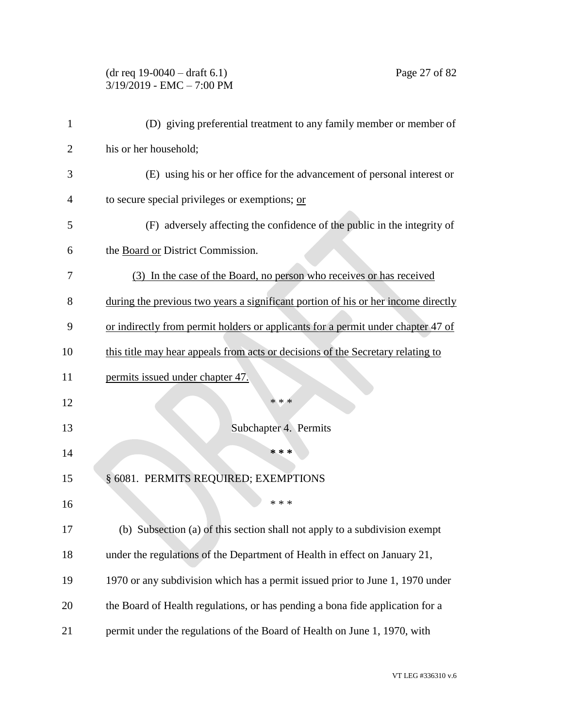(D) giving preferential treatment to any family member or member of his or her household;

(E) using his or her office for the advancement of personal interest or to secure special privileges or exemptions; <u>or</u>

(F) adversely affecting the confidence of the public in the integrity of the <u>Board or</u> District Commission.

<u>(3) In the case of the Board, no person who receives or has received during the previous two years a significant portion of his or her income directly or indirectly from permit holders or applicants for a permit under chapter 47 of this title may hear appeals from acts or decisions of the Secretary relating to permits issued under chapter 47.</u>

\* \* \*

Subchapter 4. Permits

\* \* \*

§ 6081. PERMITS REQUIRED; EXEMPTIONS

\* \* \*

(b) Subsection (a) of this section shall not apply to a subdivision exempt under the regulations of the Department of Health in effect on January 21, 1970 or any subdivision which has a permit issued prior to June 1, 1970 under the Board of Health regulations, or has pending a bona fide application for a permit under the regulations of the Board of Health on June 1, 1970, with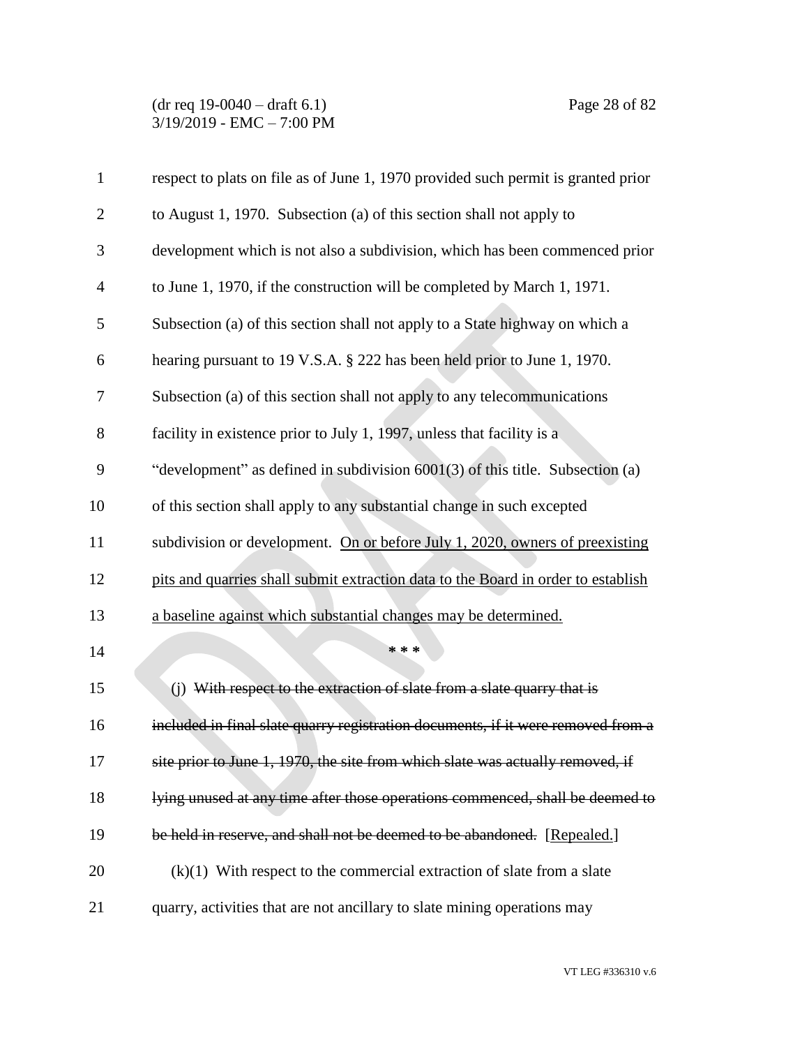respect to plats on file as of June 1, 1970 provided such permit is granted prior to August 1, 1970. Subsection (a) of this section shall not apply to development which is not also a subdivision, which has been commenced prior to June 1, 1970, if the construction will be completed by March 1, 1971. Subsection (a) of this section shall not apply to a State highway on which a hearing pursuant to 19 V.S.A. § 222 has been held prior to June 1, 1970. Subsection (a) of this section shall not apply to any telecommunications facility in existence prior to July 1, 1997, unless that facility is a "development" as defined in subdivision 6001(3) of this title. Subsection (a) of this section shall apply to any substantial change in such excepted subdivision or development. <u>On or before July 1, 2020, owners of preexisting pits and quarries shall submit extraction data to the Board in order to establish a baseline against which substantial changes may be determined.</u>

\* \* \*

(j) ~~With respect to the extraction of slate from a slate quarry that is included in final slate quarry registration documents, if it were removed from a site prior to June 1, 1970, the site from which slate was actually removed, if lying unused at any time after those operations commenced, shall be deemed to be held in reserve, and shall not be deemed to be abandoned.~~ <u>[Repealed.]</u>

(k)(1) With respect to the commercial extraction of slate from a slate quarry, activities that are not ancillary to slate mining operations may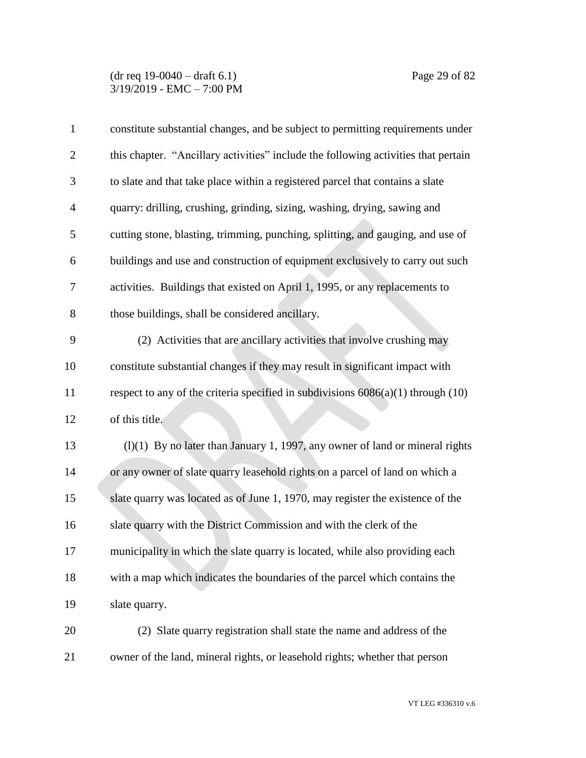constitute substantial changes, and be subject to permitting requirements under this chapter. "Ancillary activities" include the following activities that pertain to slate and that take place within a registered parcel that contains a slate quarry: drilling, crushing, grinding, sizing, washing, drying, sawing and cutting stone, blasting, trimming, punching, splitting, and gauging, and use of buildings and use and construction of equipment exclusively to carry out such activities. Buildings that existed on April 1, 1995, or any replacements to those buildings, shall be considered ancillary.

(2) Activities that are ancillary activities that involve crushing may constitute substantial changes if they may result in significant impact with respect to any of the criteria specified in subdivisions 6086(a)(1) through (10) of this title.

(l)(1) By no later than January 1, 1997, any owner of land or mineral rights or any owner of slate quarry leasehold rights on a parcel of land on which a slate quarry was located as of June 1, 1970, may register the existence of the slate quarry with the District Commission and with the clerk of the municipality in which the slate quarry is located, while also providing each with a map which indicates the boundaries of the parcel which contains the slate quarry.

(2) Slate quarry registration shall state the name and address of the owner of the land, mineral rights, or leasehold rights; whether that person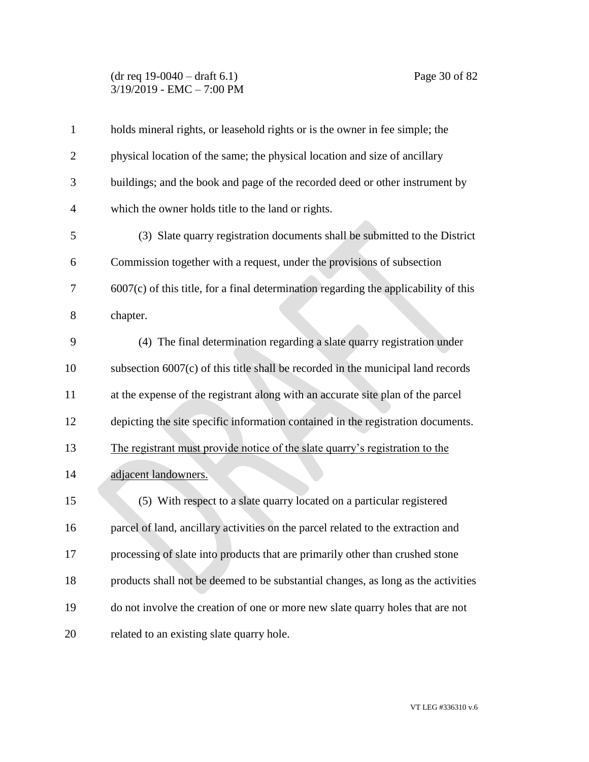holds mineral rights, or leasehold rights or is the owner in fee simple; the physical location of the same; the physical location and size of ancillary buildings; and the book and page of the recorded deed or other instrument by which the owner holds title to the land or rights.

(3) Slate quarry registration documents shall be submitted to the District Commission together with a request, under the provisions of subsection 6007(c) of this title, for a final determination regarding the applicability of this chapter.

(4) The final determination regarding a slate quarry registration under subsection 6007(c) of this title shall be recorded in the municipal land records at the expense of the registrant along with an accurate site plan of the parcel depicting the site specific information contained in the registration documents. <u>The registrant must provide notice of the slate quarry's registration to the adjacent landowners.</u>

(5) With respect to a slate quarry located on a particular registered parcel of land, ancillary activities on the parcel related to the extraction and processing of slate into products that are primarily other than crushed stone products shall not be deemed to be substantial changes, as long as the activities do not involve the creation of one or more new slate quarry holes that are not related to an existing slate quarry hole.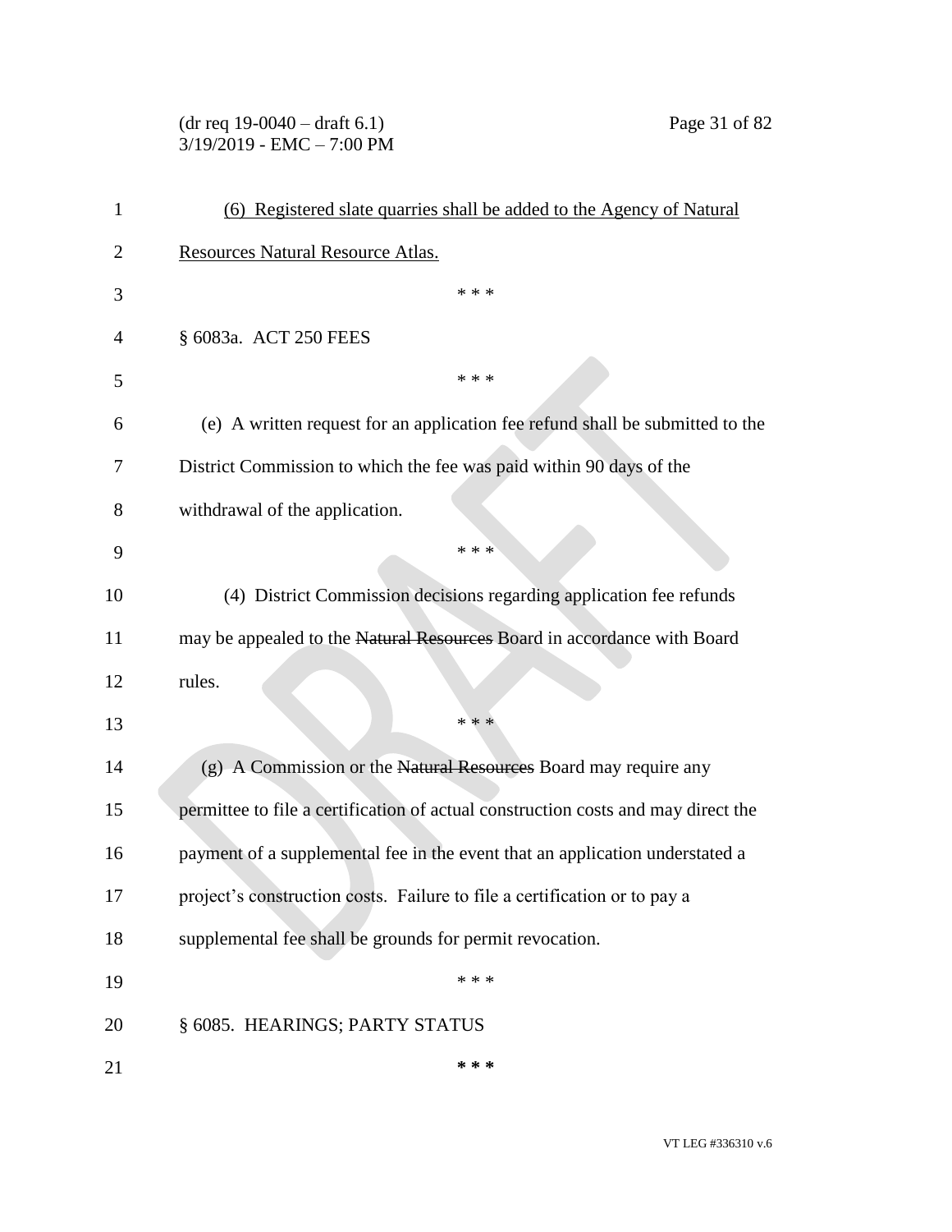(6) Registered slate quarries shall be added to the Agency of Natural Resources Natural Resource Atlas.

\* \* \*

§ 6083a. ACT 250 FEES

\* \* \*

(e) A written request for an application fee refund shall be submitted to the District Commission to which the fee was paid within 90 days of the withdrawal of the application.

\* \* \*

(4) District Commission decisions regarding application fee refunds may be appealed to the ~~Natural Resources~~ Board in accordance with Board rules.

\* \* \*

(g) A Commission or the ~~Natural Resources~~ Board may require any permittee to file a certification of actual construction costs and may direct the payment of a supplemental fee in the event that an application understated a project's construction costs. Failure to file a certification or to pay a supplemental fee shall be grounds for permit revocation.

\* \* \*

§ 6085. HEARINGS; PARTY STATUS

\* \* \*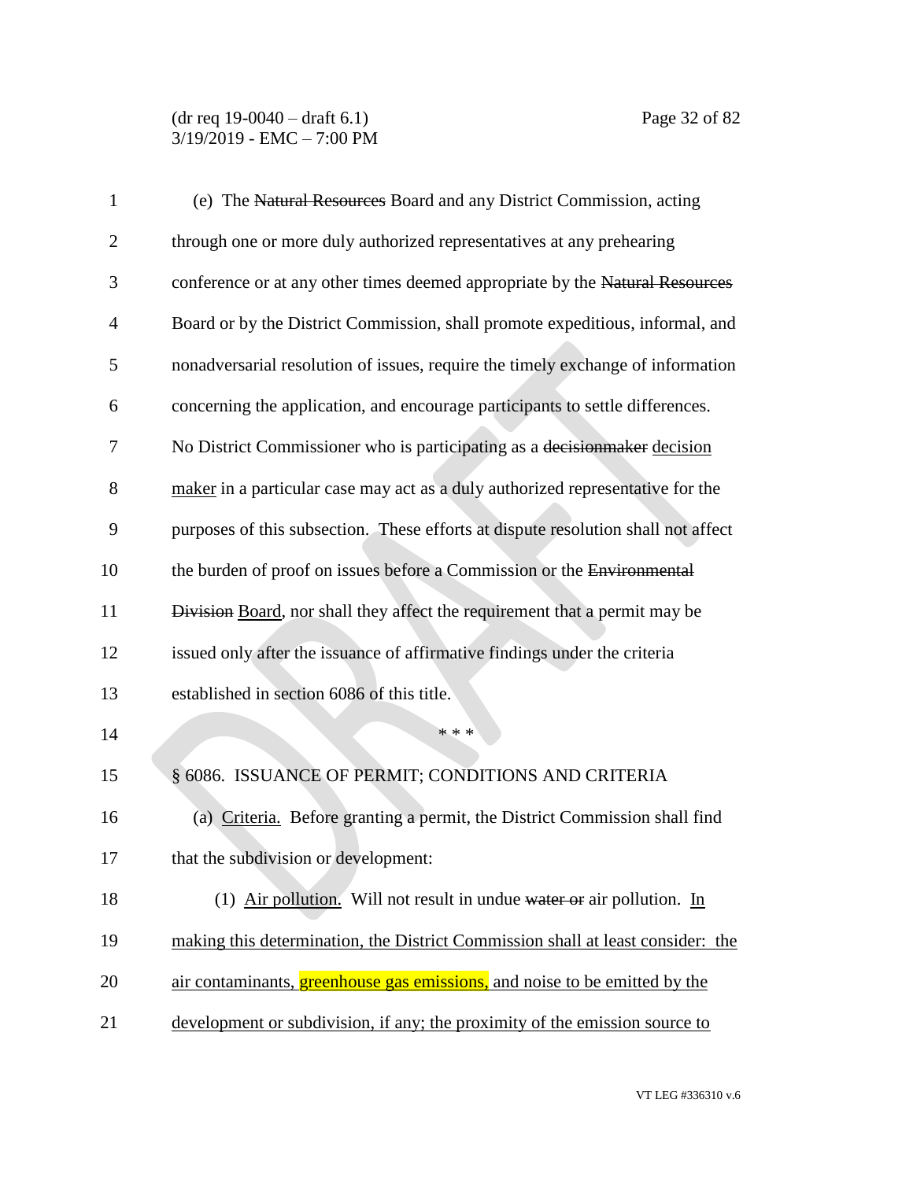(e) The ~~Natural Resources~~ Board and any District Commission, acting through one or more duly authorized representatives at any prehearing conference or at any other times deemed appropriate by the ~~Natural Resources~~ Board or by the District Commission, shall promote expeditious, informal, and nonadversarial resolution of issues, require the timely exchange of information concerning the application, and encourage participants to settle differences. No District Commissioner who is participating as a ~~decisionmaker~~ <u>decision maker</u> in a particular case may act as a duly authorized representative for the purposes of this subsection. These efforts at dispute resolution shall not affect the burden of proof on issues before a Commission or the ~~Environmental Division~~ <u>Board</u>, nor shall they affect the requirement that a permit may be issued only after the issuance of affirmative findings under the criteria established in section 6086 of this title.

\* \* \*

§ 6086. ISSUANCE OF PERMIT; CONDITIONS AND CRITERIA

(a) <u>Criteria.</u> Before granting a permit, the District Commission shall find that the subdivision or development:

(1) <u>Air pollution.</u> Will not result in undue ~~water or~~ air pollution. <u>In making this determination, the District Commission shall at least consider: the air contaminants, greenhouse gas emissions, and noise to be emitted by the development or subdivision, if any; the proximity of the emission source to</u>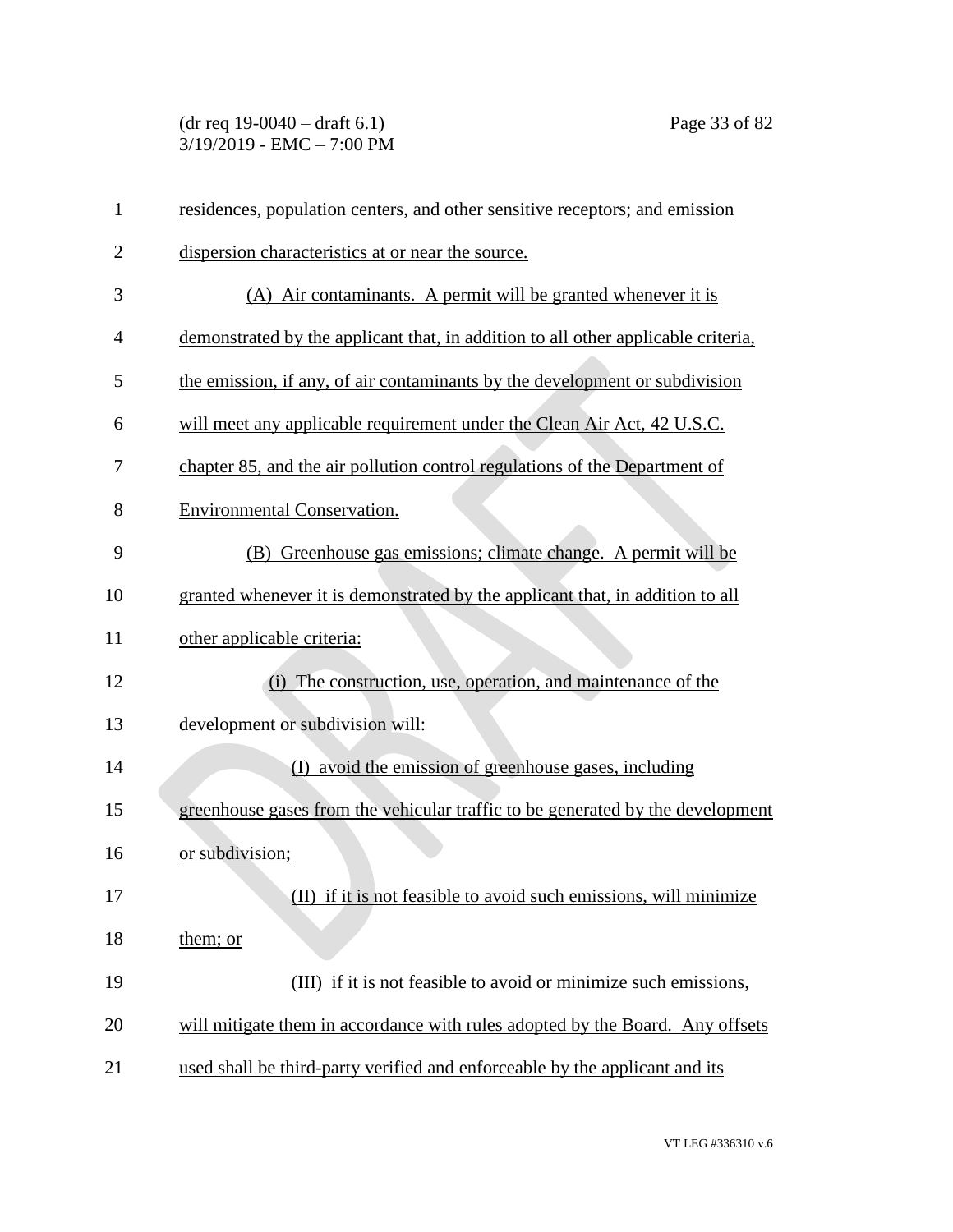residences, population centers, and other sensitive receptors; and emission dispersion characteristics at or near the source.

(A) Air contaminants. A permit will be granted whenever it is demonstrated by the applicant that, in addition to all other applicable criteria, the emission, if any, of air contaminants by the development or subdivision will meet any applicable requirement under the Clean Air Act, 42 U.S.C. chapter 85, and the air pollution control regulations of the Department of Environmental Conservation.

(B) Greenhouse gas emissions; climate change. A permit will be granted whenever it is demonstrated by the applicant that, in addition to all other applicable criteria:

(i) The construction, use, operation, and maintenance of the development or subdivision will:

(I) avoid the emission of greenhouse gases, including greenhouse gases from the vehicular traffic to be generated by the development or subdivision;

(II) if it is not feasible to avoid such emissions, will minimize them; or

(III) if it is not feasible to avoid or minimize such emissions, will mitigate them in accordance with rules adopted by the Board. Any offsets used shall be third-party verified and enforceable by the applicant and its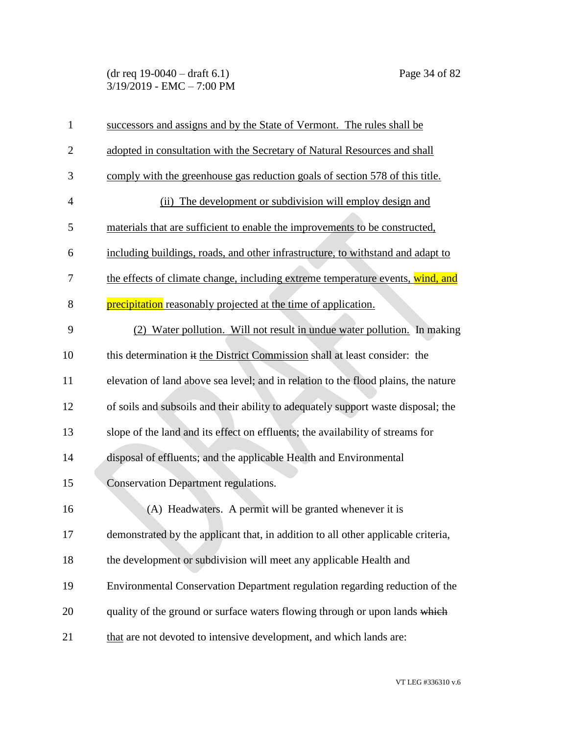successors and assigns and by the State of Vermont. The rules shall be adopted in consultation with the Secretary of Natural Resources and shall comply with the greenhouse gas reduction goals of section 578 of this title.

(ii) The development or subdivision will employ design and materials that are sufficient to enable the improvements to be constructed, including buildings, roads, and other infrastructure, to withstand and adapt to the effects of climate change, including extreme temperature events, wind, and precipitation reasonably projected at the time of application.

(2) Water pollution. Will not result in undue water pollution. In making this determination ~~it~~ the District Commission shall at least consider: the elevation of land above sea level; and in relation to the flood plains, the nature of soils and subsoils and their ability to adequately support waste disposal; the slope of the land and its effect on effluents; the availability of streams for disposal of effluents; and the applicable Health and Environmental Conservation Department regulations.

(A) Headwaters. A permit will be granted whenever it is demonstrated by the applicant that, in addition to all other applicable criteria, the development or subdivision will meet any applicable Health and Environmental Conservation Department regulation regarding reduction of the quality of the ground or surface waters flowing through or upon lands ~~which~~ that are not devoted to intensive development, and which lands are: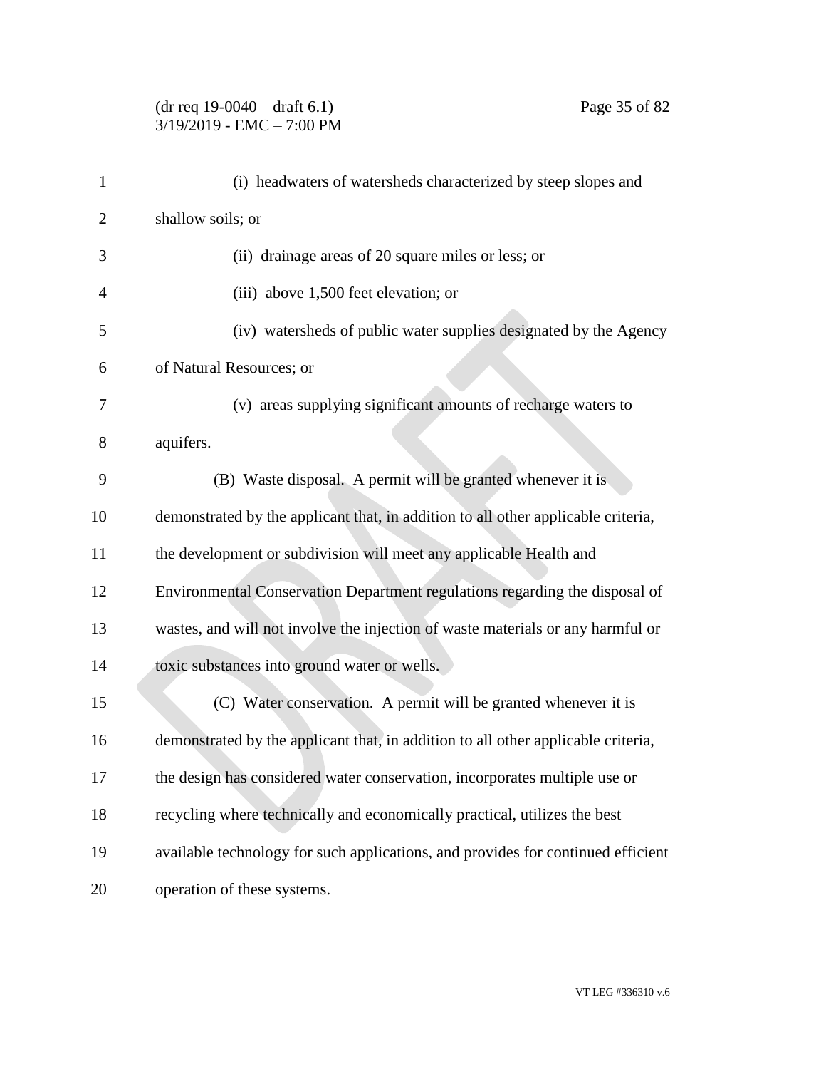(i) headwaters of watersheds characterized by steep slopes and shallow soils; or

(ii) drainage areas of 20 square miles or less; or

(iii) above 1,500 feet elevation; or

(iv) watersheds of public water supplies designated by the Agency of Natural Resources; or

(v) areas supplying significant amounts of recharge waters to aquifers.

(B) Waste disposal. A permit will be granted whenever it is demonstrated by the applicant that, in addition to all other applicable criteria, the development or subdivision will meet any applicable Health and Environmental Conservation Department regulations regarding the disposal of wastes, and will not involve the injection of waste materials or any harmful or toxic substances into ground water or wells.

(C) Water conservation. A permit will be granted whenever it is demonstrated by the applicant that, in addition to all other applicable criteria, the design has considered water conservation, incorporates multiple use or recycling where technically and economically practical, utilizes the best available technology for such applications, and provides for continued efficient operation of these systems.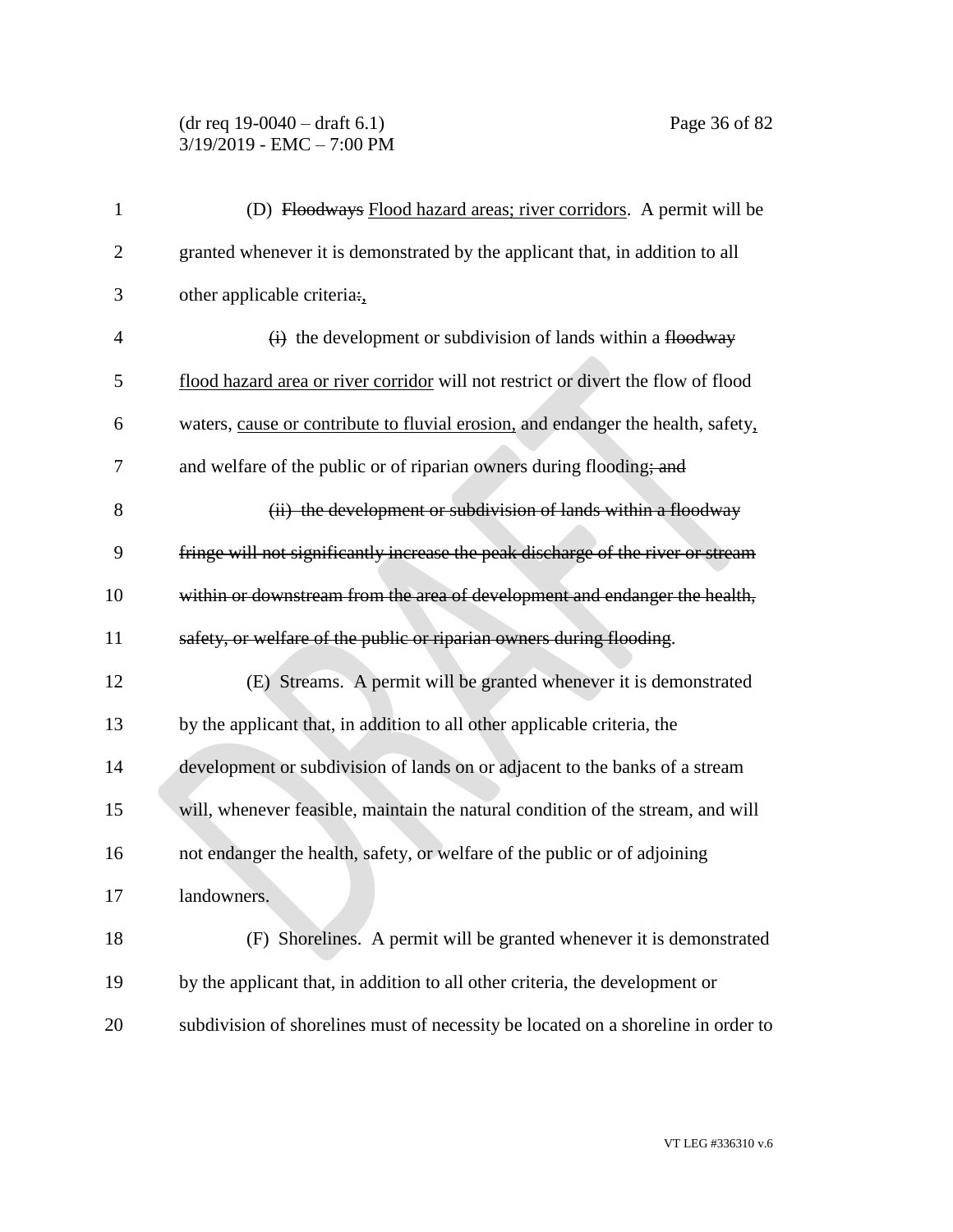(D) ~~Floodways~~ Flood hazard areas; river corridors. A permit will be granted whenever it is demonstrated by the applicant that, in addition to all other applicable criteria~~:~~,

~~(i)~~ the development or subdivision of lands within a ~~floodway~~ flood hazard area or river corridor will not restrict or divert the flow of flood waters, cause or contribute to fluvial erosion, and endanger the health, safety, and welfare of the public or of riparian owners during flooding~~; and~~

~~(ii) the development or subdivision of lands within a floodway fringe will not significantly increase the peak discharge of the river or stream within or downstream from the area of development and endanger the health, safety, or welfare of the public or riparian owners during flooding~~.

(E) Streams. A permit will be granted whenever it is demonstrated by the applicant that, in addition to all other applicable criteria, the development or subdivision of lands on or adjacent to the banks of a stream will, whenever feasible, maintain the natural condition of the stream, and will not endanger the health, safety, or welfare of the public or of adjoining landowners.

(F) Shorelines. A permit will be granted whenever it is demonstrated by the applicant that, in addition to all other criteria, the development or subdivision of shorelines must of necessity be located on a shoreline in order to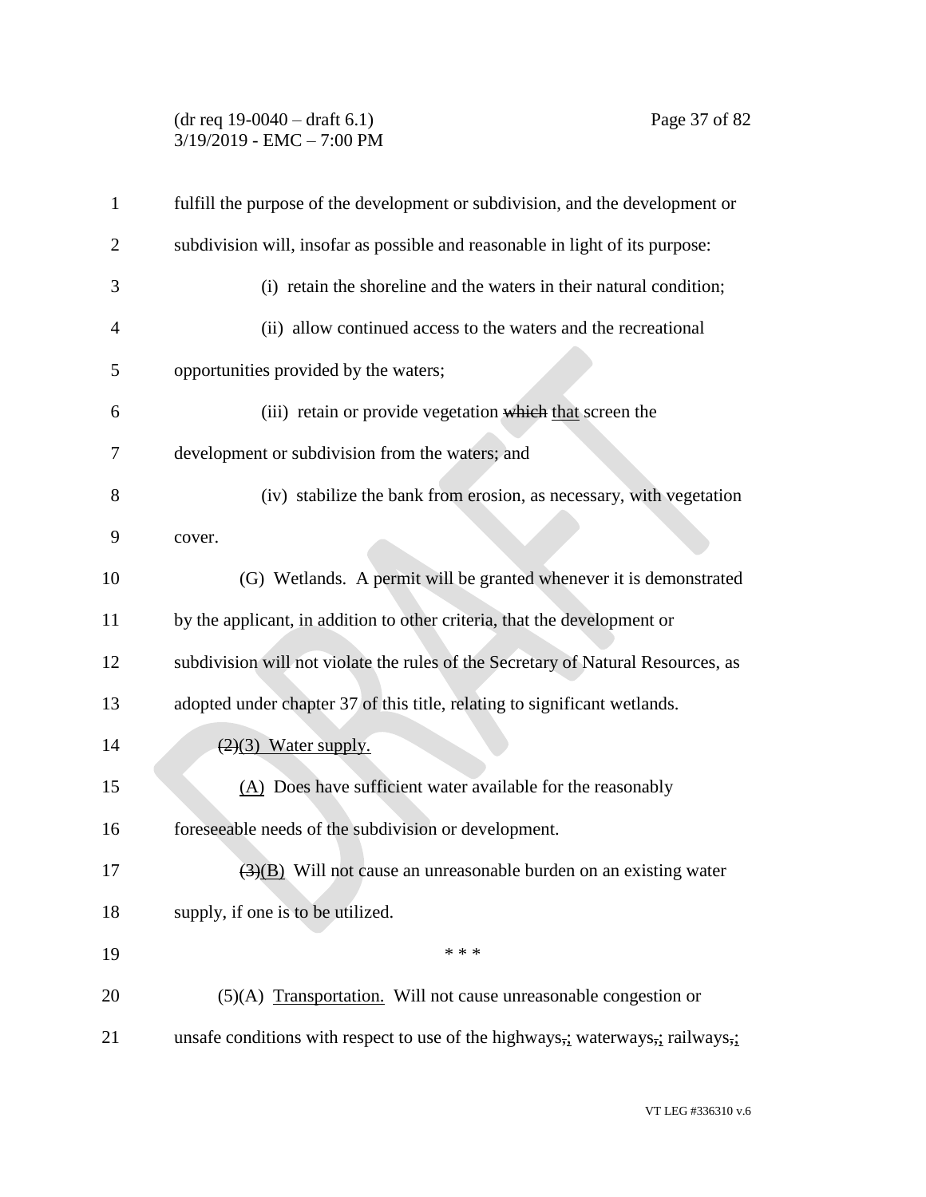fulfill the purpose of the development or subdivision, and the development or subdivision will, insofar as possible and reasonable in light of its purpose:

(i) retain the shoreline and the waters in their natural condition;

(ii) allow continued access to the waters and the recreational opportunities provided by the waters;

(iii) retain or provide vegetation ~~which~~ <u>that</u> screen the development or subdivision from the waters; and

(iv) stabilize the bank from erosion, as necessary, with vegetation cover.

(G) Wetlands. A permit will be granted whenever it is demonstrated by the applicant, in addition to other criteria, that the development or subdivision will not violate the rules of the Secretary of Natural Resources, as adopted under chapter 37 of this title, relating to significant wetlands.

~~(2)~~<u>(3) Water supply.</u>

<u>(A)</u> Does have sufficient water available for the reasonably foreseeable needs of the subdivision or development.

~~(3)~~<u>(B)</u> Will not cause an unreasonable burden on an existing water supply, if one is to be utilized.

\* \* \*

(5)(A) <u>Transportation.</u> Will not cause unreasonable congestion or unsafe conditions with respect to use of the highways~~,~~<u>;</u> waterways~~,~~<u>;</u> railways~~,~~<u>;</u>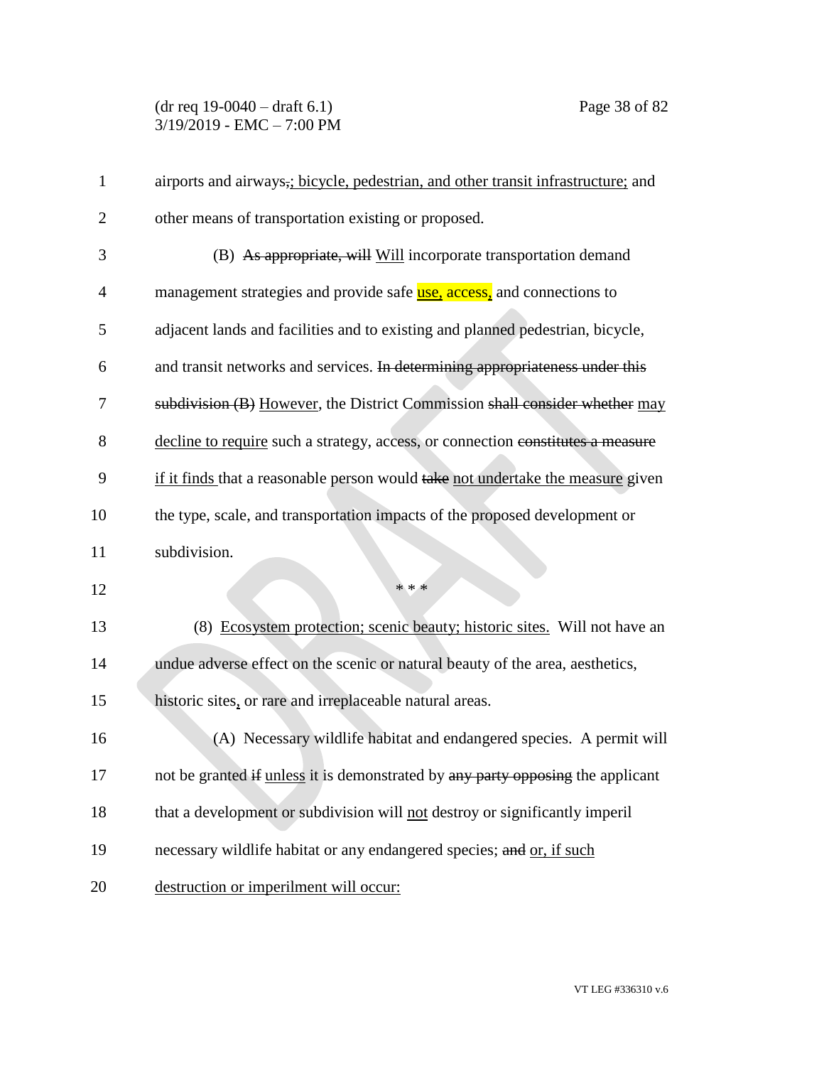airports and airways,; bicycle, pedestrian, and other transit infrastructure; and other means of transportation existing or proposed.

(B) As appropriate, will Will incorporate transportation demand management strategies and provide safe use, access, and connections to adjacent lands and facilities and to existing and planned pedestrian, bicycle, and transit networks and services. In determining appropriateness under this subdivision (B) However, the District Commission shall consider whether may decline to require such a strategy, access, or connection constitutes a measure if it finds that a reasonable person would take not undertake the measure given the type, scale, and transportation impacts of the proposed development or subdivision.

\* \* \*

(8) Ecosystem protection; scenic beauty; historic sites. Will not have an undue adverse effect on the scenic or natural beauty of the area, aesthetics, historic sites, or rare and irreplaceable natural areas.

(A) Necessary wildlife habitat and endangered species. A permit will not be granted if unless it is demonstrated by any party opposing the applicant that a development or subdivision will not destroy or significantly imperil necessary wildlife habitat or any endangered species; and or, if such destruction or imperilment will occur: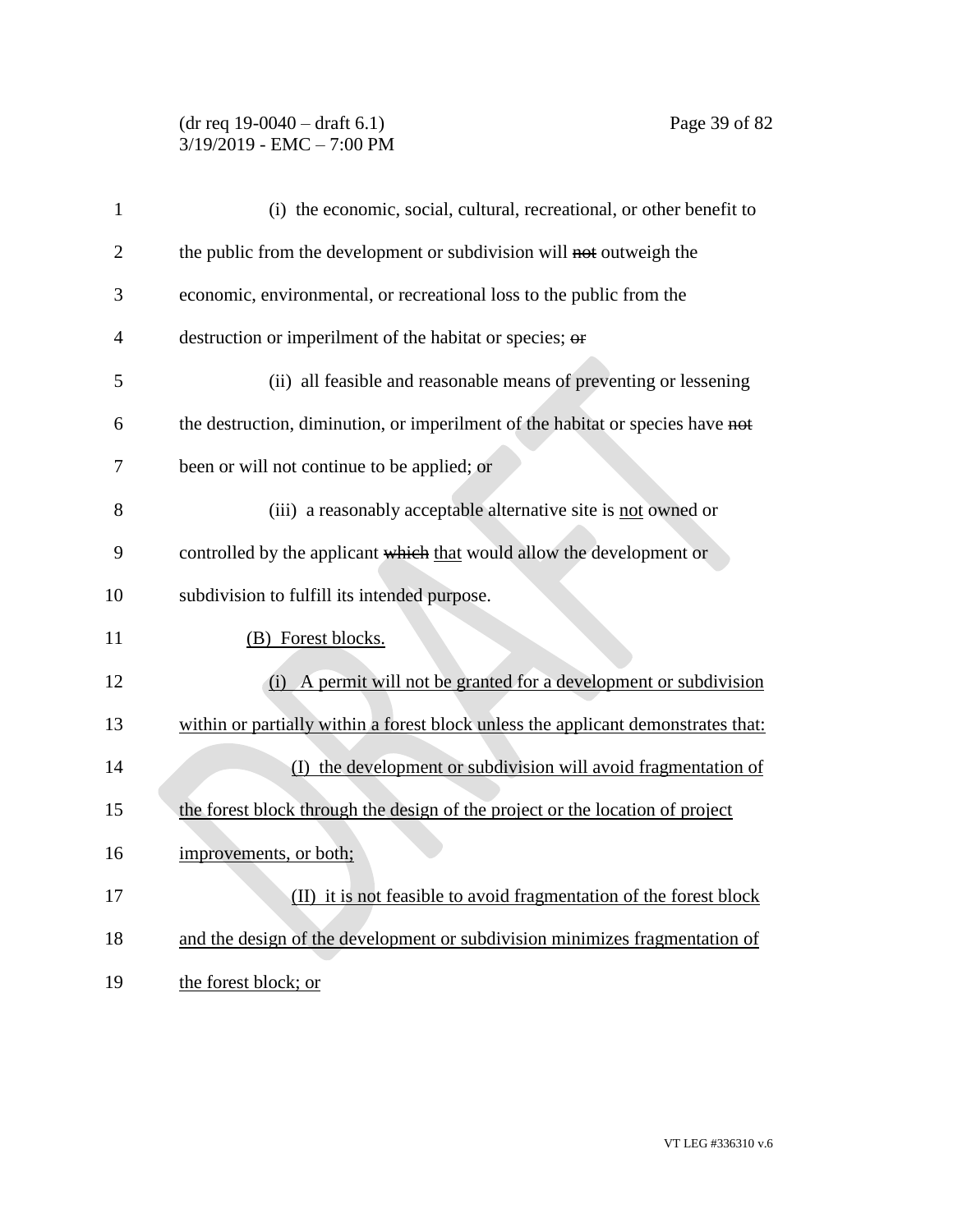(i) the economic, social, cultural, recreational, or other benefit to the public from the development or subdivision will ~~not~~ outweigh the economic, environmental, or recreational loss to the public from the destruction or imperilment of the habitat or species; ~~or~~

(ii) all feasible and reasonable means of preventing or lessening the destruction, diminution, or imperilment of the habitat or species have ~~not~~ been or will not continue to be applied; or

(iii) a reasonably acceptable alternative site is <u>not</u> owned or controlled by the applicant ~~which~~ <u>that</u> would allow the development or subdivision to fulfill its intended purpose.

<u>(B) Forest blocks.</u>

<u>(i) A permit will not be granted for a development or subdivision within or partially within a forest block unless the applicant demonstrates that:</u>

<u>(I) the development or subdivision will avoid fragmentation of the forest block through the design of the project or the location of project improvements, or both;</u>

<u>(II) it is not feasible to avoid fragmentation of the forest block and the design of the development or subdivision minimizes fragmentation of the forest block; or</u>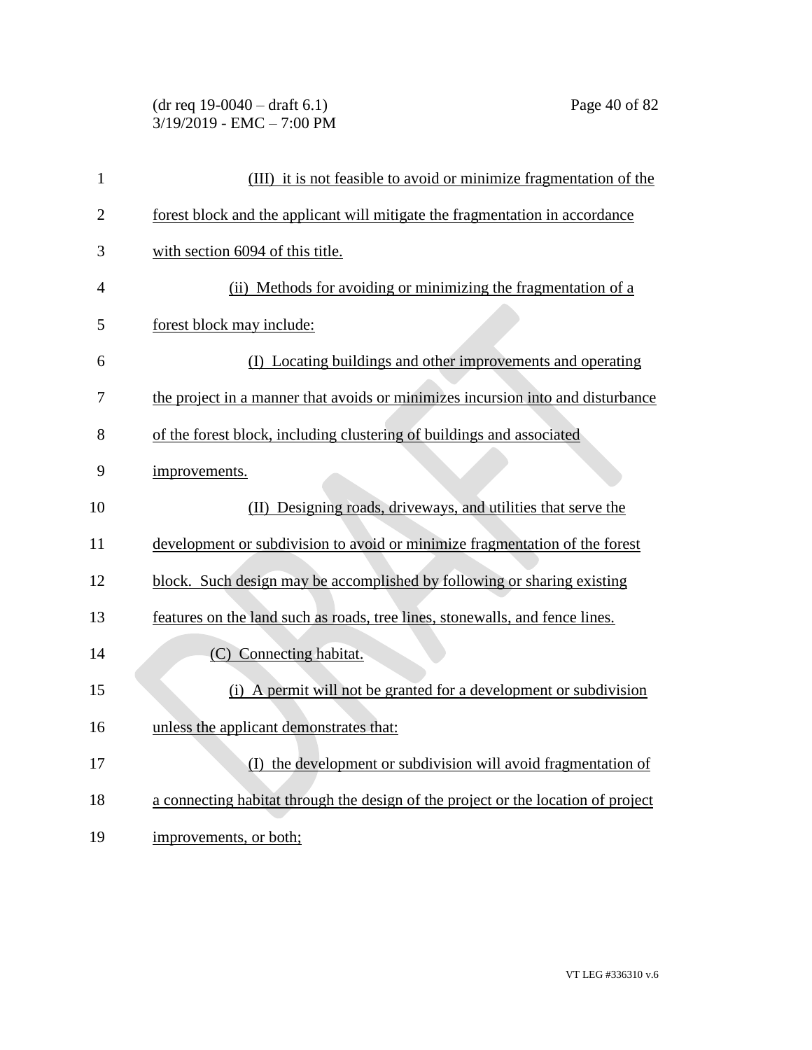(III) it is not feasible to avoid or minimize fragmentation of the forest block and the applicant will mitigate the fragmentation in accordance with section 6094 of this title.

(ii) Methods for avoiding or minimizing the fragmentation of a forest block may include:

(I) Locating buildings and other improvements and operating the project in a manner that avoids or minimizes incursion into and disturbance of the forest block, including clustering of buildings and associated improvements.

(II) Designing roads, driveways, and utilities that serve the development or subdivision to avoid or minimize fragmentation of the forest block. Such design may be accomplished by following or sharing existing features on the land such as roads, tree lines, stonewalls, and fence lines.

(C) Connecting habitat.

(i) A permit will not be granted for a development or subdivision unless the applicant demonstrates that:

(I) the development or subdivision will avoid fragmentation of a connecting habitat through the design of the project or the location of project improvements, or both;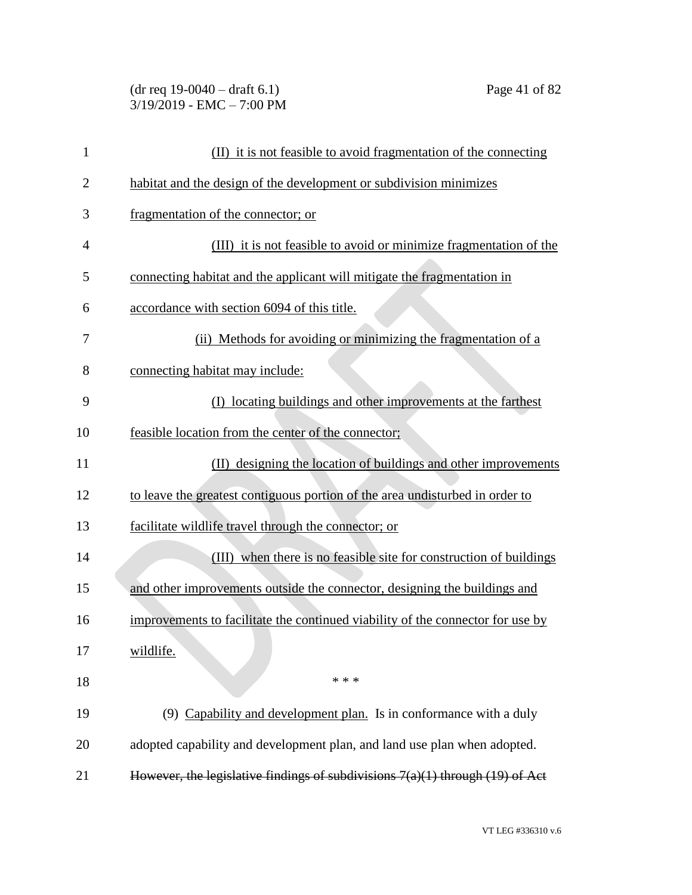(II) it is not feasible to avoid fragmentation of the connecting habitat and the design of the development or subdivision minimizes fragmentation of the connector; or

(III) it is not feasible to avoid or minimize fragmentation of the connecting habitat and the applicant will mitigate the fragmentation in accordance with section 6094 of this title.

(ii) Methods for avoiding or minimizing the fragmentation of a connecting habitat may include:

(I) locating buildings and other improvements at the farthest feasible location from the center of the connector;

(II) designing the location of buildings and other improvements to leave the greatest contiguous portion of the area undisturbed in order to facilitate wildlife travel through the connector; or

(III) when there is no feasible site for construction of buildings and other improvements outside the connector, designing the buildings and improvements to facilitate the continued viability of the connector for use by wildlife.

\* \* \*

(9) Capability and development plan. Is in conformance with a duly adopted capability and development plan, and land use plan when adopted. ~~However, the legislative findings of subdivisions 7(a)(1) through (19) of Act~~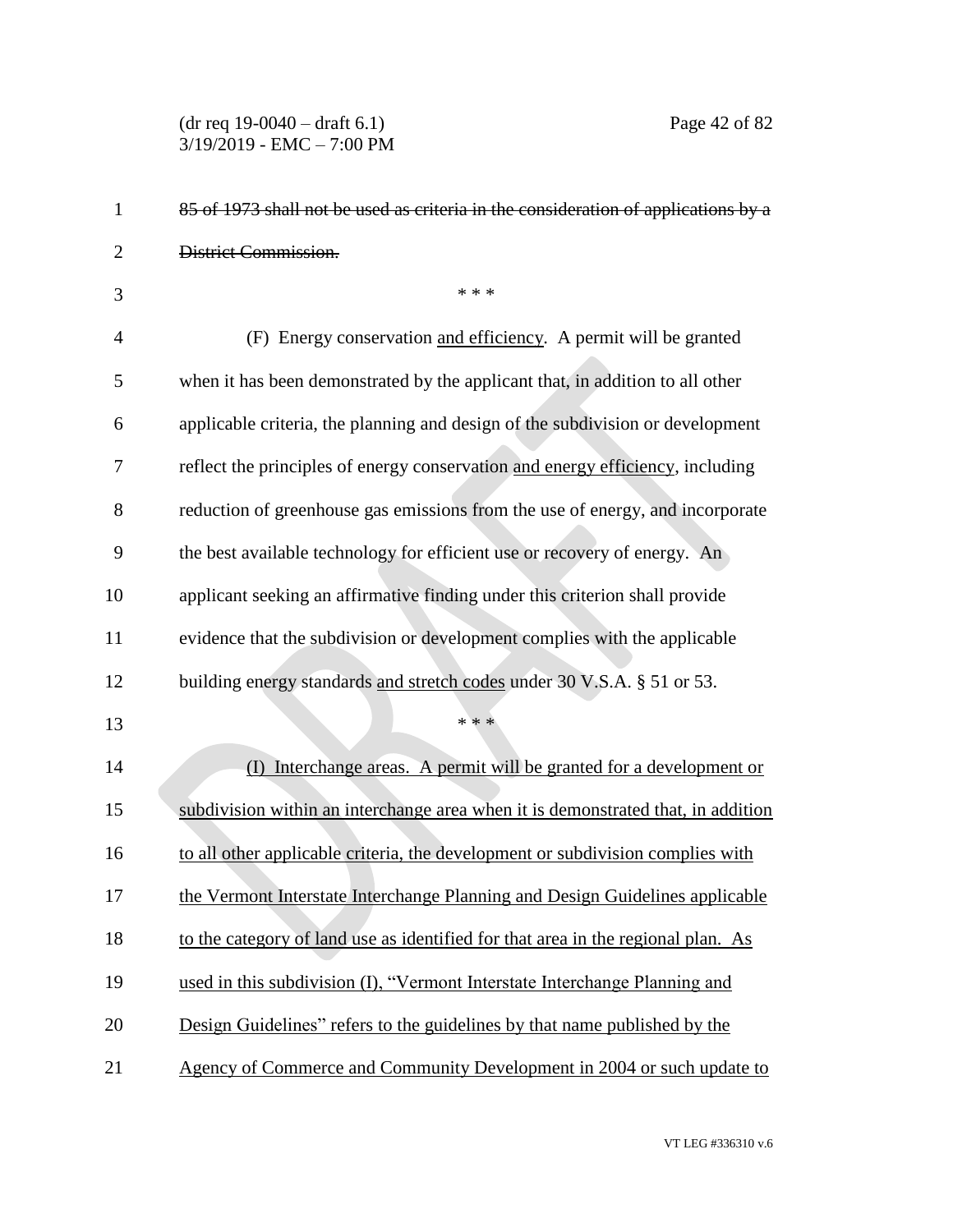~~85 of 1973 shall not be used as criteria in the consideration of applications by a District Commission.~~

\* \* \*

(F) Energy conservation <u>and efficiency</u>. A permit will be granted when it has been demonstrated by the applicant that, in addition to all other applicable criteria, the planning and design of the subdivision or development reflect the principles of energy conservation <u>and energy efficiency</u>, including reduction of greenhouse gas emissions from the use of energy, and incorporate the best available technology for efficient use or recovery of energy. An applicant seeking an affirmative finding under this criterion shall provide evidence that the subdivision or development complies with the applicable building energy standards <u>and stretch codes</u> under 30 V.S.A. § 51 or 53.

\* \* \*

<u>(I) Interchange areas. A permit will be granted for a development or subdivision within an interchange area when it is demonstrated that, in addition to all other applicable criteria, the development or subdivision complies with the Vermont Interstate Interchange Planning and Design Guidelines applicable to the category of land use as identified for that area in the regional plan. As used in this subdivision (I), "Vermont Interstate Interchange Planning and Design Guidelines" refers to the guidelines by that name published by the Agency of Commerce and Community Development in 2004 or such update to</u>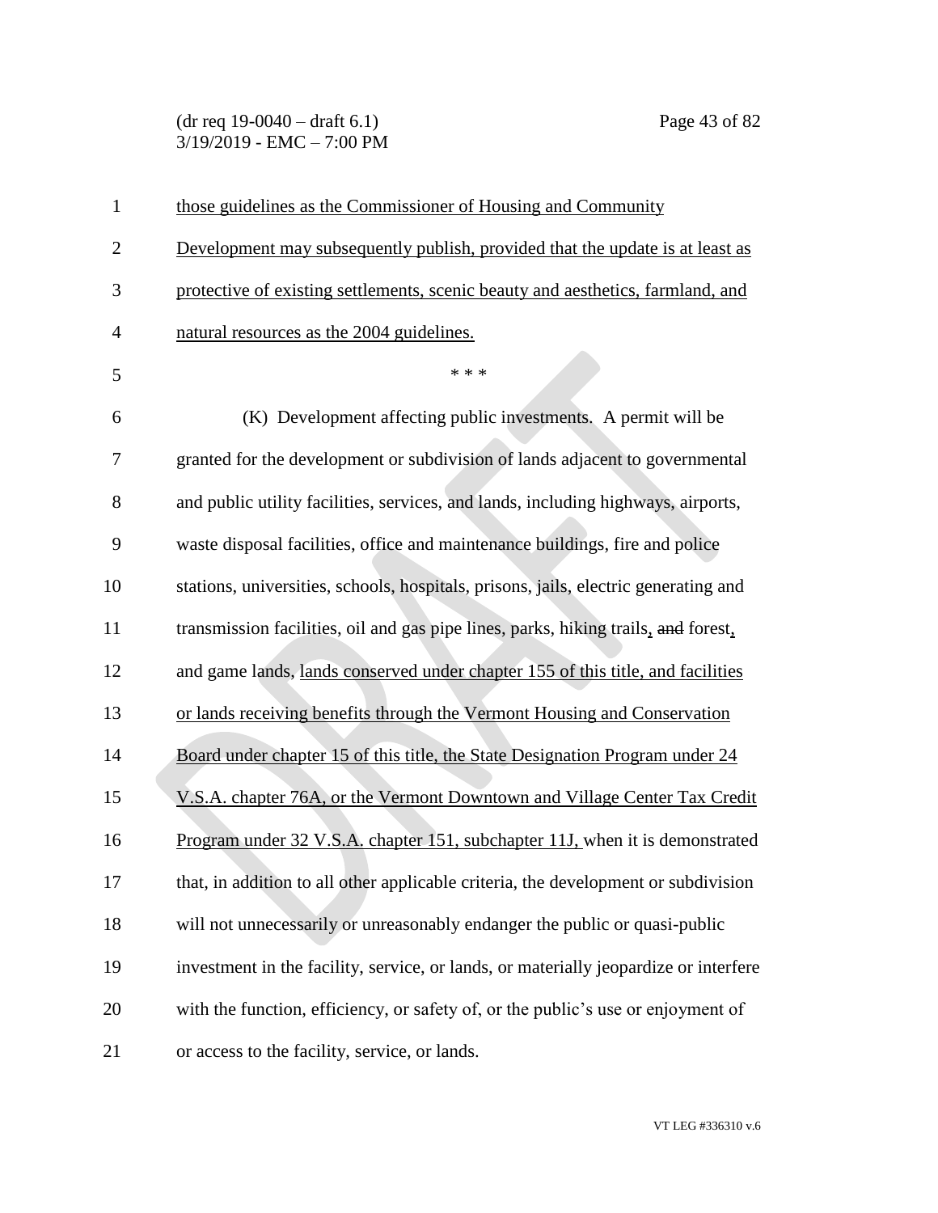those guidelines as the Commissioner of Housing and Community Development may subsequently publish, provided that the update is at least as protective of existing settlements, scenic beauty and aesthetics, farmland, and natural resources as the 2004 guidelines.

\* \* \*

(K) Development affecting public investments. A permit will be granted for the development or subdivision of lands adjacent to governmental and public utility facilities, services, and lands, including highways, airports, waste disposal facilities, office and maintenance buildings, fire and police stations, universities, schools, hospitals, prisons, jails, electric generating and transmission facilities, oil and gas pipe lines, parks, hiking trails, ~~and~~ forest, and game lands, lands conserved under chapter 155 of this title, and facilities or lands receiving benefits through the Vermont Housing and Conservation Board under chapter 15 of this title, the State Designation Program under 24 V.S.A. chapter 76A, or the Vermont Downtown and Village Center Tax Credit Program under 32 V.S.A. chapter 151, subchapter 11J, when it is demonstrated that, in addition to all other applicable criteria, the development or subdivision will not unnecessarily or unreasonably endanger the public or quasi-public investment in the facility, service, or lands, or materially jeopardize or interfere with the function, efficiency, or safety of, or the public's use or enjoyment of or access to the facility, service, or lands.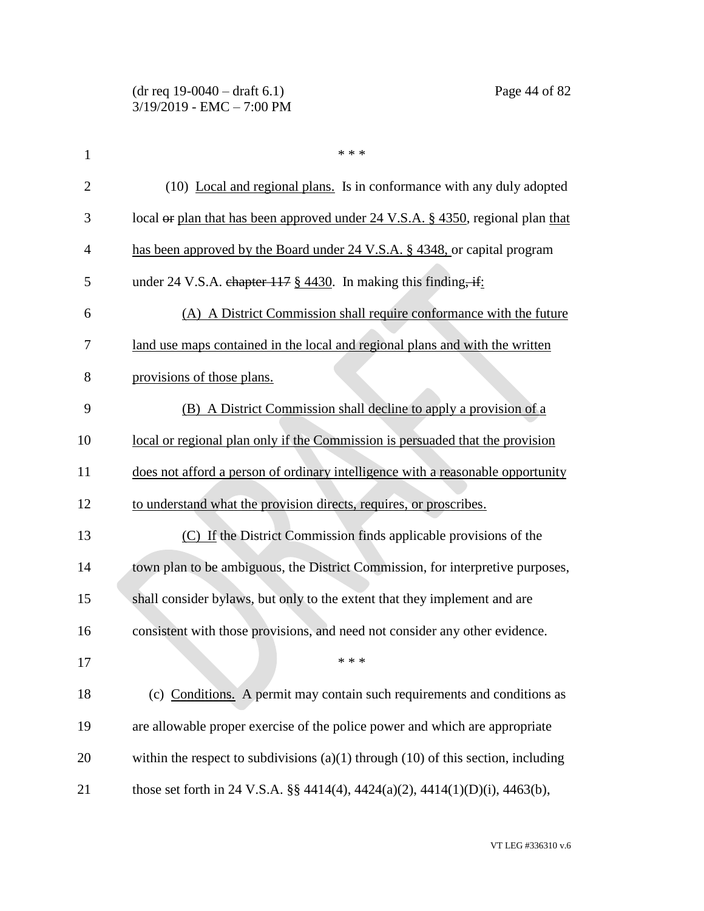\* \* \*

(10) Local and regional plans. Is in conformance with any duly adopted local ~~or~~ plan that has been approved under 24 V.S.A. § 4350, regional plan that has been approved by the Board under 24 V.S.A. § 4348, or capital program under 24 V.S.A. ~~chapter 117~~ § 4430. In making this finding~~, if~~:

(A) A District Commission shall require conformance with the future land use maps contained in the local and regional plans and with the written provisions of those plans.

(B) A District Commission shall decline to apply a provision of a local or regional plan only if the Commission is persuaded that the provision does not afford a person of ordinary intelligence with a reasonable opportunity to understand what the provision directs, requires, or proscribes.

(C) If the District Commission finds applicable provisions of the town plan to be ambiguous, the District Commission, for interpretive purposes, shall consider bylaws, but only to the extent that they implement and are consistent with those provisions, and need not consider any other evidence.

\* \* \*

(c) Conditions. A permit may contain such requirements and conditions as are allowable proper exercise of the police power and which are appropriate within the respect to subdivisions (a)(1) through (10) of this section, including those set forth in 24 V.S.A. §§ 4414(4), 4424(a)(2), 4414(1)(D)(i), 4463(b),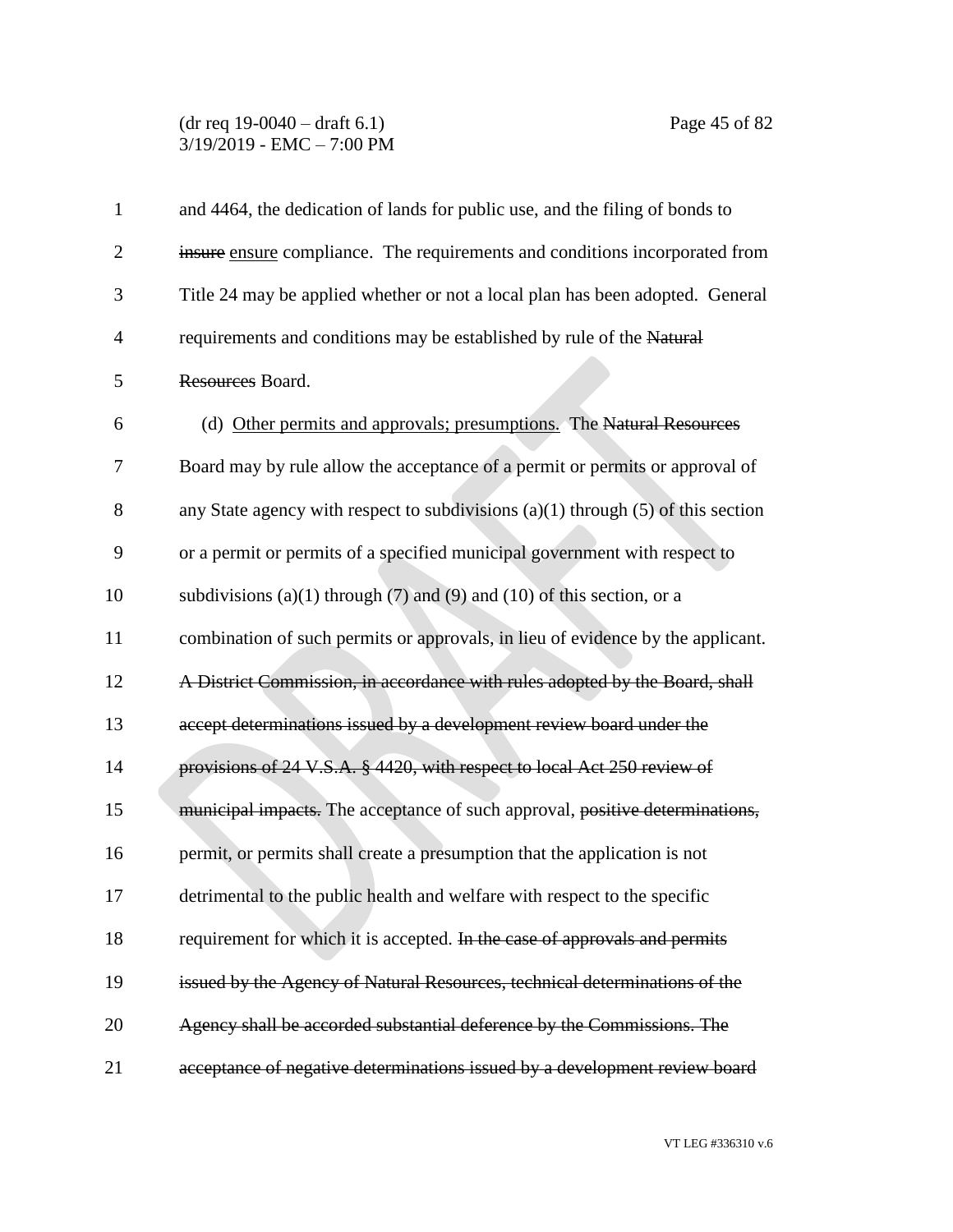and 4464, the dedication of lands for public use, and the filing of bonds to ~~insure~~ <u>ensure</u> compliance. The requirements and conditions incorporated from Title 24 may be applied whether or not a local plan has been adopted. General requirements and conditions may be established by rule of the ~~Natural Resources~~ Board.

(d) <u>Other permits and approvals; presumptions.</u> The ~~Natural Resources~~ Board may by rule allow the acceptance of a permit or permits or approval of any State agency with respect to subdivisions (a)(1) through (5) of this section or a permit or permits of a specified municipal government with respect to subdivisions (a)(1) through (7) and (9) and (10) of this section, or a combination of such permits or approvals, in lieu of evidence by the applicant. ~~A District Commission, in accordance with rules adopted by the Board, shall accept determinations issued by a development review board under the provisions of 24 V.S.A. § 4420, with respect to local Act 250 review of municipal impacts.~~ The acceptance of such approval, ~~positive determinations,~~ permit, or permits shall create a presumption that the application is not detrimental to the public health and welfare with respect to the specific requirement for which it is accepted. ~~In the case of approvals and permits issued by the Agency of Natural Resources, technical determinations of the Agency shall be accorded substantial deference by the Commissions. The acceptance of negative determinations issued by a development review board~~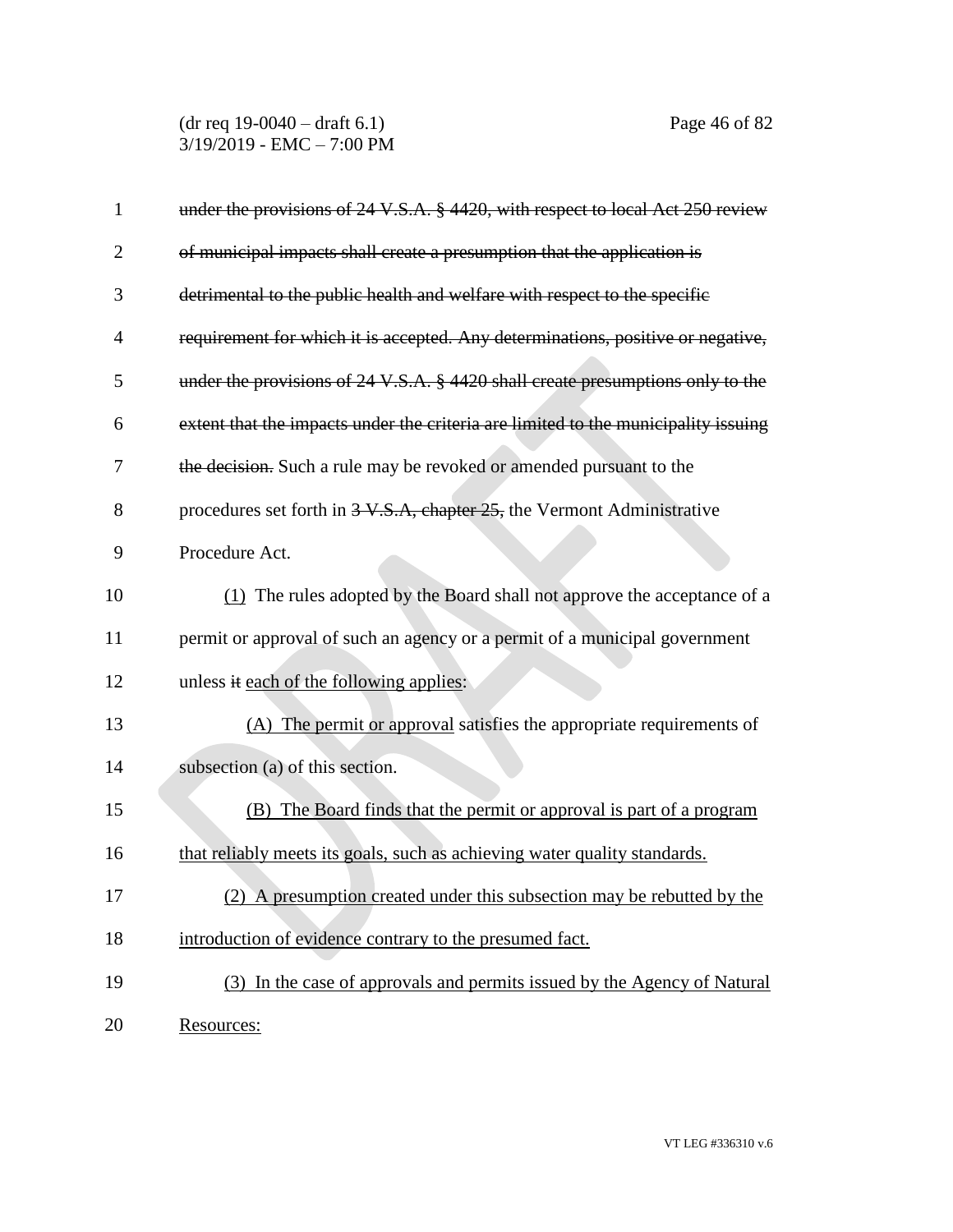~~under the provisions of 24 V.S.A. § 4420, with respect to local Act 250 review of municipal impacts shall create a presumption that the application is detrimental to the public health and welfare with respect to the specific requirement for which it is accepted. Any determinations, positive or negative, under the provisions of 24 V.S.A. § 4420 shall create presumptions only to the extent that the impacts under the criteria are limited to the municipality issuing the decision.~~ Such a rule may be revoked or amended pursuant to the procedures set forth in ~~3 V.S.A, chapter 25,~~ the Vermont Administrative Procedure Act.

<u>(1)</u> The rules adopted by the Board shall not approve the acceptance of a permit or approval of such an agency or a permit of a municipal government unless ~~it~~ <u>each of the following applies</u>:

<u>(A) The permit or approval</u> satisfies the appropriate requirements of subsection (a) of this section.

<u>(B) The Board finds that the permit or approval is part of a program that reliably meets its goals, such as achieving water quality standards.</u>

<u>(2) A presumption created under this subsection may be rebutted by the introduction of evidence contrary to the presumed fact.</u>

<u>(3) In the case of approvals and permits issued by the Agency of Natural Resources:</u>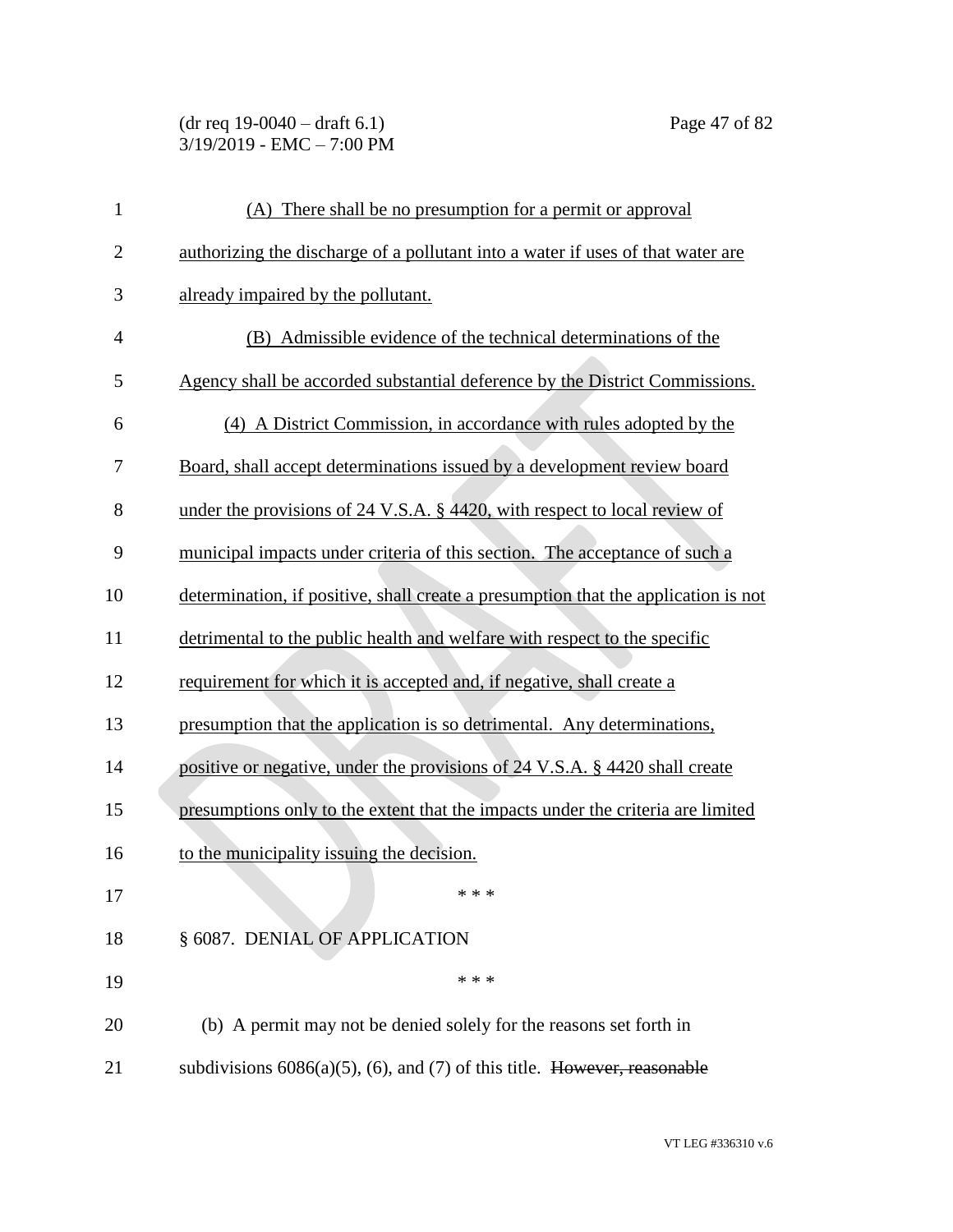(A) There shall be no presumption for a permit or approval authorizing the discharge of a pollutant into a water if uses of that water are already impaired by the pollutant.

(B) Admissible evidence of the technical determinations of the Agency shall be accorded substantial deference by the District Commissions.

(4) A District Commission, in accordance with rules adopted by the Board, shall accept determinations issued by a development review board under the provisions of 24 V.S.A. § 4420, with respect to local review of municipal impacts under criteria of this section. The acceptance of such a determination, if positive, shall create a presumption that the application is not detrimental to the public health and welfare with respect to the specific requirement for which it is accepted and, if negative, shall create a presumption that the application is so detrimental. Any determinations, positive or negative, under the provisions of 24 V.S.A. § 4420 shall create presumptions only to the extent that the impacts under the criteria are limited to the municipality issuing the decision.

\* \* \*

§ 6087. DENIAL OF APPLICATION

\* \* \*

(b) A permit may not be denied solely for the reasons set forth in subdivisions 6086(a)(5), (6), and (7) of this title. ~~However, reasonable~~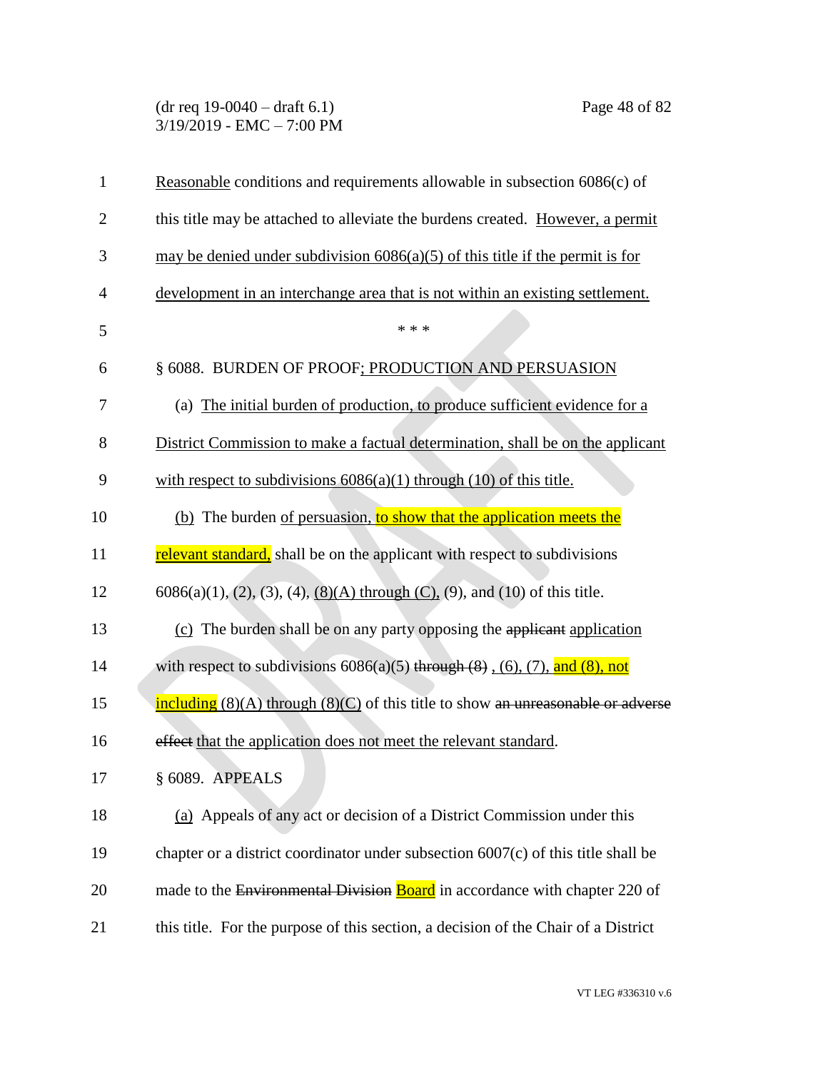Reasonable conditions and requirements allowable in subsection 6086(c) of this title may be attached to alleviate the burdens created. However, a permit may be denied under subdivision 6086(a)(5) of this title if the permit is for development in an interchange area that is not within an existing settlement.

\* \* \*

§ 6088. BURDEN OF PROOF; PRODUCTION AND PERSUASION

(a) The initial burden of production, to produce sufficient evidence for a District Commission to make a factual determination, shall be on the applicant with respect to subdivisions 6086(a)(1) through (10) of this title.

(b) The burden of persuasion, to show that the application meets the relevant standard, shall be on the applicant with respect to subdivisions 6086(a)(1), (2), (3), (4), (8)(A) through (C), (9), and (10) of this title.

(c) The burden shall be on any party opposing the ~~applicant~~ application with respect to subdivisions 6086(a)(5) ~~through (8)~~ , (6), (7), and (8), not including (8)(A) through (8)(C) of this title to show ~~an unreasonable or adverse effect~~ that the application does not meet the relevant standard.

§ 6089. APPEALS

(a) Appeals of any act or decision of a District Commission under this chapter or a district coordinator under subsection 6007(c) of this title shall be made to the ~~Environmental Division~~ Board in accordance with chapter 220 of this title. For the purpose of this section, a decision of the Chair of a District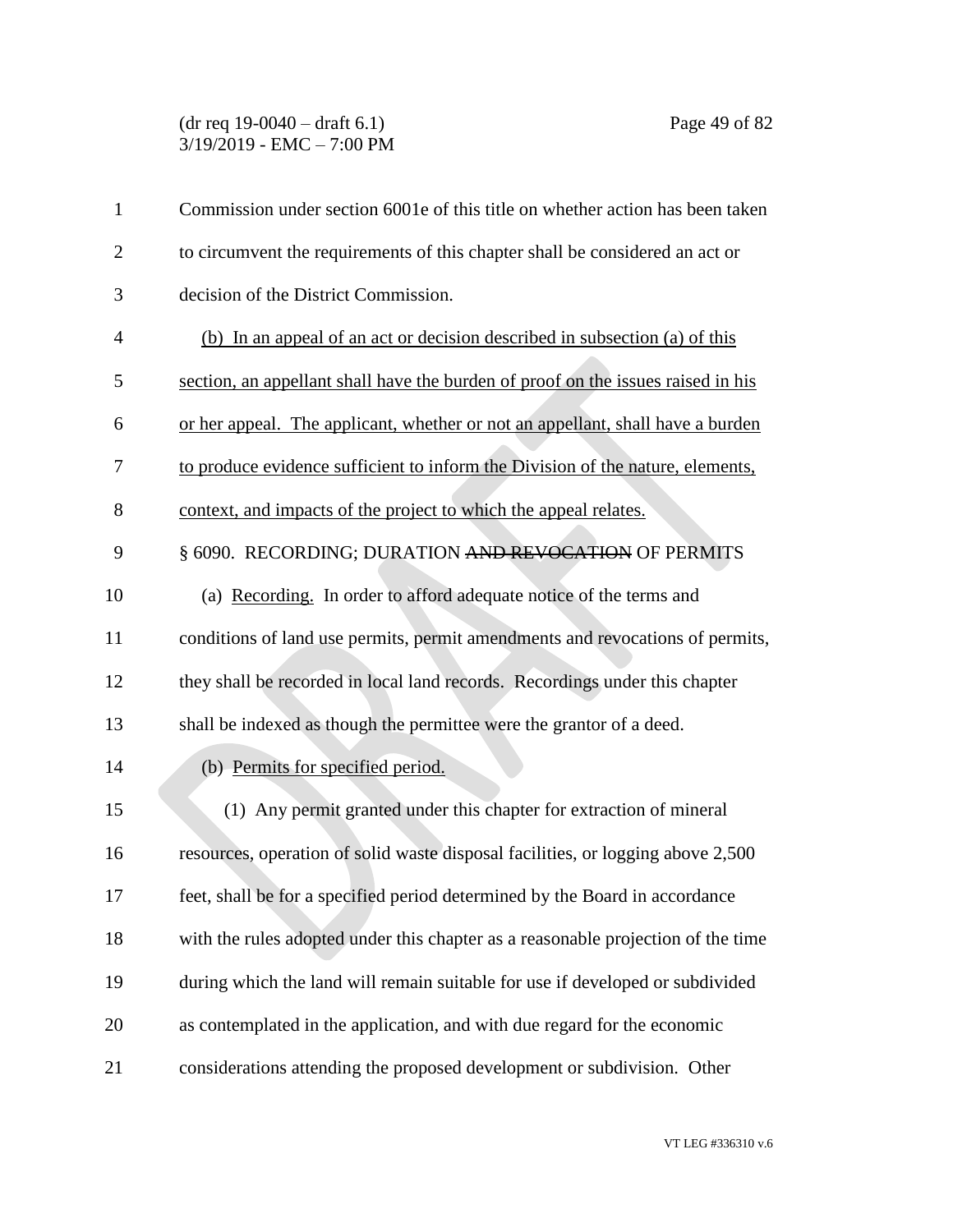Commission under section 6001e of this title on whether action has been taken to circumvent the requirements of this chapter shall be considered an act or decision of the District Commission.

<u>(b) In an appeal of an act or decision described in subsection (a) of this section, an appellant shall have the burden of proof on the issues raised in his or her appeal. The applicant, whether or not an appellant, shall have a burden to produce evidence sufficient to inform the Division of the nature, elements, context, and impacts of the project to which the appeal relates.</u>

§ 6090. RECORDING; DURATION ~~AND REVOCATION~~ OF PERMITS

(a) <u>Recording.</u> In order to afford adequate notice of the terms and conditions of land use permits, permit amendments and revocations of permits, they shall be recorded in local land records. Recordings under this chapter shall be indexed as though the permittee were the grantor of a deed.

(b) <u>Permits for specified period.</u>

(1) Any permit granted under this chapter for extraction of mineral resources, operation of solid waste disposal facilities, or logging above 2,500 feet, shall be for a specified period determined by the Board in accordance with the rules adopted under this chapter as a reasonable projection of the time during which the land will remain suitable for use if developed or subdivided as contemplated in the application, and with due regard for the economic considerations attending the proposed development or subdivision. Other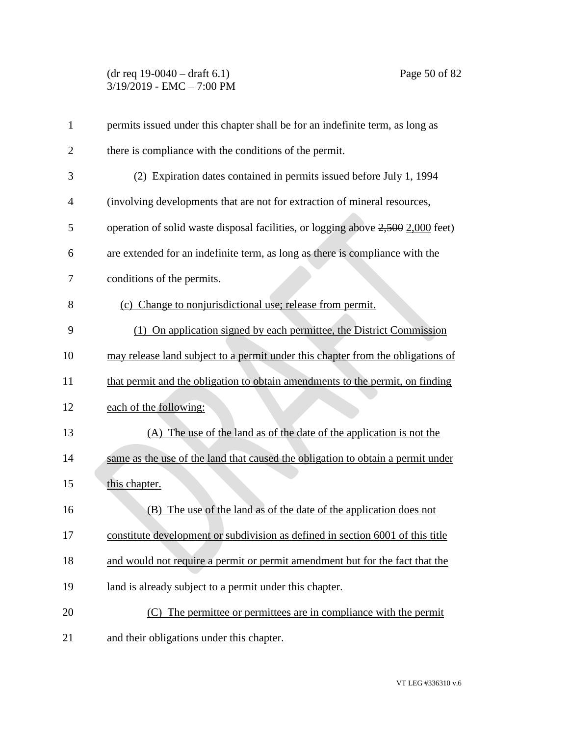permits issued under this chapter shall be for an indefinite term, as long as there is compliance with the conditions of the permit.

(2) Expiration dates contained in permits issued before July 1, 1994 (involving developments that are not for extraction of mineral resources, operation of solid waste disposal facilities, or logging above ~~2,500~~ <u>2,000</u> feet) are extended for an indefinite term, as long as there is compliance with the conditions of the permits.

<u>(c) Change to nonjurisdictional use; release from permit.</u>

<u>(1) On application signed by each permittee, the District Commission may release land subject to a permit under this chapter from the obligations of that permit and the obligation to obtain amendments to the permit, on finding each of the following:</u>

<u>(A) The use of the land as of the date of the application is not the same as the use of the land that caused the obligation to obtain a permit under this chapter.</u>

<u>(B) The use of the land as of the date of the application does not constitute development or subdivision as defined in section 6001 of this title and would not require a permit or permit amendment but for the fact that the land is already subject to a permit under this chapter.</u>

<u>(C) The permittee or permittees are in compliance with the permit and their obligations under this chapter.</u>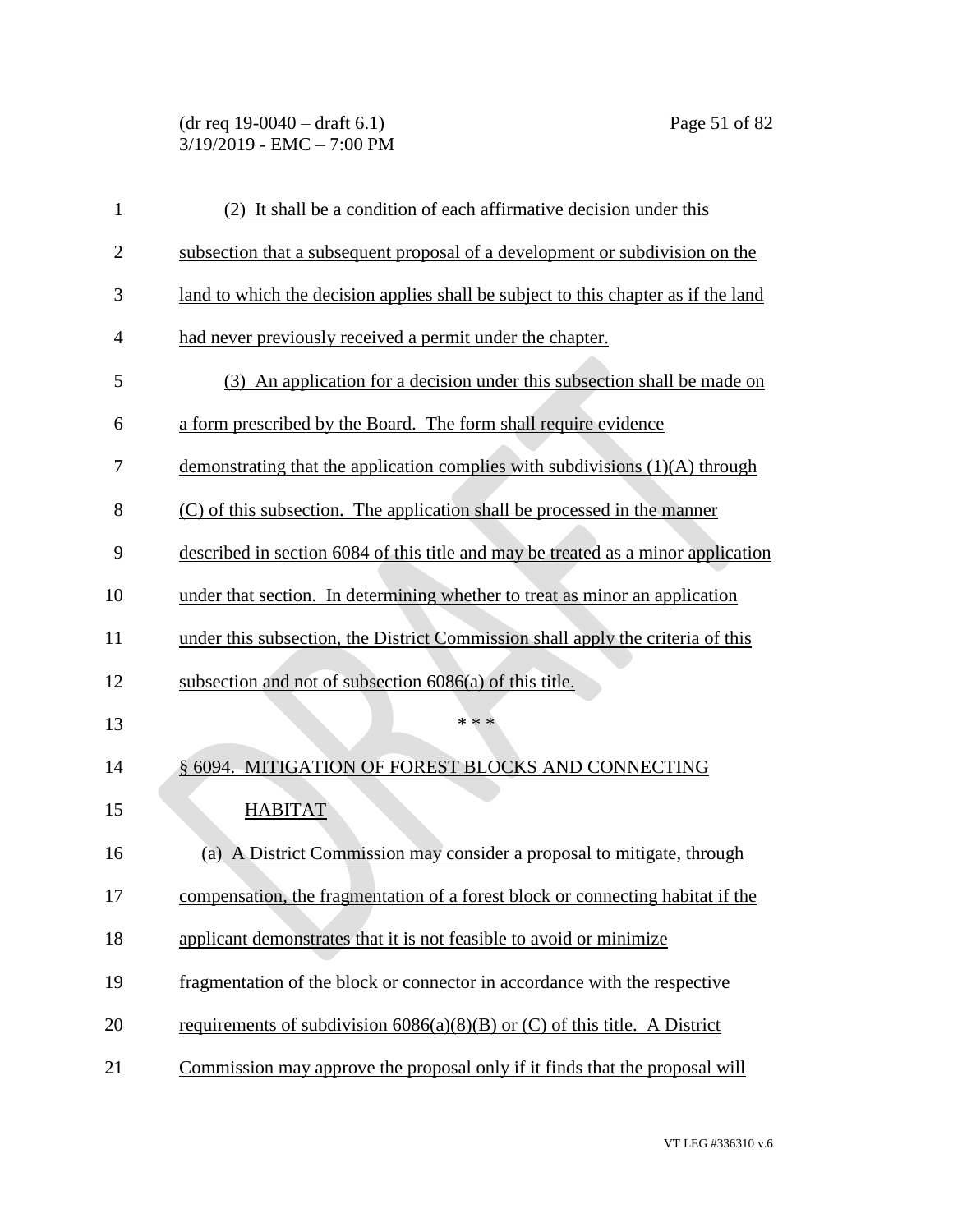(2) It shall be a condition of each affirmative decision under this subsection that a subsequent proposal of a development or subdivision on the land to which the decision applies shall be subject to this chapter as if the land had never previously received a permit under the chapter.

(3) An application for a decision under this subsection shall be made on a form prescribed by the Board. The form shall require evidence demonstrating that the application complies with subdivisions (1)(A) through (C) of this subsection. The application shall be processed in the manner described in section 6084 of this title and may be treated as a minor application under that section. In determining whether to treat as minor an application under this subsection, the District Commission shall apply the criteria of this subsection and not of subsection 6086(a) of this title.

\* \* \*

§ 6094. MITIGATION OF FOREST BLOCKS AND CONNECTING HABITAT

(a) A District Commission may consider a proposal to mitigate, through compensation, the fragmentation of a forest block or connecting habitat if the applicant demonstrates that it is not feasible to avoid or minimize fragmentation of the block or connector in accordance with the respective requirements of subdivision 6086(a)(8)(B) or (C) of this title. A District Commission may approve the proposal only if it finds that the proposal will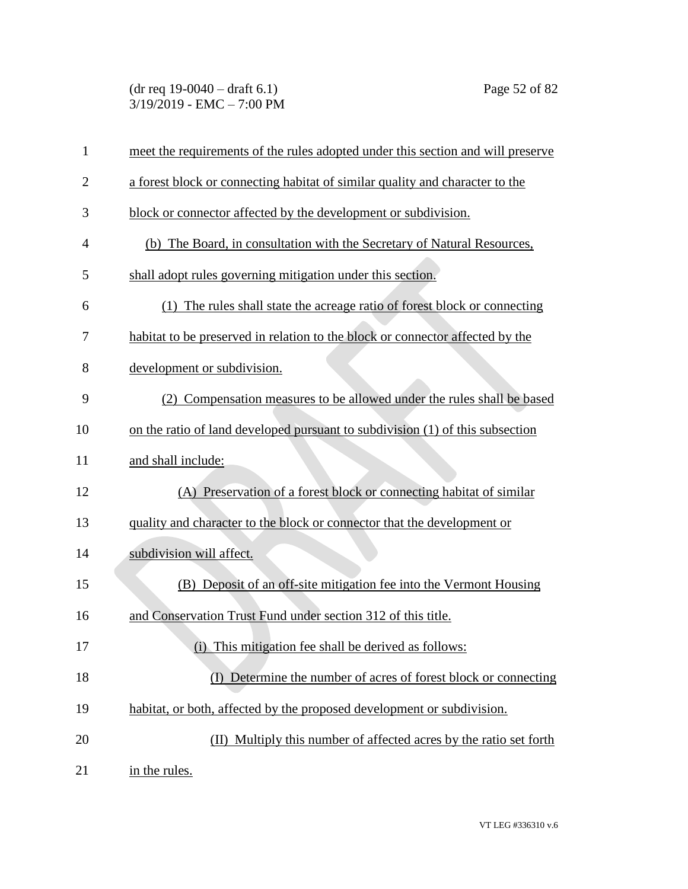meet the requirements of the rules adopted under this section and will preserve a forest block or connecting habitat of similar quality and character to the block or connector affected by the development or subdivision.

(b) The Board, in consultation with the Secretary of Natural Resources, shall adopt rules governing mitigation under this section.

(1) The rules shall state the acreage ratio of forest block or connecting habitat to be preserved in relation to the block or connector affected by the development or subdivision.

(2) Compensation measures to be allowed under the rules shall be based on the ratio of land developed pursuant to subdivision (1) of this subsection and shall include:

(A) Preservation of a forest block or connecting habitat of similar quality and character to the block or connector that the development or subdivision will affect.

(B) Deposit of an off-site mitigation fee into the Vermont Housing and Conservation Trust Fund under section 312 of this title.

(i) This mitigation fee shall be derived as follows:

(I) Determine the number of acres of forest block or connecting habitat, or both, affected by the proposed development or subdivision.

(II) Multiply this number of affected acres by the ratio set forth in the rules.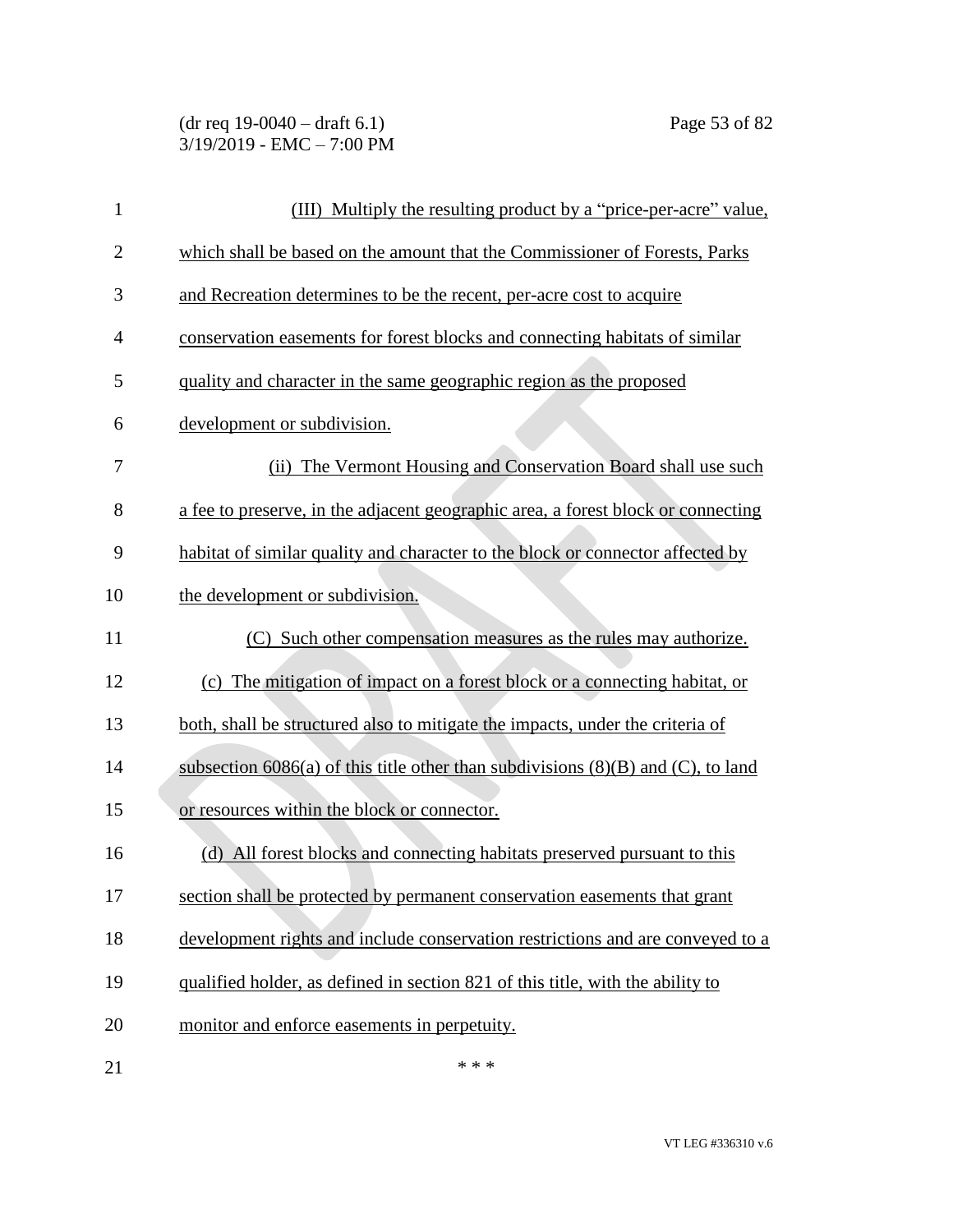(III) Multiply the resulting product by a "price-per-acre" value, which shall be based on the amount that the Commissioner of Forests, Parks and Recreation determines to be the recent, per-acre cost to acquire conservation easements for forest blocks and connecting habitats of similar quality and character in the same geographic region as the proposed development or subdivision.

(ii) The Vermont Housing and Conservation Board shall use such a fee to preserve, in the adjacent geographic area, a forest block or connecting habitat of similar quality and character to the block or connector affected by the development or subdivision.

(C) Such other compensation measures as the rules may authorize.

(c) The mitigation of impact on a forest block or a connecting habitat, or both, shall be structured also to mitigate the impacts, under the criteria of subsection 6086(a) of this title other than subdivisions (8)(B) and (C), to land or resources within the block or connector.

(d) All forest blocks and connecting habitats preserved pursuant to this section shall be protected by permanent conservation easements that grant development rights and include conservation restrictions and are conveyed to a qualified holder, as defined in section 821 of this title, with the ability to monitor and enforce easements in perpetuity.

\* \* \*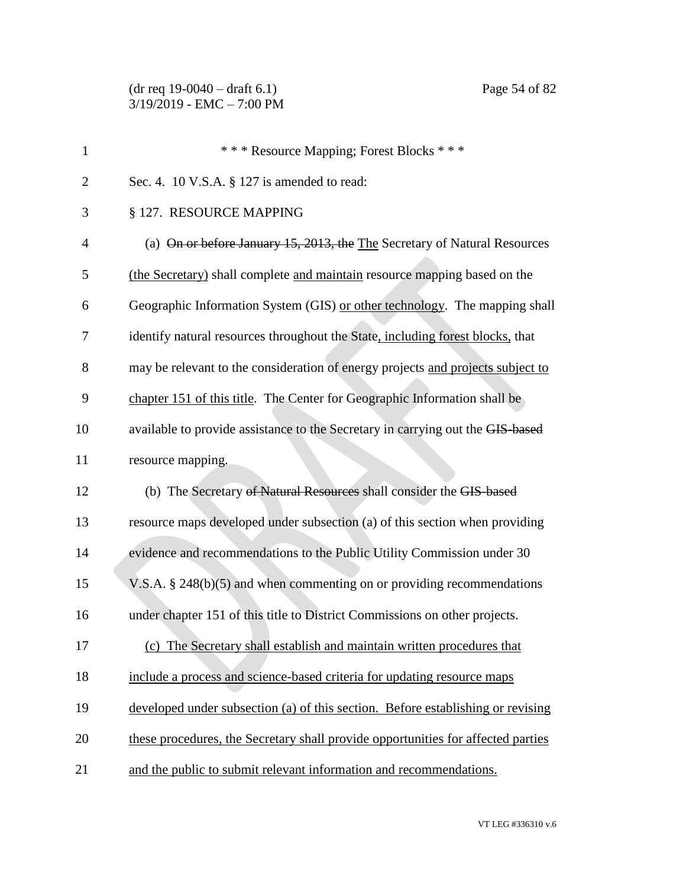\* \* \* Resource Mapping; Forest Blocks \* \* \*

Sec. 4. 10 V.S.A. § 127 is amended to read:

§ 127. RESOURCE MAPPING

(a) ~~On or before January 15, 2013, the~~ <u>The</u> Secretary of Natural Resources <u>(the Secretary)</u> shall complete <u>and maintain</u> resource mapping based on the Geographic Information System (GIS) <u>or other technology</u>. The mapping shall identify natural resources throughout the State<u>, including forest blocks,</u> that may be relevant to the consideration of energy projects <u>and projects subject to chapter 151 of this title</u>. The Center for Geographic Information shall be available to provide assistance to the Secretary in carrying out the ~~GIS-based~~ resource mapping.

(b) The Secretary ~~of Natural Resources~~ shall consider the ~~GIS-based~~ resource maps developed under subsection (a) of this section when providing evidence and recommendations to the Public Utility Commission under 30 V.S.A. § 248(b)(5) and when commenting on or providing recommendations under chapter 151 of this title to District Commissions on other projects.

<u>(c) The Secretary shall establish and maintain written procedures that include a process and science-based criteria for updating resource maps developed under subsection (a) of this section. Before establishing or revising these procedures, the Secretary shall provide opportunities for affected parties and the public to submit relevant information and recommendations.</u>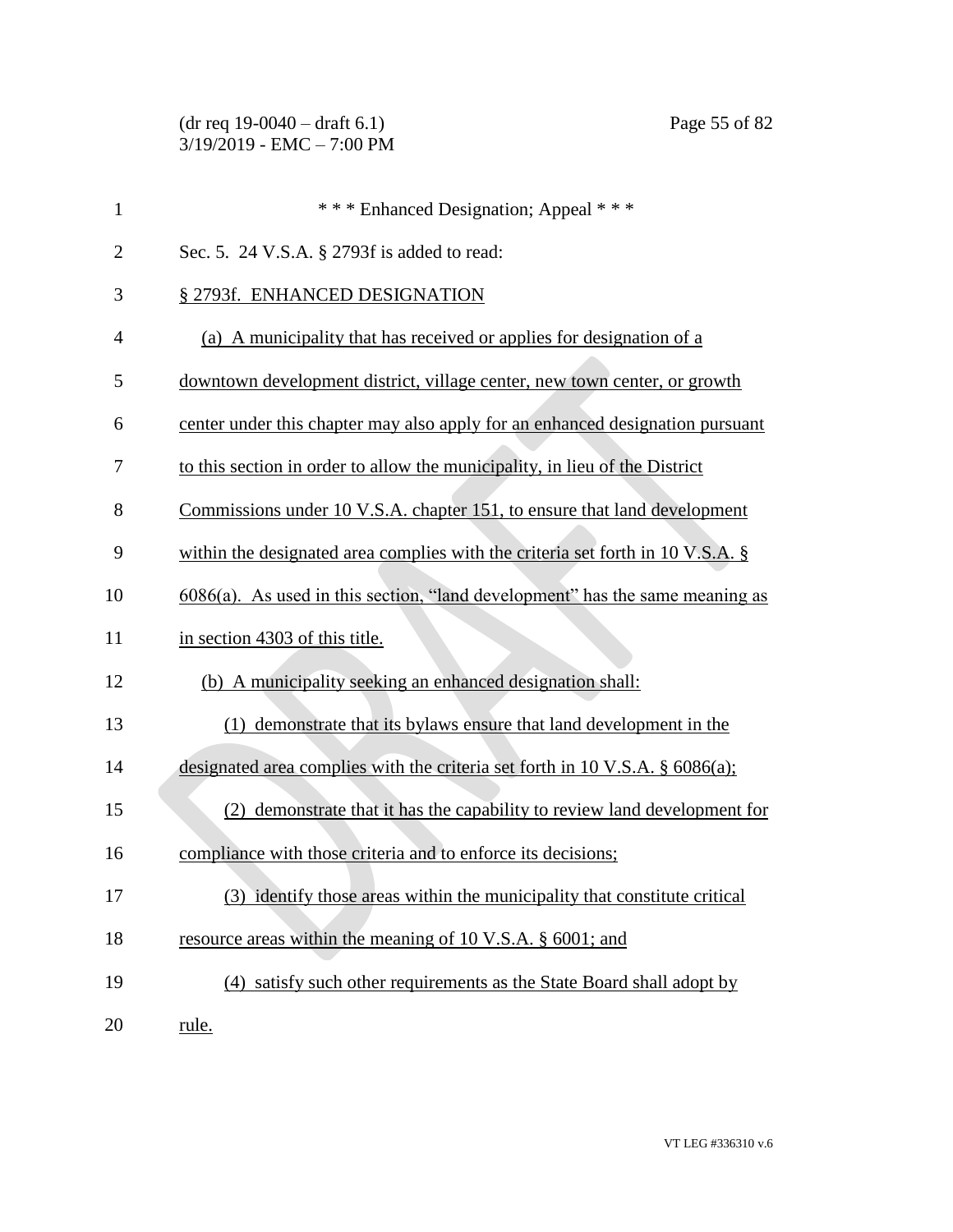\* \* \* Enhanced Designation; Appeal \* \* \*

Sec. 5. 24 V.S.A. § 2793f is added to read:

§ 2793f. ENHANCED DESIGNATION

(a) A municipality that has received or applies for designation of a downtown development district, village center, new town center, or growth center under this chapter may also apply for an enhanced designation pursuant to this section in order to allow the municipality, in lieu of the District Commissions under 10 V.S.A. chapter 151, to ensure that land development within the designated area complies with the criteria set forth in 10 V.S.A. § 6086(a). As used in this section, "land development" has the same meaning as in section 4303 of this title.

(b) A municipality seeking an enhanced designation shall:

(1) demonstrate that its bylaws ensure that land development in the designated area complies with the criteria set forth in 10 V.S.A. § 6086(a);

(2) demonstrate that it has the capability to review land development for compliance with those criteria and to enforce its decisions;

(3) identify those areas within the municipality that constitute critical resource areas within the meaning of 10 V.S.A. § 6001; and

(4) satisfy such other requirements as the State Board shall adopt by rule.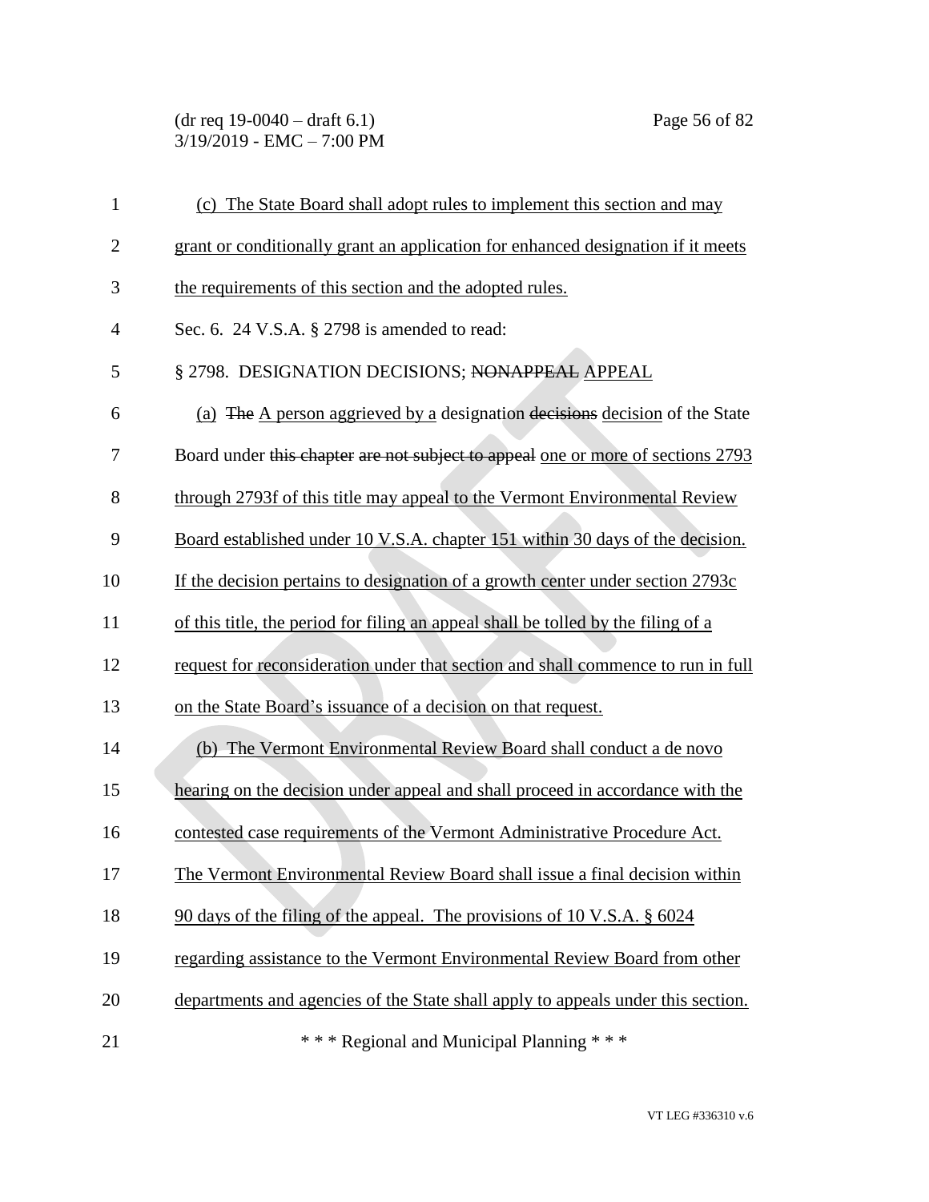(c) The State Board shall adopt rules to implement this section and may grant or conditionally grant an application for enhanced designation if it meets the requirements of this section and the adopted rules.

Sec. 6. 24 V.S.A. § 2798 is amended to read:

§ 2798. DESIGNATION DECISIONS; ~~NONAPPEAL~~ APPEAL

(a) ~~The~~ A person aggrieved by a designation ~~decisions~~ decision of the State Board under ~~this chapter are not subject to appeal~~ one or more of sections 2793 through 2793f of this title may appeal to the Vermont Environmental Review Board established under 10 V.S.A. chapter 151 within 30 days of the decision. If the decision pertains to designation of a growth center under section 2793c of this title, the period for filing an appeal shall be tolled by the filing of a request for reconsideration under that section and shall commence to run in full on the State Board's issuance of a decision on that request.

(b) The Vermont Environmental Review Board shall conduct a de novo hearing on the decision under appeal and shall proceed in accordance with the contested case requirements of the Vermont Administrative Procedure Act. The Vermont Environmental Review Board shall issue a final decision within 90 days of the filing of the appeal. The provisions of 10 V.S.A. § 6024 regarding assistance to the Vermont Environmental Review Board from other departments and agencies of the State shall apply to appeals under this section.

\* \* \* Regional and Municipal Planning \* \* \*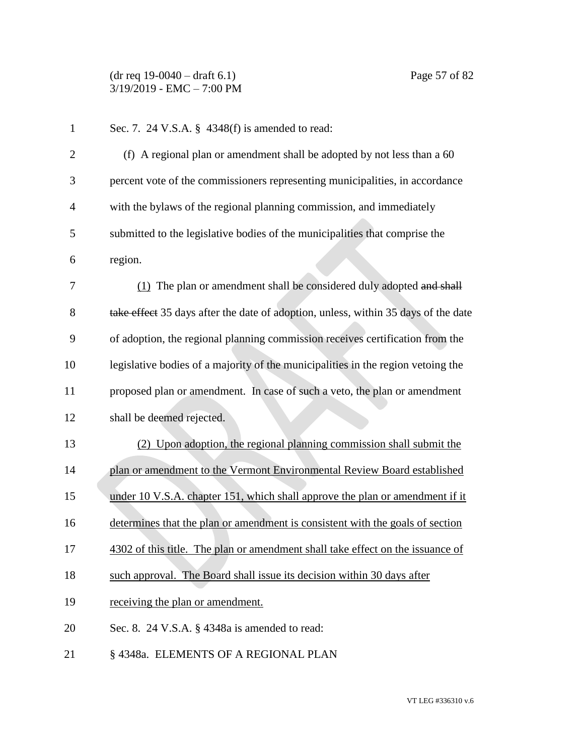Sec. 7. 24 V.S.A. § 4348(f) is amended to read:

(f) A regional plan or amendment shall be adopted by not less than a 60 percent vote of the commissioners representing municipalities, in accordance with the bylaws of the regional planning commission, and immediately submitted to the legislative bodies of the municipalities that comprise the region.

(1) The plan or amendment shall be considered duly adopted ~~and shall take effect~~ 35 days after the date of adoption, unless, within 35 days of the date of adoption, the regional planning commission receives certification from the legislative bodies of a majority of the municipalities in the region vetoing the proposed plan or amendment. In case of such a veto, the plan or amendment shall be deemed rejected.

(2) Upon adoption, the regional planning commission shall submit the plan or amendment to the Vermont Environmental Review Board established under 10 V.S.A. chapter 151, which shall approve the plan or amendment if it determines that the plan or amendment is consistent with the goals of section 4302 of this title. The plan or amendment shall take effect on the issuance of such approval. The Board shall issue its decision within 30 days after receiving the plan or amendment.

Sec. 8. 24 V.S.A. § 4348a is amended to read:

§ 4348a. ELEMENTS OF A REGIONAL PLAN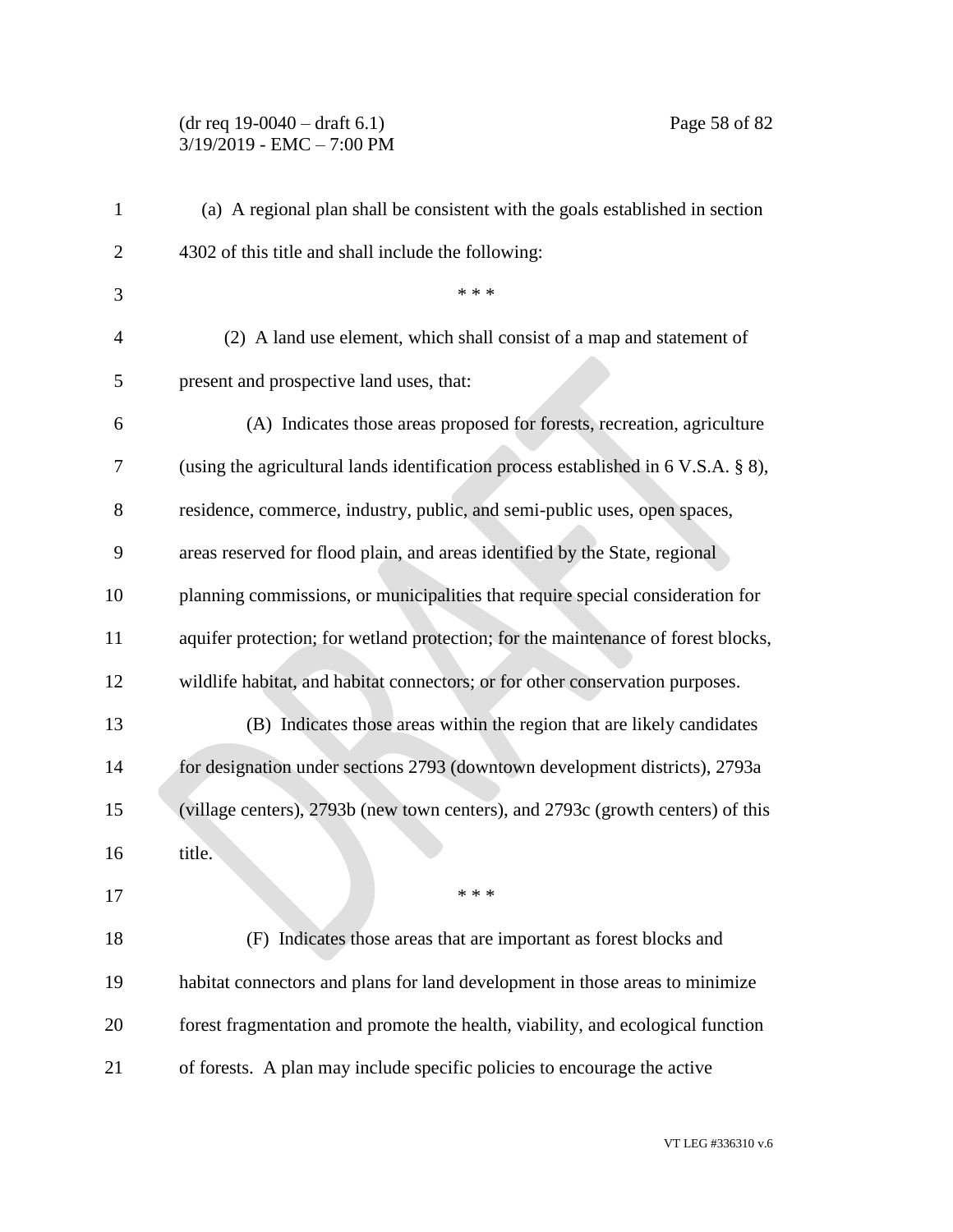(a) A regional plan shall be consistent with the goals established in section 4302 of this title and shall include the following:

\* \* \*

(2) A land use element, which shall consist of a map and statement of present and prospective land uses, that:

(A) Indicates those areas proposed for forests, recreation, agriculture (using the agricultural lands identification process established in 6 V.S.A. § 8), residence, commerce, industry, public, and semi-public uses, open spaces, areas reserved for flood plain, and areas identified by the State, regional planning commissions, or municipalities that require special consideration for aquifer protection; for wetland protection; for the maintenance of forest blocks, wildlife habitat, and habitat connectors; or for other conservation purposes.

(B) Indicates those areas within the region that are likely candidates for designation under sections 2793 (downtown development districts), 2793a (village centers), 2793b (new town centers), and 2793c (growth centers) of this title.

\* \* \*

(F) Indicates those areas that are important as forest blocks and habitat connectors and plans for land development in those areas to minimize forest fragmentation and promote the health, viability, and ecological function of forests. A plan may include specific policies to encourage the active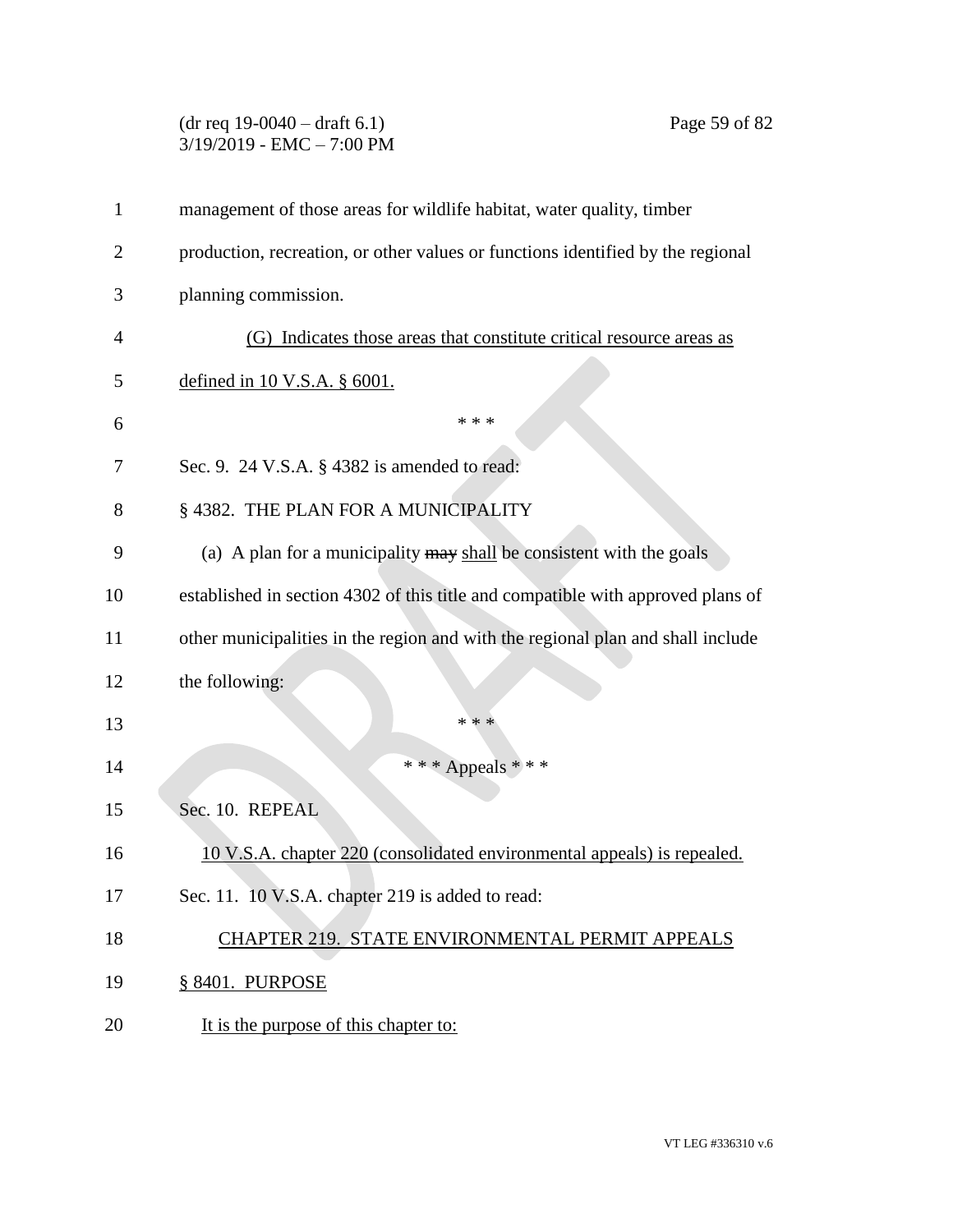management of those areas for wildlife habitat, water quality, timber production, recreation, or other values or functions identified by the regional planning commission.

(G) Indicates those areas that constitute critical resource areas as defined in 10 V.S.A. § 6001.

\* \* \*

Sec. 9. 24 V.S.A. § 4382 is amended to read:

§ 4382. THE PLAN FOR A MUNICIPALITY

(a) A plan for a municipality ~~may~~ shall be consistent with the goals established in section 4302 of this title and compatible with approved plans of other municipalities in the region and with the regional plan and shall include the following:

\* \* \*

\* \* \* Appeals \* \* \*

Sec. 10. REPEAL

10 V.S.A. chapter 220 (consolidated environmental appeals) is repealed.

Sec. 11. 10 V.S.A. chapter 219 is added to read:

CHAPTER 219. STATE ENVIRONMENTAL PERMIT APPEALS

§ 8401. PURPOSE

It is the purpose of this chapter to: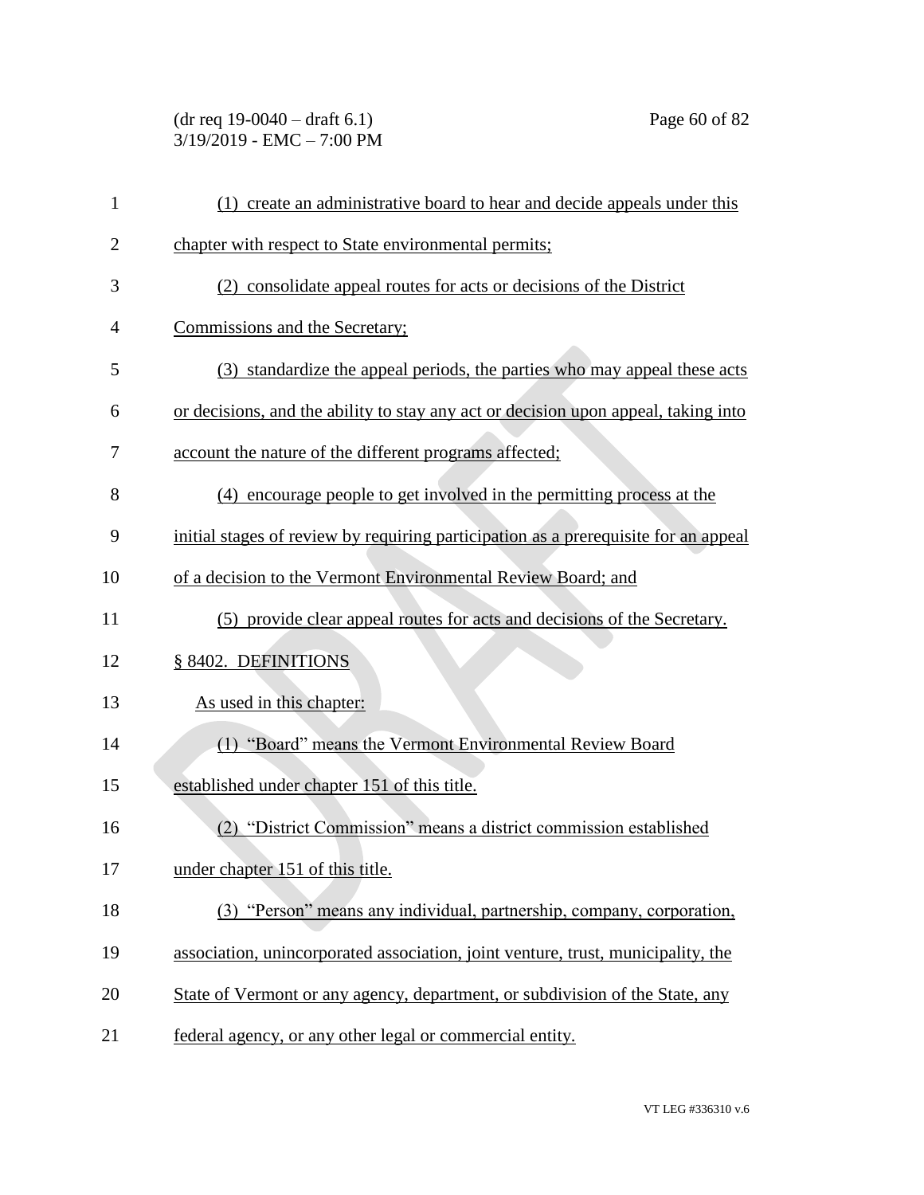(1) create an administrative board to hear and decide appeals under this chapter with respect to State environmental permits;

(2) consolidate appeal routes for acts or decisions of the District Commissions and the Secretary;

(3) standardize the appeal periods, the parties who may appeal these acts or decisions, and the ability to stay any act or decision upon appeal, taking into account the nature of the different programs affected;

(4) encourage people to get involved in the permitting process at the initial stages of review by requiring participation as a prerequisite for an appeal of a decision to the Vermont Environmental Review Board; and

(5) provide clear appeal routes for acts and decisions of the Secretary.

§ 8402. DEFINITIONS

As used in this chapter:

(1) "Board" means the Vermont Environmental Review Board established under chapter 151 of this title.

(2) "District Commission" means a district commission established under chapter 151 of this title.

(3) "Person" means any individual, partnership, company, corporation, association, unincorporated association, joint venture, trust, municipality, the State of Vermont or any agency, department, or subdivision of the State, any federal agency, or any other legal or commercial entity.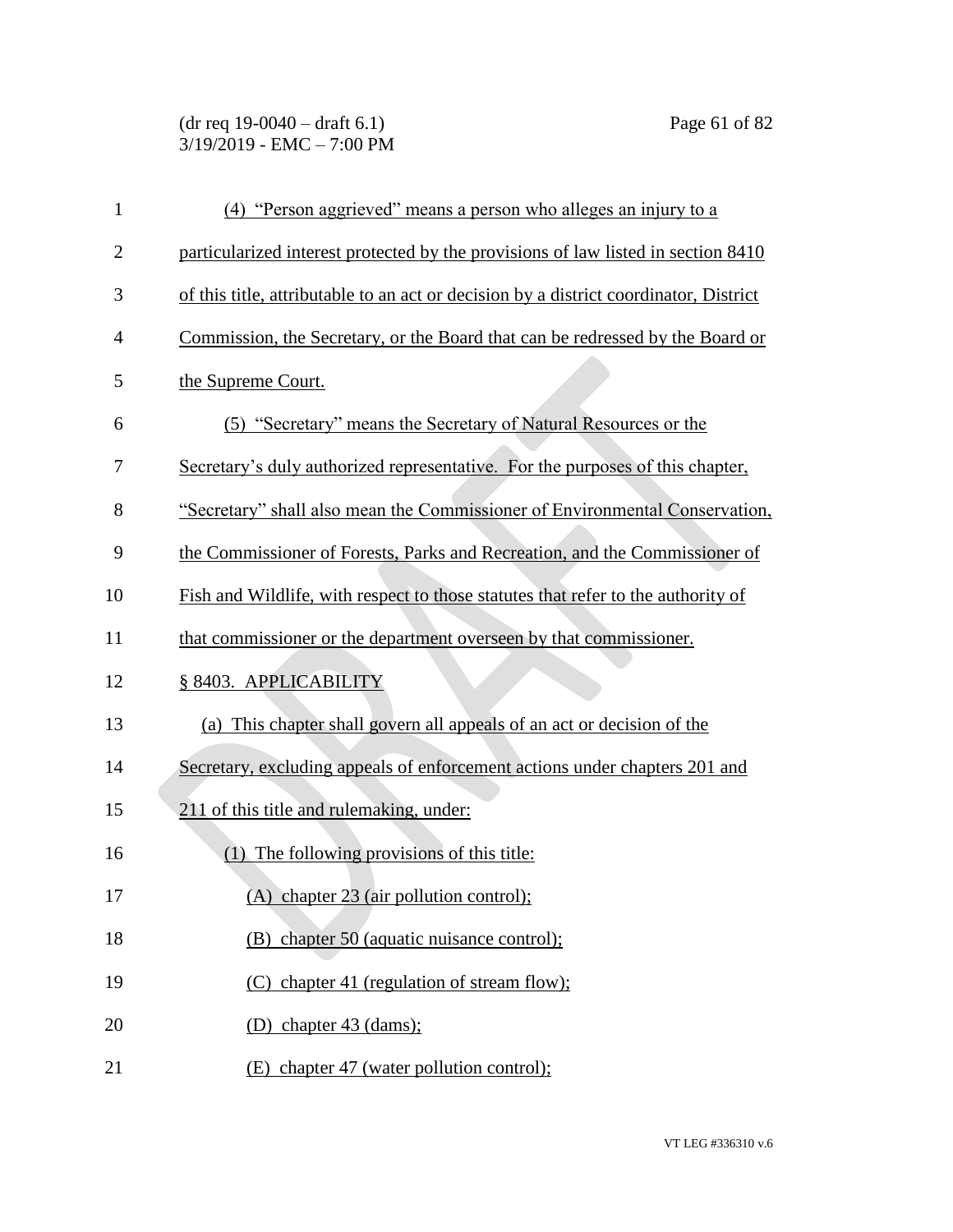(4) "Person aggrieved" means a person who alleges an injury to a particularized interest protected by the provisions of law listed in section 8410 of this title, attributable to an act or decision by a district coordinator, District Commission, the Secretary, or the Board that can be redressed by the Board or the Supreme Court.

(5) "Secretary" means the Secretary of Natural Resources or the Secretary's duly authorized representative. For the purposes of this chapter, "Secretary" shall also mean the Commissioner of Environmental Conservation, the Commissioner of Forests, Parks and Recreation, and the Commissioner of Fish and Wildlife, with respect to those statutes that refer to the authority of that commissioner or the department overseen by that commissioner.

§ 8403. APPLICABILITY

(a) This chapter shall govern all appeals of an act or decision of the Secretary, excluding appeals of enforcement actions under chapters 201 and 211 of this title and rulemaking, under:

(1) The following provisions of this title:

(A) chapter 23 (air pollution control);

(B) chapter 50 (aquatic nuisance control);

(C) chapter 41 (regulation of stream flow);

(D) chapter 43 (dams);

(E) chapter 47 (water pollution control);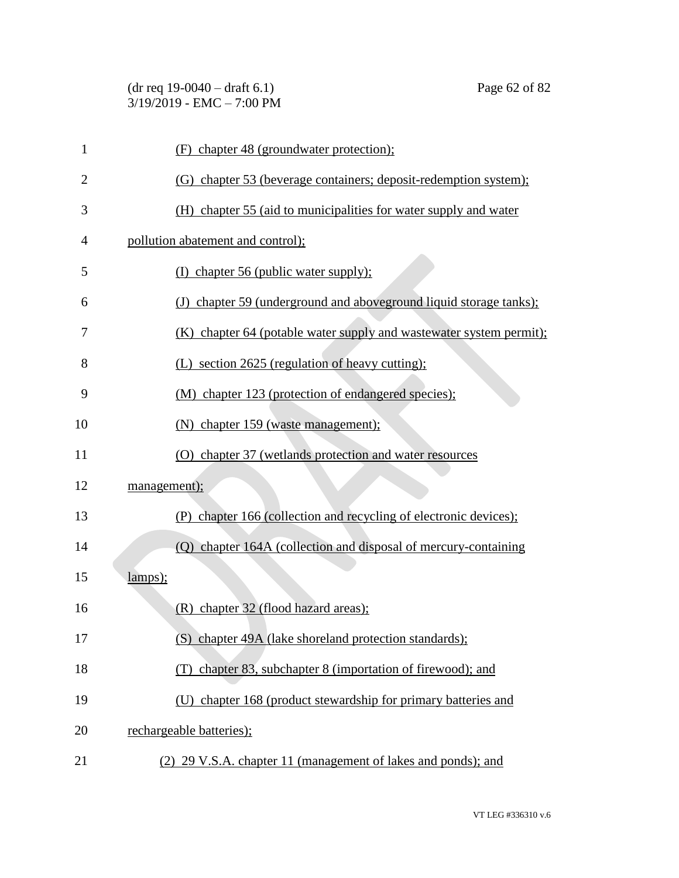(F) chapter 48 (groundwater protection);

(G) chapter 53 (beverage containers; deposit-redemption system);

(H) chapter 55 (aid to municipalities for water supply and water pollution abatement and control);

(I) chapter 56 (public water supply);

(J) chapter 59 (underground and aboveground liquid storage tanks);

(K) chapter 64 (potable water supply and wastewater system permit);

(L) section 2625 (regulation of heavy cutting);

(M) chapter 123 (protection of endangered species);

(N) chapter 159 (waste management);

(O) chapter 37 (wetlands protection and water resources management);

(P) chapter 166 (collection and recycling of electronic devices);

(Q) chapter 164A (collection and disposal of mercury-containing lamps);

(R) chapter 32 (flood hazard areas);

(S) chapter 49A (lake shoreland protection standards);

(T) chapter 83, subchapter 8 (importation of firewood); and

(U) chapter 168 (product stewardship for primary batteries and rechargeable batteries);

(2) 29 V.S.A. chapter 11 (management of lakes and ponds); and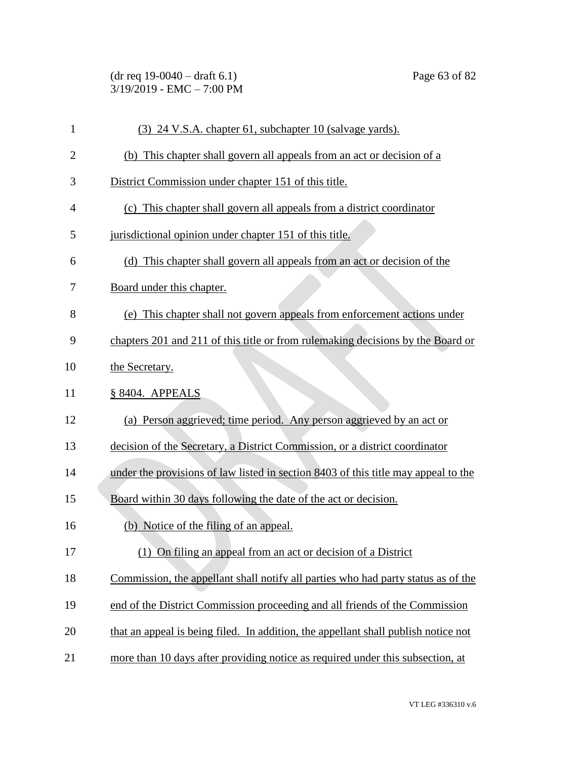(3) 24 V.S.A. chapter 61, subchapter 10 (salvage yards).

(b) This chapter shall govern all appeals from an act or decision of a District Commission under chapter 151 of this title.

(c) This chapter shall govern all appeals from a district coordinator jurisdictional opinion under chapter 151 of this title.

(d) This chapter shall govern all appeals from an act or decision of the Board under this chapter.

(e) This chapter shall not govern appeals from enforcement actions under chapters 201 and 211 of this title or from rulemaking decisions by the Board or the Secretary.

§ 8404. APPEALS

(a) Person aggrieved; time period. Any person aggrieved by an act or decision of the Secretary, a District Commission, or a district coordinator under the provisions of law listed in section 8403 of this title may appeal to the Board within 30 days following the date of the act or decision.

(b) Notice of the filing of an appeal.

(1) On filing an appeal from an act or decision of a District Commission, the appellant shall notify all parties who had party status as of the end of the District Commission proceeding and all friends of the Commission that an appeal is being filed. In addition, the appellant shall publish notice not more than 10 days after providing notice as required under this subsection, at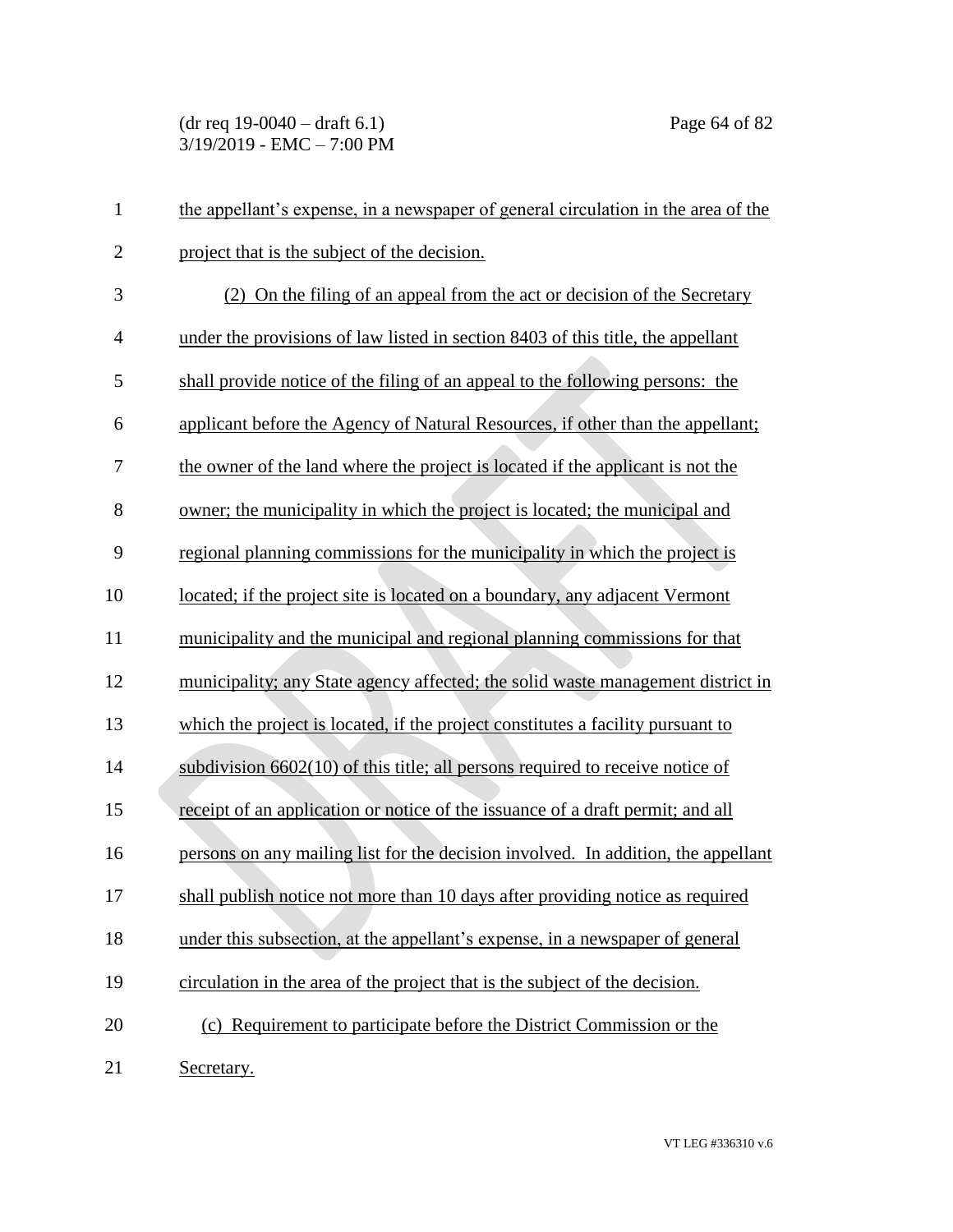the appellant's expense, in a newspaper of general circulation in the area of the project that is the subject of the decision.

(2) On the filing of an appeal from the act or decision of the Secretary under the provisions of law listed in section 8403 of this title, the appellant shall provide notice of the filing of an appeal to the following persons: the applicant before the Agency of Natural Resources, if other than the appellant; the owner of the land where the project is located if the applicant is not the owner; the municipality in which the project is located; the municipal and regional planning commissions for the municipality in which the project is located; if the project site is located on a boundary, any adjacent Vermont municipality and the municipal and regional planning commissions for that municipality; any State agency affected; the solid waste management district in which the project is located, if the project constitutes a facility pursuant to subdivision 6602(10) of this title; all persons required to receive notice of receipt of an application or notice of the issuance of a draft permit; and all persons on any mailing list for the decision involved. In addition, the appellant shall publish notice not more than 10 days after providing notice as required under this subsection, at the appellant's expense, in a newspaper of general circulation in the area of the project that is the subject of the decision.

(c) Requirement to participate before the District Commission or the Secretary.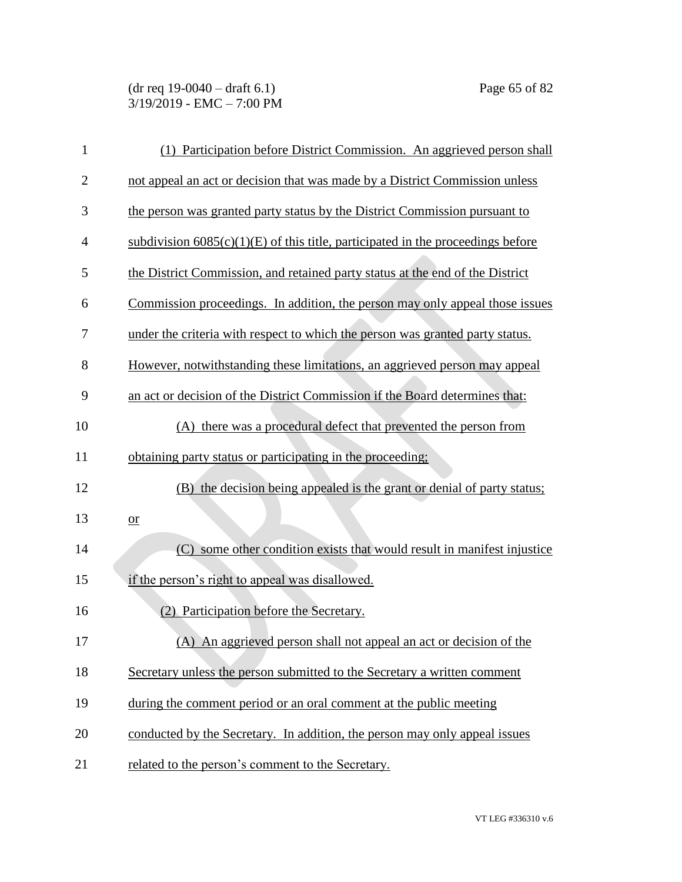(1) Participation before District Commission. An aggrieved person shall not appeal an act or decision that was made by a District Commission unless the person was granted party status by the District Commission pursuant to subdivision 6085(c)(1)(E) of this title, participated in the proceedings before the District Commission, and retained party status at the end of the District Commission proceedings. In addition, the person may only appeal those issues under the criteria with respect to which the person was granted party status. However, notwithstanding these limitations, an aggrieved person may appeal an act or decision of the District Commission if the Board determines that:

(A) there was a procedural defect that prevented the person from obtaining party status or participating in the proceeding;

(B) the decision being appealed is the grant or denial of party status; or

(C) some other condition exists that would result in manifest injustice if the person's right to appeal was disallowed.

(2) Participation before the Secretary.

(A) An aggrieved person shall not appeal an act or decision of the Secretary unless the person submitted to the Secretary a written comment during the comment period or an oral comment at the public meeting conducted by the Secretary. In addition, the person may only appeal issues related to the person's comment to the Secretary.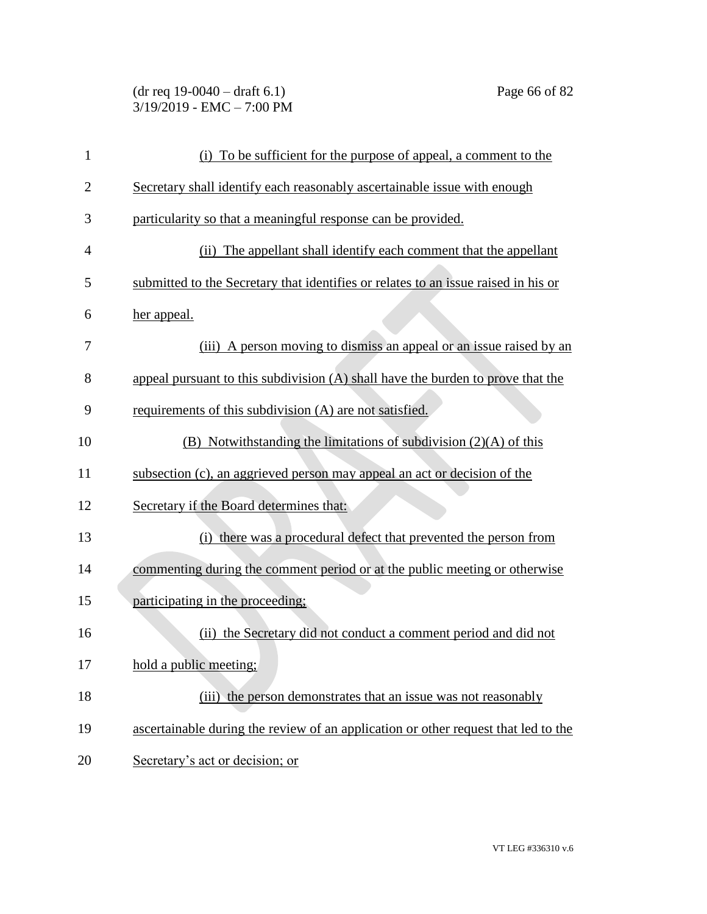(i) To be sufficient for the purpose of appeal, a comment to the Secretary shall identify each reasonably ascertainable issue with enough particularity so that a meaningful response can be provided.

(ii) The appellant shall identify each comment that the appellant submitted to the Secretary that identifies or relates to an issue raised in his or her appeal.

(iii) A person moving to dismiss an appeal or an issue raised by an appeal pursuant to this subdivision (A) shall have the burden to prove that the requirements of this subdivision (A) are not satisfied.

(B) Notwithstanding the limitations of subdivision (2)(A) of this subsection (c), an aggrieved person may appeal an act or decision of the Secretary if the Board determines that:

(i) there was a procedural defect that prevented the person from commenting during the comment period or at the public meeting or otherwise participating in the proceeding;

(ii) the Secretary did not conduct a comment period and did not hold a public meeting;

(iii) the person demonstrates that an issue was not reasonably ascertainable during the review of an application or other request that led to the Secretary's act or decision; or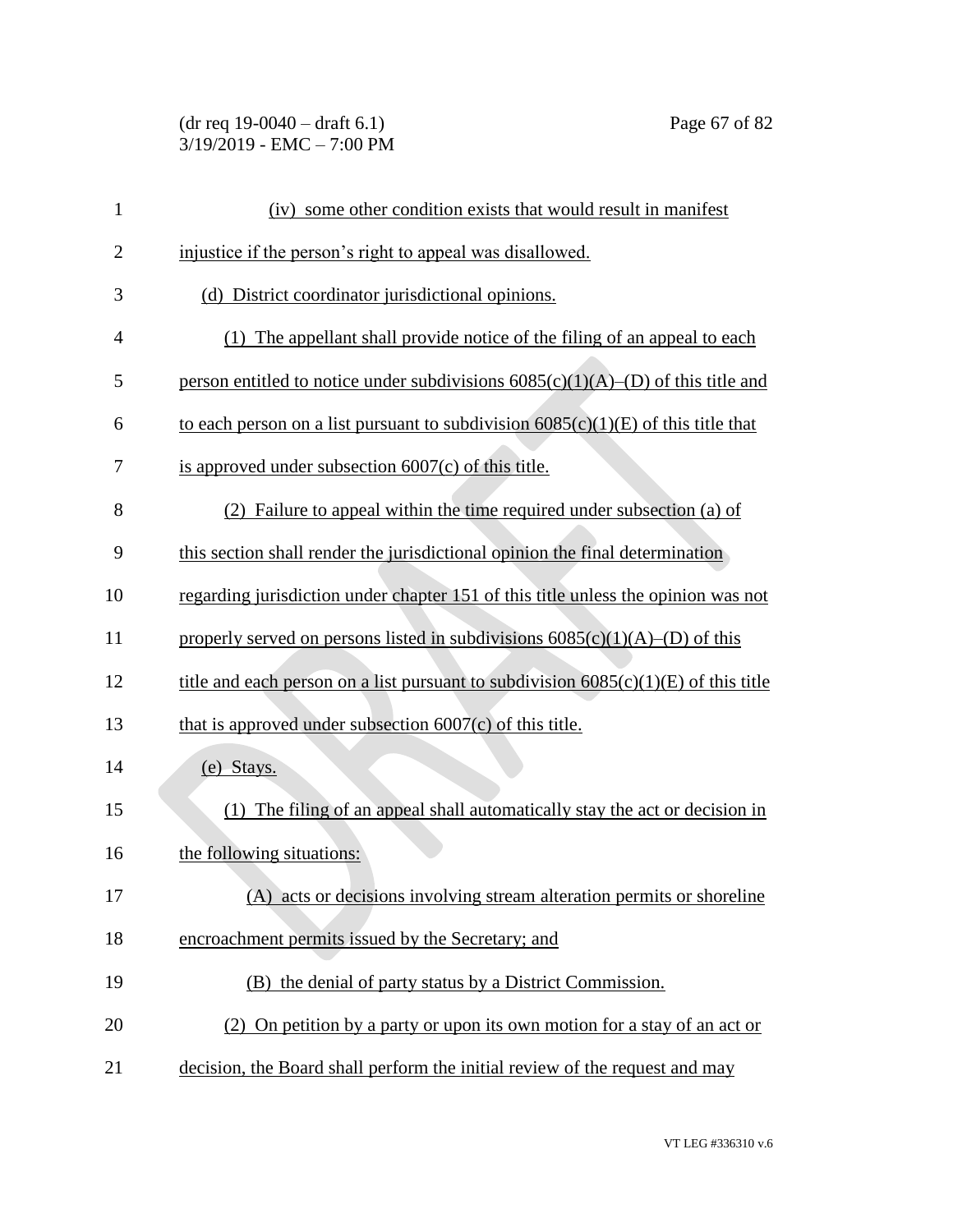(iv) some other condition exists that would result in manifest injustice if the person's right to appeal was disallowed.

(d) District coordinator jurisdictional opinions.

(1) The appellant shall provide notice of the filing of an appeal to each person entitled to notice under subdivisions 6085(c)(1)(A)–(D) of this title and to each person on a list pursuant to subdivision 6085(c)(1)(E) of this title that is approved under subsection 6007(c) of this title.

(2) Failure to appeal within the time required under subsection (a) of this section shall render the jurisdictional opinion the final determination regarding jurisdiction under chapter 151 of this title unless the opinion was not properly served on persons listed in subdivisions 6085(c)(1)(A)–(D) of this title and each person on a list pursuant to subdivision 6085(c)(1)(E) of this title that is approved under subsection 6007(c) of this title.

(e) Stays.

(1) The filing of an appeal shall automatically stay the act or decision in the following situations:

(A) acts or decisions involving stream alteration permits or shoreline encroachment permits issued by the Secretary; and

(B) the denial of party status by a District Commission.

(2) On petition by a party or upon its own motion for a stay of an act or decision, the Board shall perform the initial review of the request and may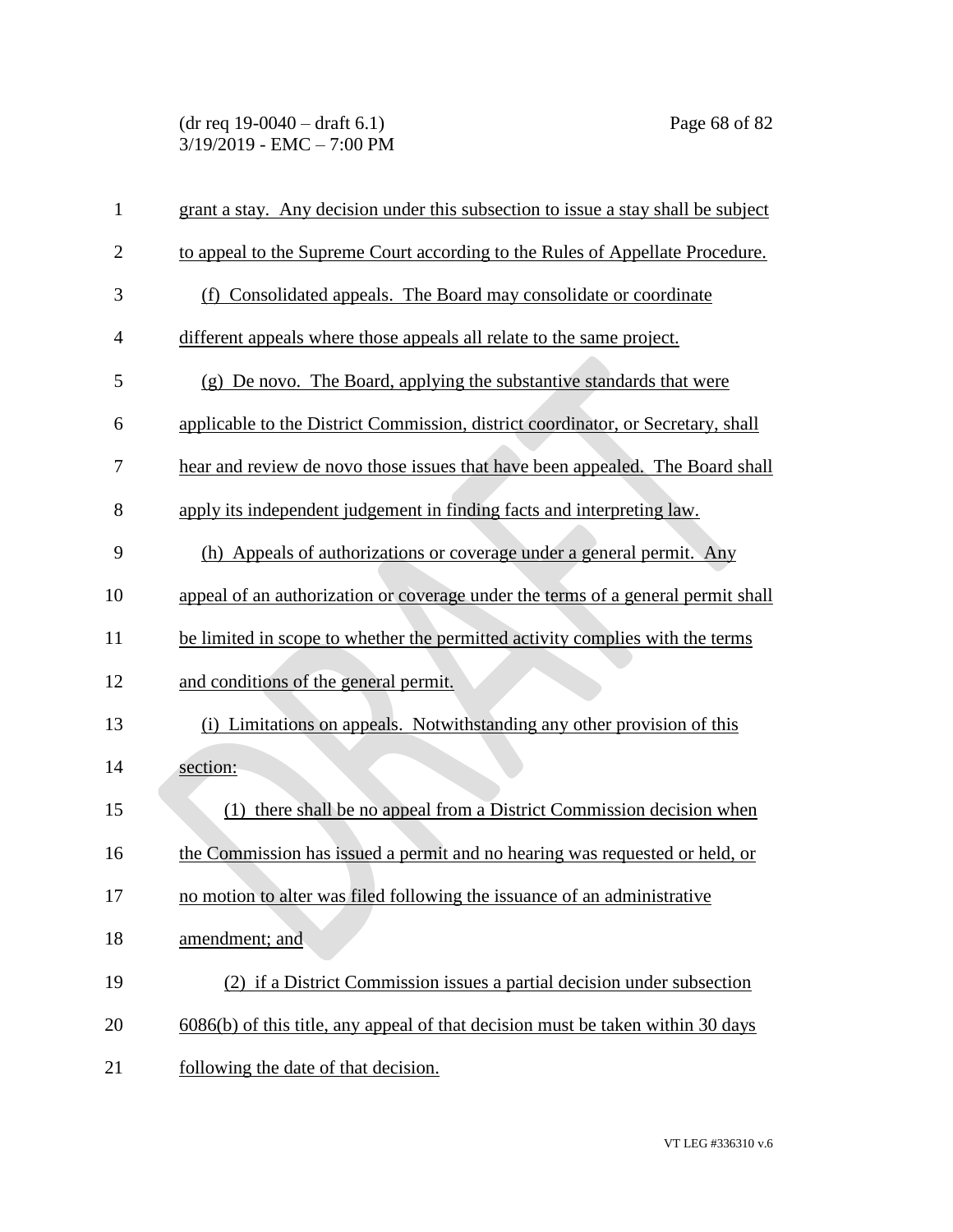grant a stay. Any decision under this subsection to issue a stay shall be subject to appeal to the Supreme Court according to the Rules of Appellate Procedure.

(f) Consolidated appeals. The Board may consolidate or coordinate different appeals where those appeals all relate to the same project.

(g) De novo. The Board, applying the substantive standards that were applicable to the District Commission, district coordinator, or Secretary, shall hear and review de novo those issues that have been appealed. The Board shall apply its independent judgement in finding facts and interpreting law.

(h) Appeals of authorizations or coverage under a general permit. Any appeal of an authorization or coverage under the terms of a general permit shall be limited in scope to whether the permitted activity complies with the terms and conditions of the general permit.

(i) Limitations on appeals. Notwithstanding any other provision of this section:

(1) there shall be no appeal from a District Commission decision when the Commission has issued a permit and no hearing was requested or held, or no motion to alter was filed following the issuance of an administrative amendment; and

(2) if a District Commission issues a partial decision under subsection 6086(b) of this title, any appeal of that decision must be taken within 30 days following the date of that decision.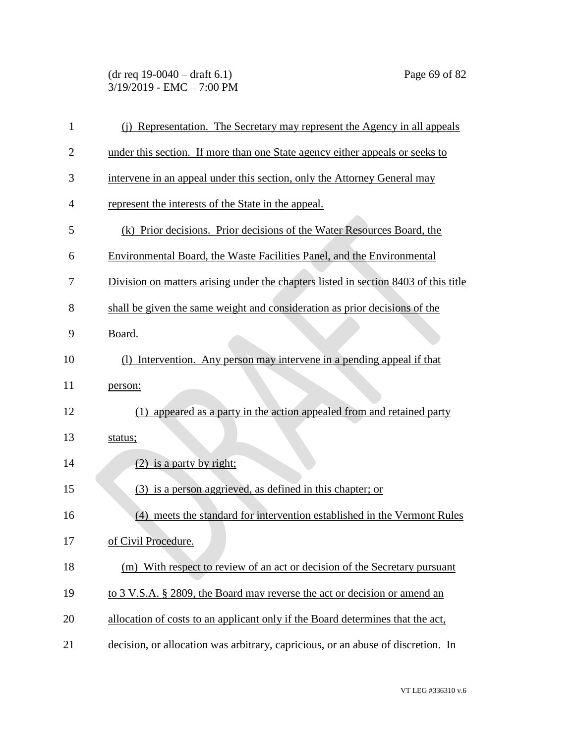(j) Representation. The Secretary may represent the Agency in all appeals under this section. If more than one State agency either appeals or seeks to intervene in an appeal under this section, only the Attorney General may represent the interests of the State in the appeal.

(k) Prior decisions. Prior decisions of the Water Resources Board, the Environmental Board, the Waste Facilities Panel, and the Environmental Division on matters arising under the chapters listed in section 8403 of this title shall be given the same weight and consideration as prior decisions of the Board.

(l) Intervention. Any person may intervene in a pending appeal if that person:

(1) appeared as a party in the action appealed from and retained party status;

(2) is a party by right;

(3) is a person aggrieved, as defined in this chapter; or

(4) meets the standard for intervention established in the Vermont Rules of Civil Procedure.

(m) With respect to review of an act or decision of the Secretary pursuant to 3 V.S.A. § 2809, the Board may reverse the act or decision or amend an allocation of costs to an applicant only if the Board determines that the act, decision, or allocation was arbitrary, capricious, or an abuse of discretion. In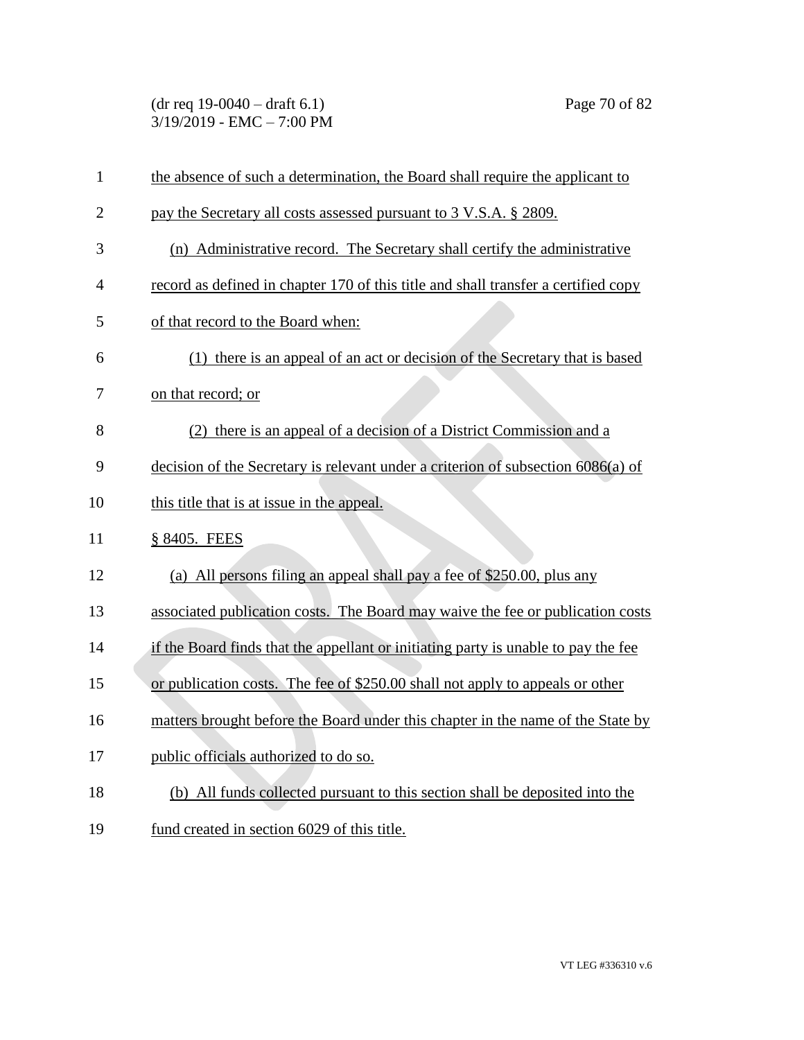the absence of such a determination, the Board shall require the applicant to pay the Secretary all costs assessed pursuant to 3 V.S.A. § 2809.

(n) Administrative record. The Secretary shall certify the administrative record as defined in chapter 170 of this title and shall transfer a certified copy of that record to the Board when:

(1) there is an appeal of an act or decision of the Secretary that is based on that record; or

(2) there is an appeal of a decision of a District Commission and a decision of the Secretary is relevant under a criterion of subsection 6086(a) of this title that is at issue in the appeal.

§ 8405. FEES

(a) All persons filing an appeal shall pay a fee of $250.00, plus any associated publication costs. The Board may waive the fee or publication costs if the Board finds that the appellant or initiating party is unable to pay the fee or publication costs. The fee of $250.00 shall not apply to appeals or other matters brought before the Board under this chapter in the name of the State by public officials authorized to do so.

(b) All funds collected pursuant to this section shall be deposited into the fund created in section 6029 of this title.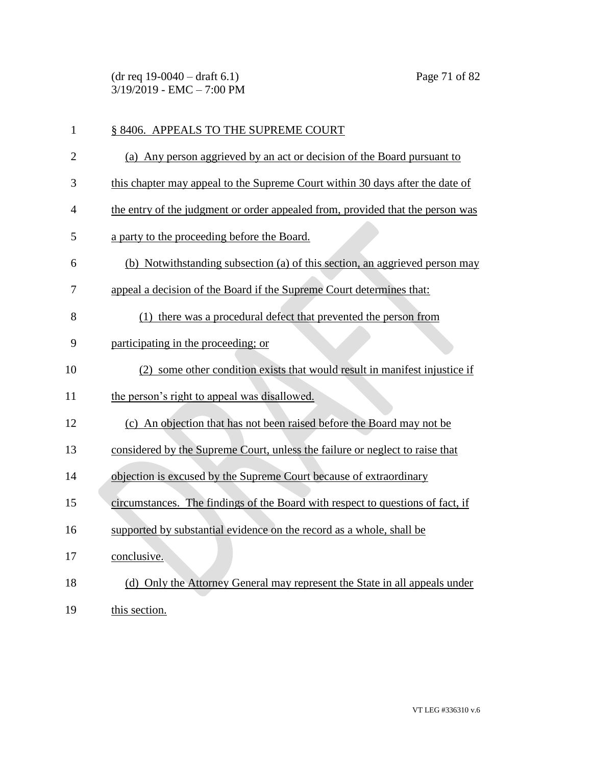§ 8406. APPEALS TO THE SUPREME COURT

(a) Any person aggrieved by an act or decision of the Board pursuant to this chapter may appeal to the Supreme Court within 30 days after the date of the entry of the judgment or order appealed from, provided that the person was a party to the proceeding before the Board.

(b) Notwithstanding subsection (a) of this section, an aggrieved person may appeal a decision of the Board if the Supreme Court determines that:

(1) there was a procedural defect that prevented the person from participating in the proceeding; or

(2) some other condition exists that would result in manifest injustice if the person's right to appeal was disallowed.

(c) An objection that has not been raised before the Board may not be considered by the Supreme Court, unless the failure or neglect to raise that objection is excused by the Supreme Court because of extraordinary circumstances. The findings of the Board with respect to questions of fact, if supported by substantial evidence on the record as a whole, shall be conclusive.

(d) Only the Attorney General may represent the State in all appeals under this section.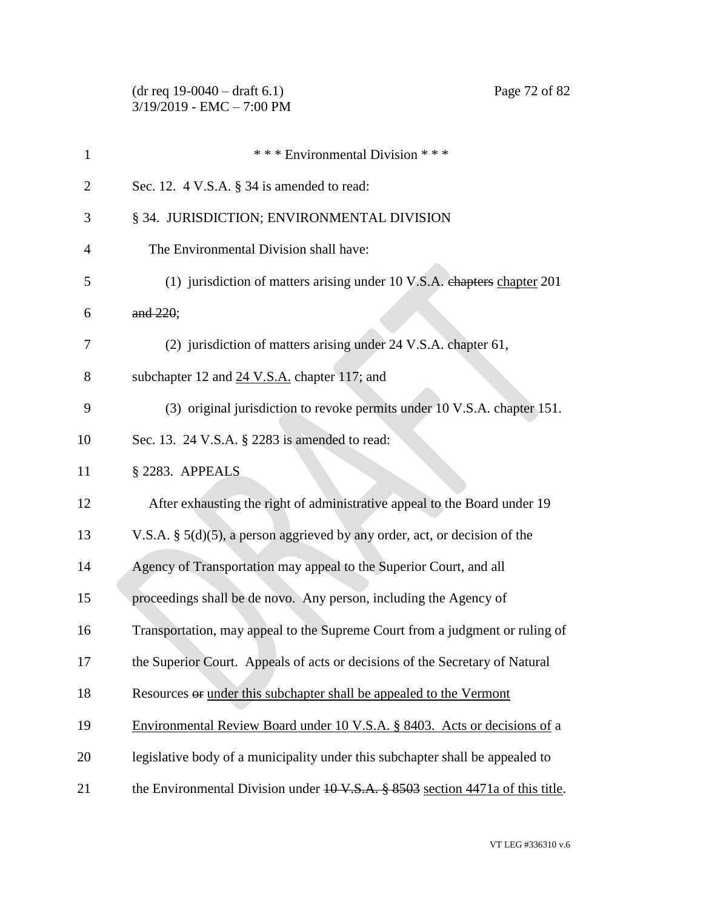\* \* \* Environmental Division \* \* \*

Sec. 12. 4 V.S.A. § 34 is amended to read:

§ 34. JURISDICTION; ENVIRONMENTAL DIVISION

The Environmental Division shall have:

(1) jurisdiction of matters arising under 10 V.S.A. ~~chapters~~ <u>chapter</u> 201 ~~and 220~~;

(2) jurisdiction of matters arising under 24 V.S.A. chapter 61, subchapter 12 and <u>24 V.S.A.</u> chapter 117; and

(3) original jurisdiction to revoke permits under 10 V.S.A. chapter 151.

Sec. 13. 24 V.S.A. § 2283 is amended to read:

§ 2283. APPEALS

After exhausting the right of administrative appeal to the Board under 19 V.S.A. § 5(d)(5), a person aggrieved by any order, act, or decision of the Agency of Transportation may appeal to the Superior Court, and all proceedings shall be de novo. Any person, including the Agency of Transportation, may appeal to the Supreme Court from a judgment or ruling of the Superior Court. Appeals of acts or decisions of the Secretary of Natural Resources ~~or~~ <u>under this subchapter shall be appealed to the Vermont Environmental Review Board under 10 V.S.A. § 8403. Acts or decisions of</u> a legislative body of a municipality under this subchapter shall be appealed to the Environmental Division under ~~10 V.S.A. § 8503~~ <u>section 4471a of this title</u>.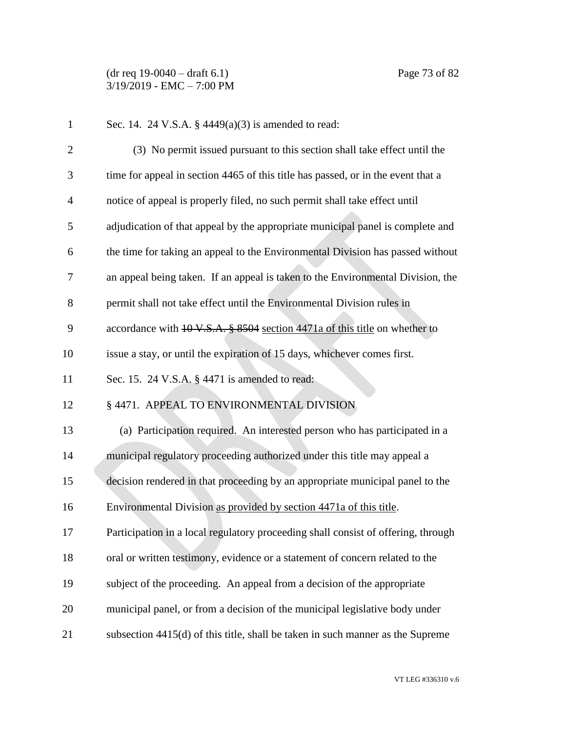Sec. 14. 24 V.S.A. § 4449(a)(3) is amended to read:

(3) No permit issued pursuant to this section shall take effect until the time for appeal in section 4465 of this title has passed, or in the event that a notice of appeal is properly filed, no such permit shall take effect until adjudication of that appeal by the appropriate municipal panel is complete and the time for taking an appeal to the Environmental Division has passed without an appeal being taken. If an appeal is taken to the Environmental Division, the permit shall not take effect until the Environmental Division rules in accordance with ~~10 V.S.A. § 8504~~ <u>section 4471a of this title</u> on whether to issue a stay, or until the expiration of 15 days, whichever comes first.

Sec. 15. 24 V.S.A. § 4471 is amended to read:

§ 4471. APPEAL TO ENVIRONMENTAL DIVISION

(a) Participation required. An interested person who has participated in a municipal regulatory proceeding authorized under this title may appeal a decision rendered in that proceeding by an appropriate municipal panel to the Environmental Division <u>as provided by section 4471a of this title</u>. Participation in a local regulatory proceeding shall consist of offering, through oral or written testimony, evidence or a statement of concern related to the subject of the proceeding. An appeal from a decision of the appropriate municipal panel, or from a decision of the municipal legislative body under subsection 4415(d) of this title, shall be taken in such manner as the Supreme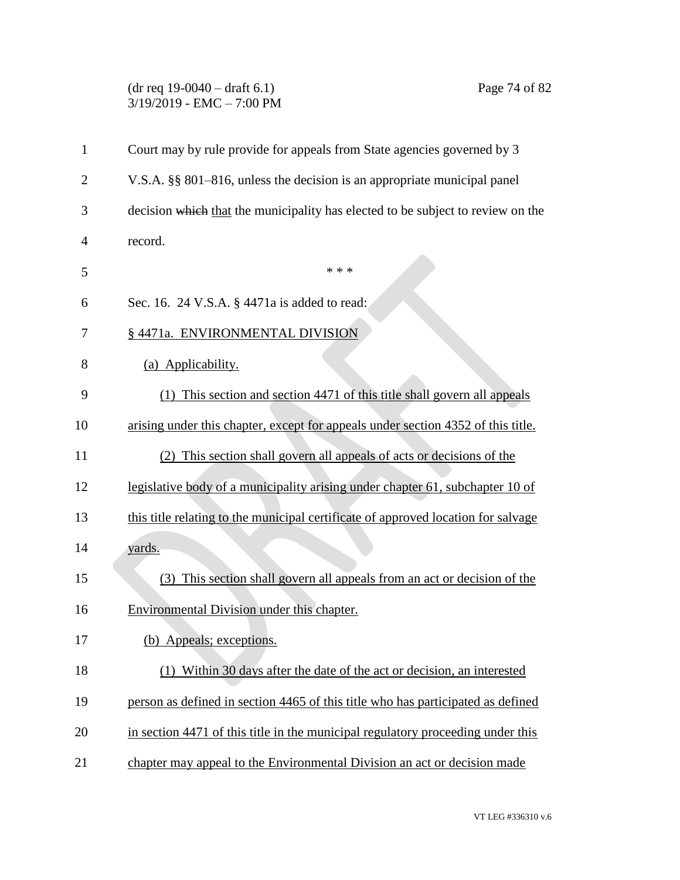Court may by rule provide for appeals from State agencies governed by 3 V.S.A. §§ 801–816, unless the decision is an appropriate municipal panel decision ~~which~~ that the municipality has elected to be subject to review on the record.

\* \* \*

Sec. 16. 24 V.S.A. § 4471a is added to read:

§ 4471a. ENVIRONMENTAL DIVISION

(a) Applicability.

(1) This section and section 4471 of this title shall govern all appeals arising under this chapter, except for appeals under section 4352 of this title.

(2) This section shall govern all appeals of acts or decisions of the legislative body of a municipality arising under chapter 61, subchapter 10 of this title relating to the municipal certificate of approved location for salvage yards.

(3) This section shall govern all appeals from an act or decision of the Environmental Division under this chapter.

(b) Appeals; exceptions.

(1) Within 30 days after the date of the act or decision, an interested person as defined in section 4465 of this title who has participated as defined in section 4471 of this title in the municipal regulatory proceeding under this chapter may appeal to the Environmental Division an act or decision made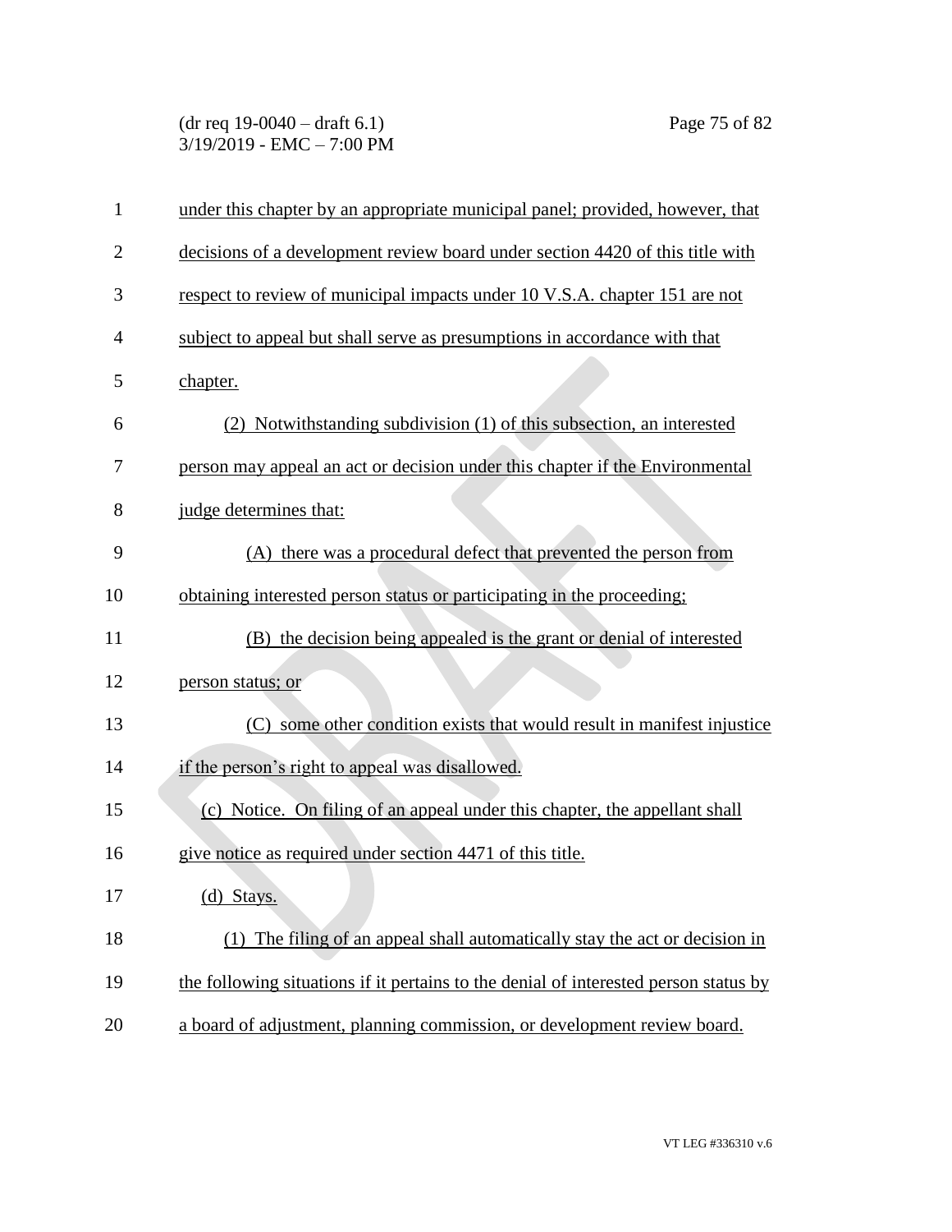under this chapter by an appropriate municipal panel; provided, however, that decisions of a development review board under section 4420 of this title with respect to review of municipal impacts under 10 V.S.A. chapter 151 are not subject to appeal but shall serve as presumptions in accordance with that chapter.

(2) Notwithstanding subdivision (1) of this subsection, an interested person may appeal an act or decision under this chapter if the Environmental judge determines that:

(A) there was a procedural defect that prevented the person from obtaining interested person status or participating in the proceeding;

(B) the decision being appealed is the grant or denial of interested person status; or

(C) some other condition exists that would result in manifest injustice if the person's right to appeal was disallowed.

(c) Notice. On filing of an appeal under this chapter, the appellant shall give notice as required under section 4471 of this title.

(d) Stays.

(1) The filing of an appeal shall automatically stay the act or decision in the following situations if it pertains to the denial of interested person status by a board of adjustment, planning commission, or development review board.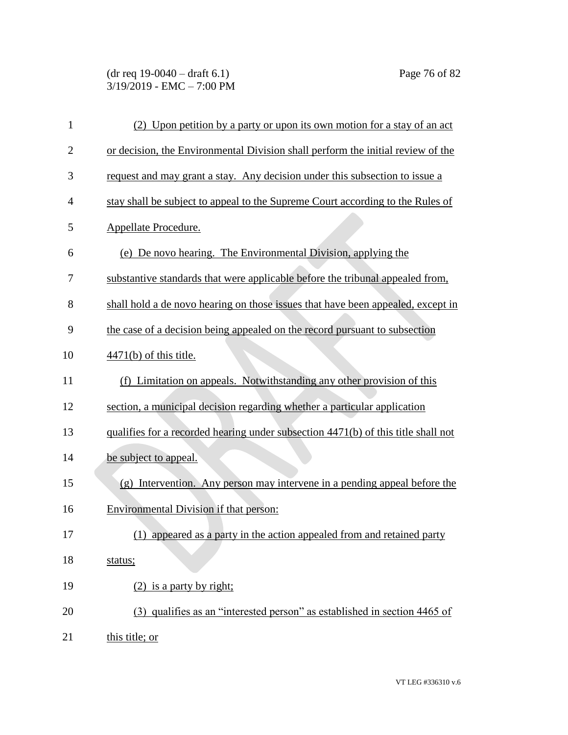(2) Upon petition by a party or upon its own motion for a stay of an act or decision, the Environmental Division shall perform the initial review of the request and may grant a stay. Any decision under this subsection to issue a stay shall be subject to appeal to the Supreme Court according to the Rules of Appellate Procedure.

(e) De novo hearing. The Environmental Division, applying the substantive standards that were applicable before the tribunal appealed from, shall hold a de novo hearing on those issues that have been appealed, except in the case of a decision being appealed on the record pursuant to subsection 4471(b) of this title.

(f) Limitation on appeals. Notwithstanding any other provision of this section, a municipal decision regarding whether a particular application qualifies for a recorded hearing under subsection 4471(b) of this title shall not be subject to appeal.

(g) Intervention. Any person may intervene in a pending appeal before the Environmental Division if that person:

(1) appeared as a party in the action appealed from and retained party status;

(2) is a party by right;

(3) qualifies as an "interested person" as established in section 4465 of this title; or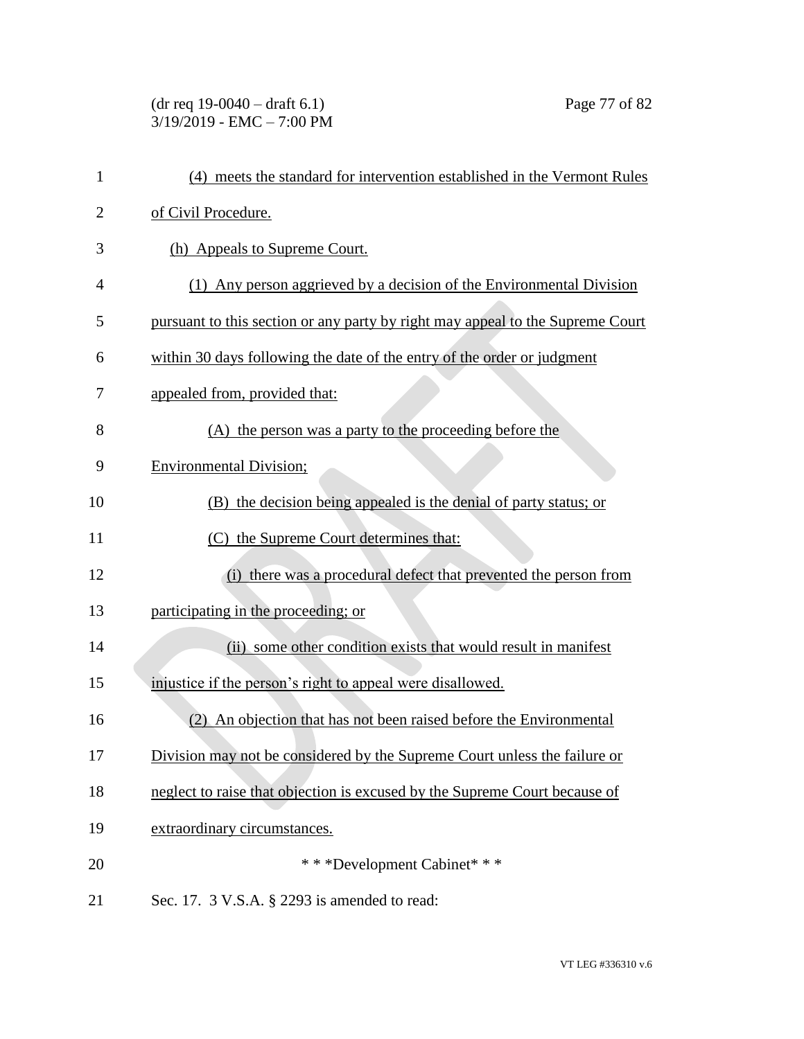(4) meets the standard for intervention established in the Vermont Rules of Civil Procedure.

(h) Appeals to Supreme Court.

(1) Any person aggrieved by a decision of the Environmental Division pursuant to this section or any party by right may appeal to the Supreme Court within 30 days following the date of the entry of the order or judgment appealed from, provided that:

(A) the person was a party to the proceeding before the Environmental Division;

(B) the decision being appealed is the denial of party status; or

(C) the Supreme Court determines that:

(i) there was a procedural defect that prevented the person from participating in the proceeding; or

(ii) some other condition exists that would result in manifest injustice if the person's right to appeal were disallowed.

(2) An objection that has not been raised before the Environmental Division may not be considered by the Supreme Court unless the failure or neglect to raise that objection is excused by the Supreme Court because of extraordinary circumstances.

\* \* \*Development Cabinet\* \* \*

Sec. 17. 3 V.S.A. § 2293 is amended to read: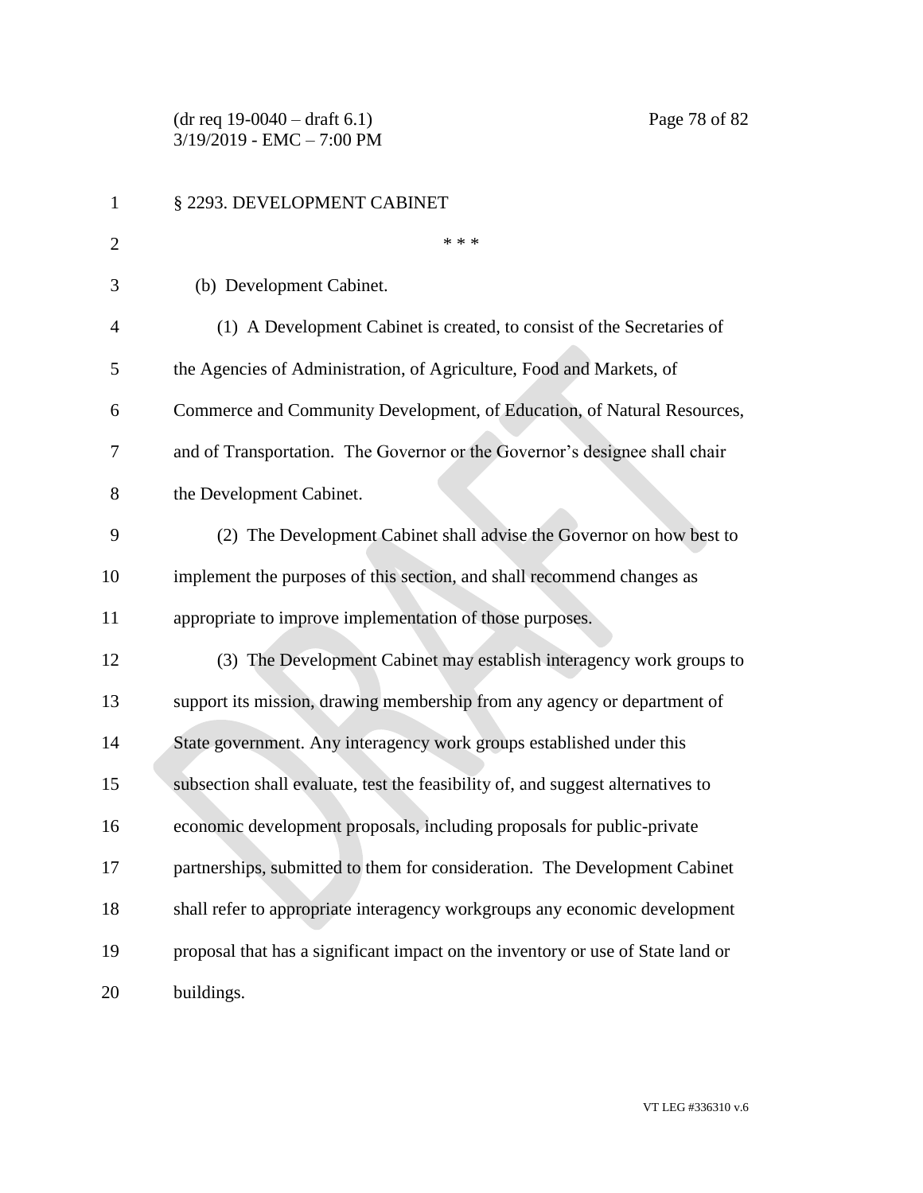§ 2293. DEVELOPMENT CABINET

* * *

(b) Development Cabinet.

(1) A Development Cabinet is created, to consist of the Secretaries of the Agencies of Administration, of Agriculture, Food and Markets, of Commerce and Community Development, of Education, of Natural Resources, and of Transportation. The Governor or the Governor's designee shall chair the Development Cabinet.

(2) The Development Cabinet shall advise the Governor on how best to implement the purposes of this section, and shall recommend changes as appropriate to improve implementation of those purposes.

(3) The Development Cabinet may establish interagency work groups to support its mission, drawing membership from any agency or department of State government. Any interagency work groups established under this subsection shall evaluate, test the feasibility of, and suggest alternatives to economic development proposals, including proposals for public-private partnerships, submitted to them for consideration. The Development Cabinet shall refer to appropriate interagency workgroups any economic development proposal that has a significant impact on the inventory or use of State land or buildings.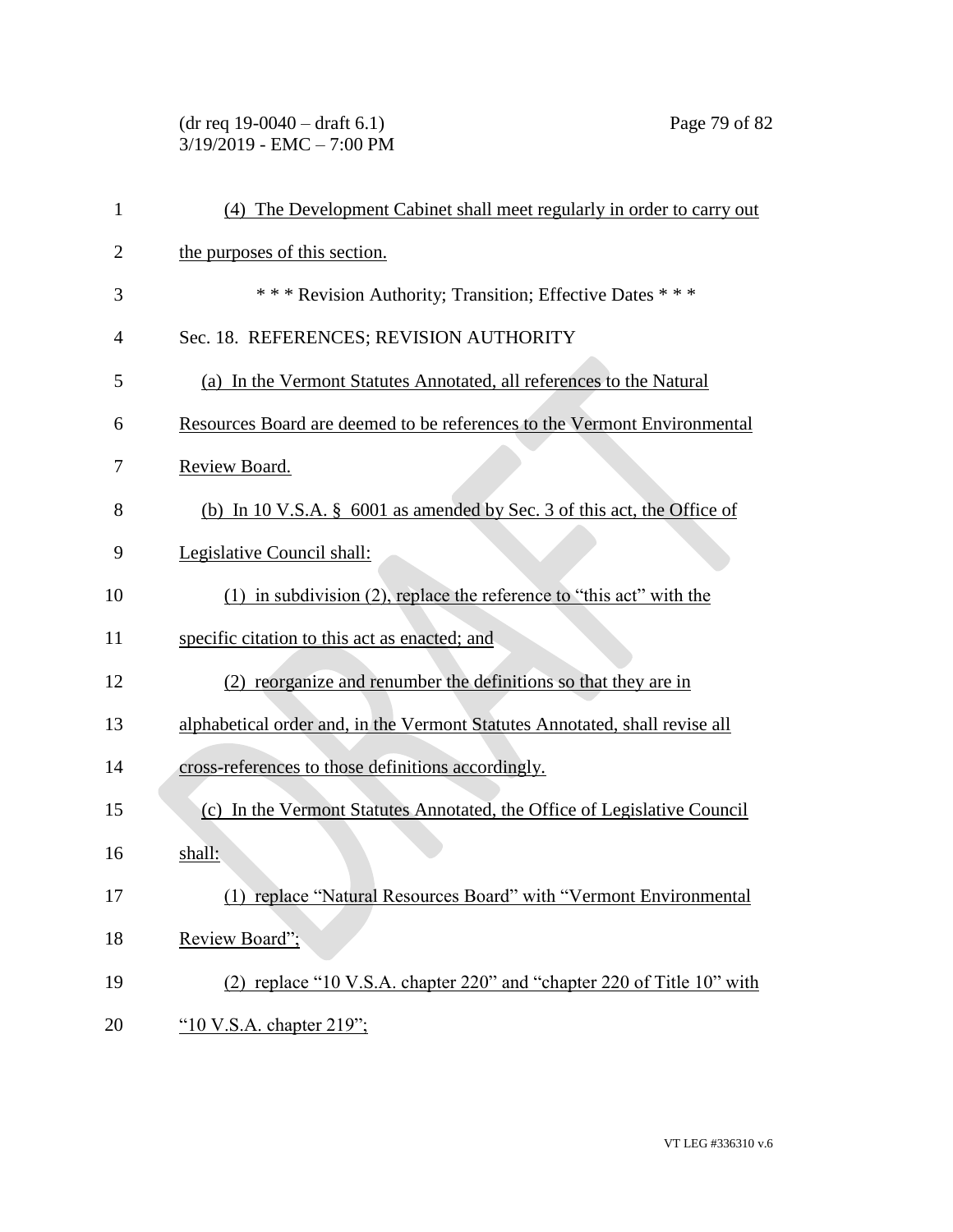(4) The Development Cabinet shall meet regularly in order to carry out the purposes of this section.

\* \* \* Revision Authority; Transition; Effective Dates \* \* \*

Sec. 18. REFERENCES; REVISION AUTHORITY

(a) In the Vermont Statutes Annotated, all references to the Natural Resources Board are deemed to be references to the Vermont Environmental Review Board.

(b) In 10 V.S.A. § 6001 as amended by Sec. 3 of this act, the Office of Legislative Council shall:

(1) in subdivision (2), replace the reference to "this act" with the specific citation to this act as enacted; and

(2) reorganize and renumber the definitions so that they are in alphabetical order and, in the Vermont Statutes Annotated, shall revise all cross-references to those definitions accordingly.

(c) In the Vermont Statutes Annotated, the Office of Legislative Council shall:

(1) replace "Natural Resources Board" with "Vermont Environmental Review Board";

(2) replace "10 V.S.A. chapter 220" and "chapter 220 of Title 10" with "10 V.S.A. chapter 219";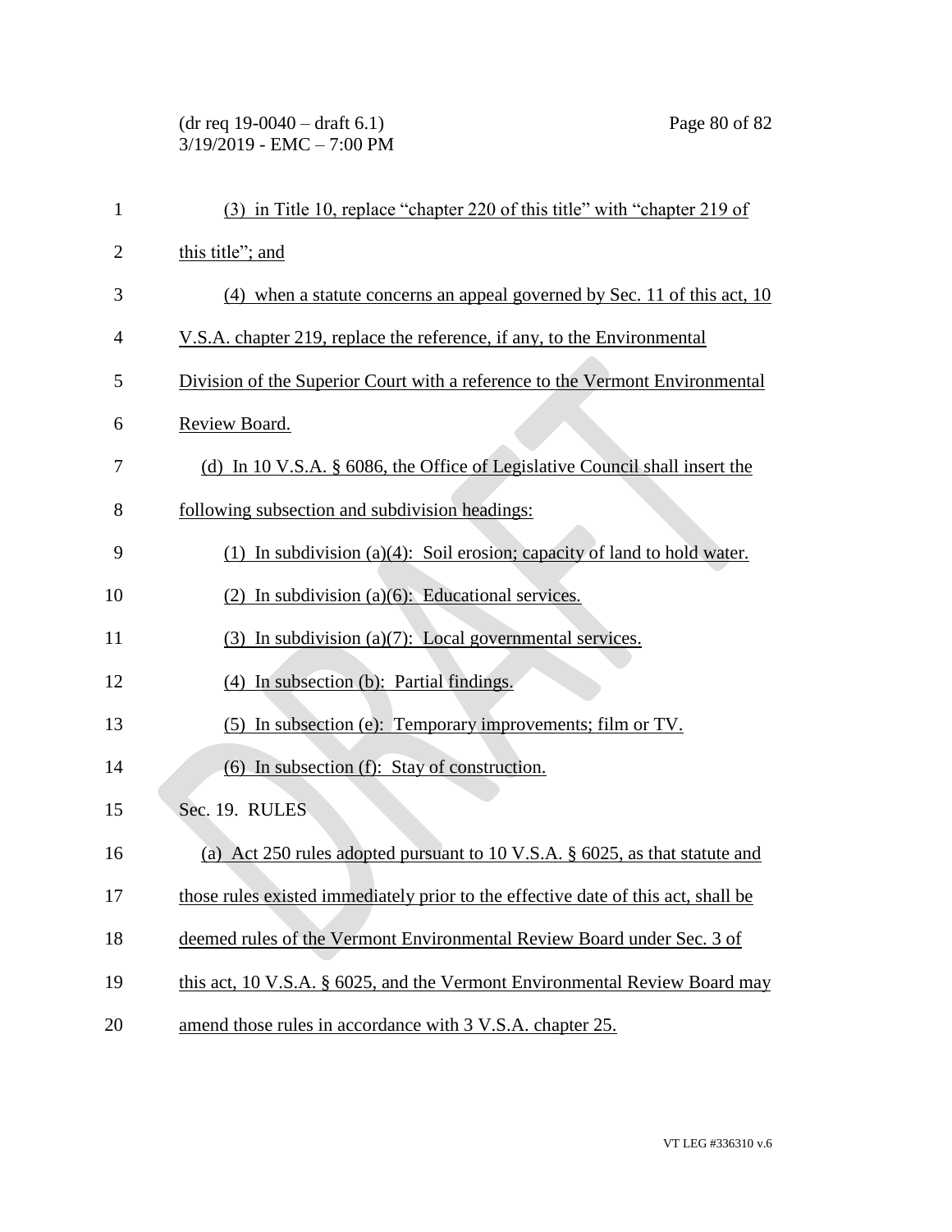(3) in Title 10, replace "chapter 220 of this title" with "chapter 219 of this title"; and

(4) when a statute concerns an appeal governed by Sec. 11 of this act, 10 V.S.A. chapter 219, replace the reference, if any, to the Environmental Division of the Superior Court with a reference to the Vermont Environmental Review Board.

(d) In 10 V.S.A. § 6086, the Office of Legislative Council shall insert the following subsection and subdivision headings:

(1) In subdivision (a)(4): Soil erosion; capacity of land to hold water.

(2) In subdivision (a)(6): Educational services.

(3) In subdivision (a)(7): Local governmental services.

(4) In subsection (b): Partial findings.

(5) In subsection (e): Temporary improvements; film or TV.

(6) In subsection (f): Stay of construction.

Sec. 19. RULES

(a) Act 250 rules adopted pursuant to 10 V.S.A. § 6025, as that statute and those rules existed immediately prior to the effective date of this act, shall be deemed rules of the Vermont Environmental Review Board under Sec. 3 of this act, 10 V.S.A. § 6025, and the Vermont Environmental Review Board may amend those rules in accordance with 3 V.S.A. chapter 25.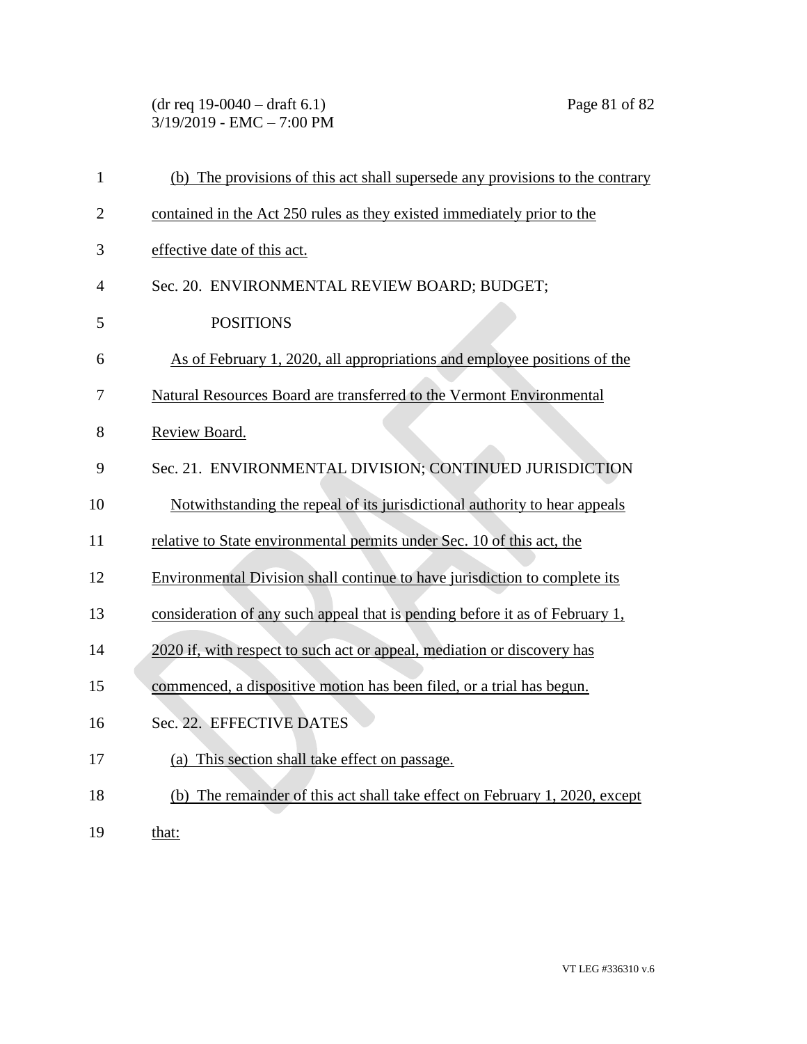(b) The provisions of this act shall supersede any provisions to the contrary contained in the Act 250 rules as they existed immediately prior to the effective date of this act.

Sec. 20. ENVIRONMENTAL REVIEW BOARD; BUDGET; POSITIONS

As of February 1, 2020, all appropriations and employee positions of the Natural Resources Board are transferred to the Vermont Environmental Review Board.

Sec. 21. ENVIRONMENTAL DIVISION; CONTINUED JURISDICTION

Notwithstanding the repeal of its jurisdictional authority to hear appeals relative to State environmental permits under Sec. 10 of this act, the Environmental Division shall continue to have jurisdiction to complete its consideration of any such appeal that is pending before it as of February 1, 2020 if, with respect to such act or appeal, mediation or discovery has commenced, a dispositive motion has been filed, or a trial has begun.

Sec. 22. EFFECTIVE DATES

(a) This section shall take effect on passage.

(b) The remainder of this act shall take effect on February 1, 2020, except that: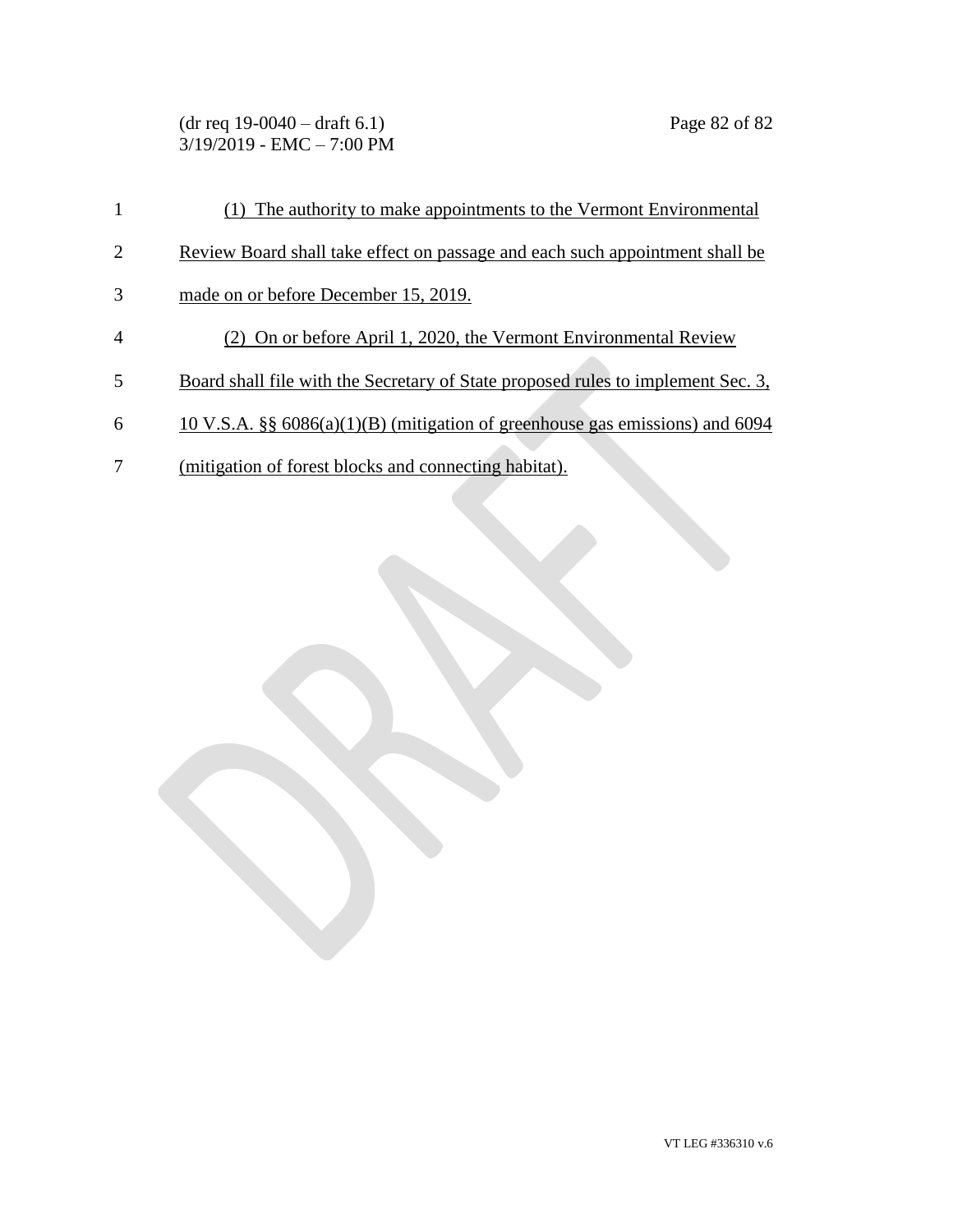(1) The authority to make appointments to the Vermont Environmental Review Board shall take effect on passage and each such appointment shall be made on or before December 15, 2019.

(2) On or before April 1, 2020, the Vermont Environmental Review Board shall file with the Secretary of State proposed rules to implement Sec. 3, 10 V.S.A. §§ 6086(a)(1)(B) (mitigation of greenhouse gas emissions) and 6094 (mitigation of forest blocks and connecting habitat).